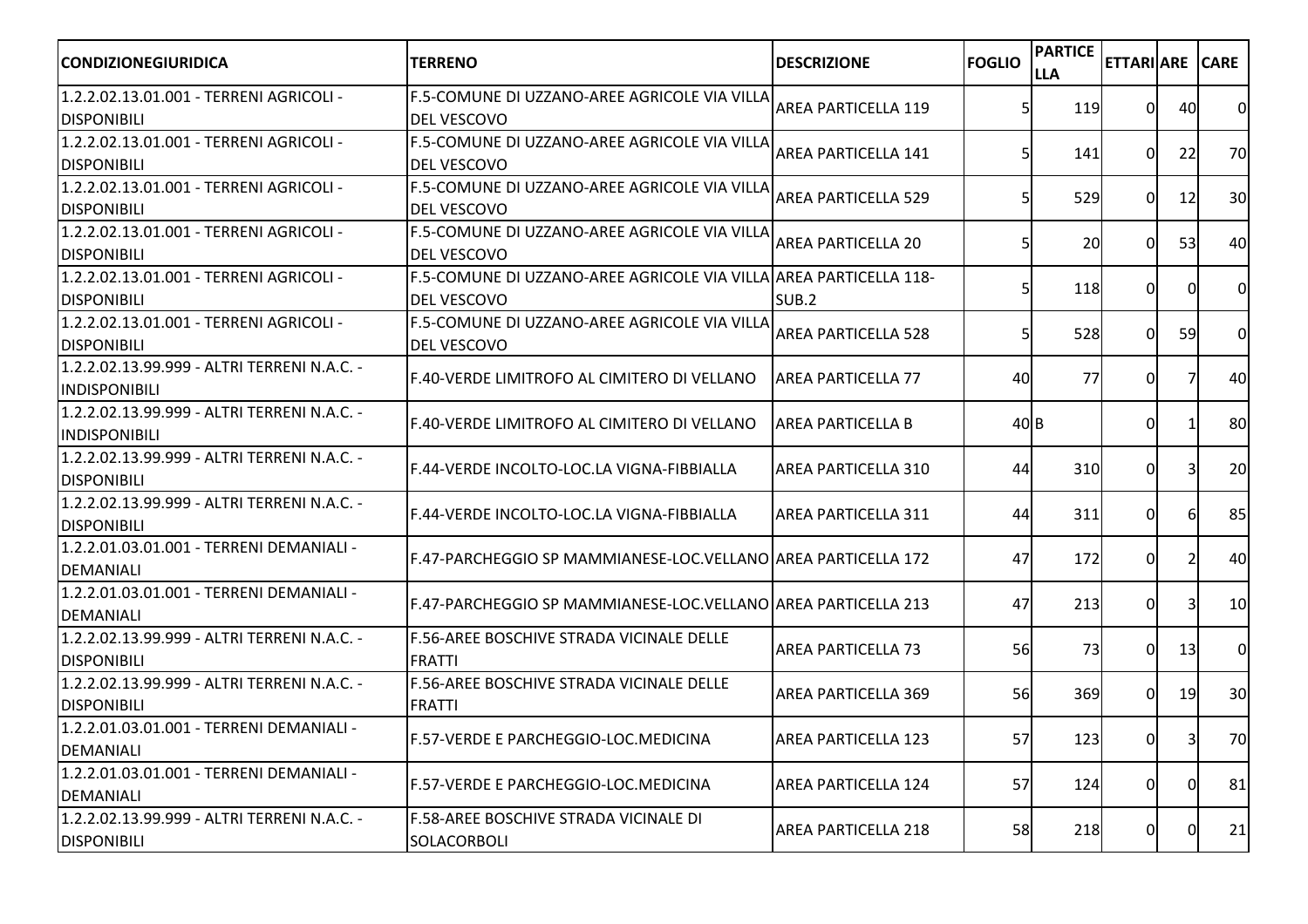| CONDIZIONEGIURIDICA | TERRENO | DESCRIZIONE | FOGLIO | PARTICELLA | ETTARI | ARE | CARE |
|---|---|---|---|---|---|---|---|
| 1.2.2.02.13.01.001 - TERRENI AGRICOLI - DISPONIBILI | F.5-COMUNE DI UZZANO-AREE AGRICOLE VIA VILLA DEL VESCOVO | AREA PARTICELLA 119 | 5 | 119 | 0 | 40 | 0 |
| 1.2.2.02.13.01.001 - TERRENI AGRICOLI - DISPONIBILI | F.5-COMUNE DI UZZANO-AREE AGRICOLE VIA VILLA DEL VESCOVO | AREA PARTICELLA 141 | 5 | 141 | 0 | 22 | 70 |
| 1.2.2.02.13.01.001 - TERRENI AGRICOLI - DISPONIBILI | F.5-COMUNE DI UZZANO-AREE AGRICOLE VIA VILLA DEL VESCOVO | AREA PARTICELLA 529 | 5 | 529 | 0 | 12 | 30 |
| 1.2.2.02.13.01.001 - TERRENI AGRICOLI - DISPONIBILI | F.5-COMUNE DI UZZANO-AREE AGRICOLE VIA VILLA DEL VESCOVO | AREA PARTICELLA 20 | 5 | 20 | 0 | 53 | 40 |
| 1.2.2.02.13.01.001 - TERRENI AGRICOLI - DISPONIBILI | F.5-COMUNE DI UZZANO-AREE AGRICOLE VIA VILLA DEL VESCOVO | AREA PARTICELLA 118-SUB.2 | 5 | 118 | 0 | 0 | 0 |
| 1.2.2.02.13.01.001 - TERRENI AGRICOLI - DISPONIBILI | F.5-COMUNE DI UZZANO-AREE AGRICOLE VIA VILLA DEL VESCOVO | AREA PARTICELLA 528 | 5 | 528 | 0 | 59 | 0 |
| 1.2.2.02.13.99.999 - ALTRI TERRENI N.A.C. - INDISPONIBILI | F.40-VERDE LIMITROFO AL CIMITERO DI VELLANO | AREA PARTICELLA 77 | 40 | 77 | 0 | 7 | 40 |
| 1.2.2.02.13.99.999 - ALTRI TERRENI N.A.C. - INDISPONIBILI | F.40-VERDE LIMITROFO AL CIMITERO DI VELLANO | AREA PARTICELLA B | 40 | B | 0 | 1 | 80 |
| 1.2.2.02.13.99.999 - ALTRI TERRENI N.A.C. - DISPONIBILI | F.44-VERDE INCOLTO-LOC.LA VIGNA-FIBBIALLA | AREA PARTICELLA 310 | 44 | 310 | 0 | 3 | 20 |
| 1.2.2.02.13.99.999 - ALTRI TERRENI N.A.C. - DISPONIBILI | F.44-VERDE INCOLTO-LOC.LA VIGNA-FIBBIALLA | AREA PARTICELLA 311 | 44 | 311 | 0 | 6 | 85 |
| 1.2.2.01.03.01.001 - TERRENI DEMANIALI - DEMANIALI | F.47-PARCHEGGIO SP MAMMIANESE-LOC.VELLANO | AREA PARTICELLA 172 | 47 | 172 | 0 | 2 | 40 |
| 1.2.2.01.03.01.001 - TERRENI DEMANIALI - DEMANIALI | F.47-PARCHEGGIO SP MAMMIANESE-LOC.VELLANO | AREA PARTICELLA 213 | 47 | 213 | 0 | 3 | 10 |
| 1.2.2.02.13.99.999 - ALTRI TERRENI N.A.C. - DISPONIBILI | F.56-AREE BOSCHIVE STRADA VICINALE DELLE FRATTI | AREA PARTICELLA 73 | 56 | 73 | 0 | 13 | 0 |
| 1.2.2.02.13.99.999 - ALTRI TERRENI N.A.C. - DISPONIBILI | F.56-AREE BOSCHIVE STRADA VICINALE DELLE FRATTI | AREA PARTICELLA 369 | 56 | 369 | 0 | 19 | 30 |
| 1.2.2.01.03.01.001 - TERRENI DEMANIALI - DEMANIALI | F.57-VERDE E PARCHEGGIO-LOC.MEDICINA | AREA PARTICELLA 123 | 57 | 123 | 0 | 3 | 70 |
| 1.2.2.01.03.01.001 - TERRENI DEMANIALI - DEMANIALI | F.57-VERDE E PARCHEGGIO-LOC.MEDICINA | AREA PARTICELLA 124 | 57 | 124 | 0 | 0 | 81 |
| 1.2.2.02.13.99.999 - ALTRI TERRENI N.A.C. - DISPONIBILI | F.58-AREE BOSCHIVE STRADA VICINALE DI SOLACORBOLI | AREA PARTICELLA 218 | 58 | 218 | 0 | 0 | 21 |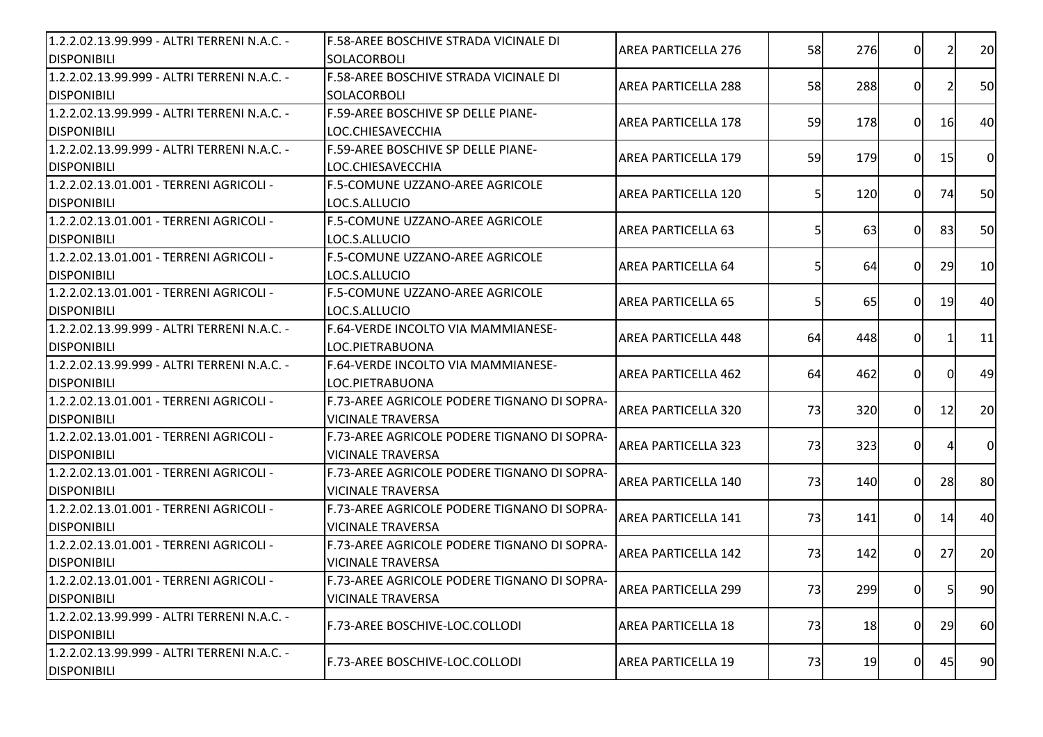| | | | | | | | |
|---|---|---|---|---|---|---|---|
| 1.2.2.02.13.99.999 - ALTRI TERRENI N.A.C. - DISPONIBILI | F.58-AREE BOSCHIVE STRADA VICINALE DI SOLACORBOLI | AREA PARTICELLA 276 | 58 | 276 | 0 | 2 | 20 |
| 1.2.2.02.13.99.999 - ALTRI TERRENI N.A.C. - DISPONIBILI | F.58-AREE BOSCHIVE STRADA VICINALE DI SOLACORBOLI | AREA PARTICELLA 288 | 58 | 288 | 0 | 2 | 50 |
| 1.2.2.02.13.99.999 - ALTRI TERRENI N.A.C. - DISPONIBILI | F.59-AREE BOSCHIVE SP DELLE PIANE-LOC.CHIESAVECCHIA | AREA PARTICELLA 178 | 59 | 178 | 0 | 16 | 40 |
| 1.2.2.02.13.99.999 - ALTRI TERRENI N.A.C. - DISPONIBILI | F.59-AREE BOSCHIVE SP DELLE PIANE-LOC.CHIESAVECCHIA | AREA PARTICELLA 179 | 59 | 179 | 0 | 15 | 0 |
| 1.2.2.02.13.01.001 - TERRENI AGRICOLI - DISPONIBILI | F.5-COMUNE UZZANO-AREE AGRICOLE LOC.S.ALLUCIO | AREA PARTICELLA 120 | 5 | 120 | 0 | 74 | 50 |
| 1.2.2.02.13.01.001 - TERRENI AGRICOLI - DISPONIBILI | F.5-COMUNE UZZANO-AREE AGRICOLE LOC.S.ALLUCIO | AREA PARTICELLA 63 | 5 | 63 | 0 | 83 | 50 |
| 1.2.2.02.13.01.001 - TERRENI AGRICOLI - DISPONIBILI | F.5-COMUNE UZZANO-AREE AGRICOLE LOC.S.ALLUCIO | AREA PARTICELLA 64 | 5 | 64 | 0 | 29 | 10 |
| 1.2.2.02.13.01.001 - TERRENI AGRICOLI - DISPONIBILI | F.5-COMUNE UZZANO-AREE AGRICOLE LOC.S.ALLUCIO | AREA PARTICELLA 65 | 5 | 65 | 0 | 19 | 40 |
| 1.2.2.02.13.99.999 - ALTRI TERRENI N.A.C. - DISPONIBILI | F.64-VERDE INCOLTO VIA MAMMIANESE-LOC.PIETRABUONA | AREA PARTICELLA 448 | 64 | 448 | 0 | 1 | 11 |
| 1.2.2.02.13.99.999 - ALTRI TERRENI N.A.C. - DISPONIBILI | F.64-VERDE INCOLTO VIA MAMMIANESE-LOC.PIETRABUONA | AREA PARTICELLA 462 | 64 | 462 | 0 | 0 | 49 |
| 1.2.2.02.13.01.001 - TERRENI AGRICOLI - DISPONIBILI | F.73-AREE AGRICOLE PODERE TIGNANO DI SOPRA-VICINALE TRAVERSA | AREA PARTICELLA 320 | 73 | 320 | 0 | 12 | 20 |
| 1.2.2.02.13.01.001 - TERRENI AGRICOLI - DISPONIBILI | F.73-AREE AGRICOLE PODERE TIGNANO DI SOPRA-VICINALE TRAVERSA | AREA PARTICELLA 323 | 73 | 323 | 0 | 4 | 0 |
| 1.2.2.02.13.01.001 - TERRENI AGRICOLI - DISPONIBILI | F.73-AREE AGRICOLE PODERE TIGNANO DI SOPRA-VICINALE TRAVERSA | AREA PARTICELLA 140 | 73 | 140 | 0 | 28 | 80 |
| 1.2.2.02.13.01.001 - TERRENI AGRICOLI - DISPONIBILI | F.73-AREE AGRICOLE PODERE TIGNANO DI SOPRA-VICINALE TRAVERSA | AREA PARTICELLA 141 | 73 | 141 | 0 | 14 | 40 |
| 1.2.2.02.13.01.001 - TERRENI AGRICOLI - DISPONIBILI | F.73-AREE AGRICOLE PODERE TIGNANO DI SOPRA-VICINALE TRAVERSA | AREA PARTICELLA 142 | 73 | 142 | 0 | 27 | 20 |
| 1.2.2.02.13.01.001 - TERRENI AGRICOLI - DISPONIBILI | F.73-AREE AGRICOLE PODERE TIGNANO DI SOPRA-VICINALE TRAVERSA | AREA PARTICELLA 299 | 73 | 299 | 0 | 5 | 90 |
| 1.2.2.02.13.99.999 - ALTRI TERRENI N.A.C. - DISPONIBILI | F.73-AREE BOSCHIVE-LOC.COLLODI | AREA PARTICELLA 18 | 73 | 18 | 0 | 29 | 60 |
| 1.2.2.02.13.99.999 - ALTRI TERRENI N.A.C. - DISPONIBILI | F.73-AREE BOSCHIVE-LOC.COLLODI | AREA PARTICELLA 19 | 73 | 19 | 0 | 45 | 90 |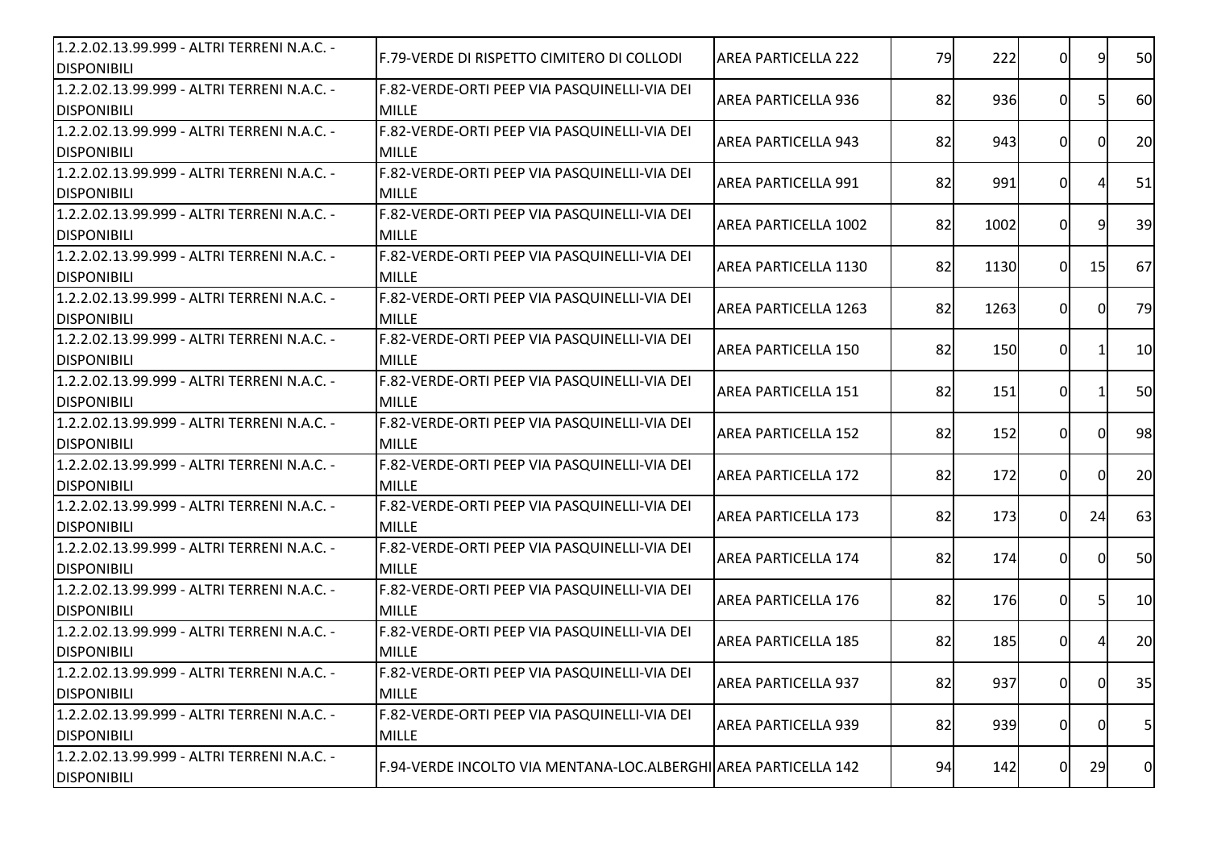| | | | | | | | |
|---|---|---|---|---|---|---|---|
| 1.2.2.02.13.99.999 - ALTRI TERRENI N.A.C. - DISPONIBILI | F.79-VERDE DI RISPETTO CIMITERO DI COLLODI | AREA PARTICELLA 222 | 79 | 222 | 0 | 9 | 50 |
| 1.2.2.02.13.99.999 - ALTRI TERRENI N.A.C. - DISPONIBILI | F.82-VERDE-ORTI PEEP VIA PASQUINELLI-VIA DEI MILLE | AREA PARTICELLA 936 | 82 | 936 | 0 | 5 | 60 |
| 1.2.2.02.13.99.999 - ALTRI TERRENI N.A.C. - DISPONIBILI | F.82-VERDE-ORTI PEEP VIA PASQUINELLI-VIA DEI MILLE | AREA PARTICELLA 943 | 82 | 943 | 0 | 0 | 20 |
| 1.2.2.02.13.99.999 - ALTRI TERRENI N.A.C. - DISPONIBILI | F.82-VERDE-ORTI PEEP VIA PASQUINELLI-VIA DEI MILLE | AREA PARTICELLA 991 | 82 | 991 | 0 | 4 | 51 |
| 1.2.2.02.13.99.999 - ALTRI TERRENI N.A.C. - DISPONIBILI | F.82-VERDE-ORTI PEEP VIA PASQUINELLI-VIA DEI MILLE | AREA PARTICELLA 1002 | 82 | 1002 | 0 | 9 | 39 |
| 1.2.2.02.13.99.999 - ALTRI TERRENI N.A.C. - DISPONIBILI | F.82-VERDE-ORTI PEEP VIA PASQUINELLI-VIA DEI MILLE | AREA PARTICELLA 1130 | 82 | 1130 | 0 | 15 | 67 |
| 1.2.2.02.13.99.999 - ALTRI TERRENI N.A.C. - DISPONIBILI | F.82-VERDE-ORTI PEEP VIA PASQUINELLI-VIA DEI MILLE | AREA PARTICELLA 1263 | 82 | 1263 | 0 | 0 | 79 |
| 1.2.2.02.13.99.999 - ALTRI TERRENI N.A.C. - DISPONIBILI | F.82-VERDE-ORTI PEEP VIA PASQUINELLI-VIA DEI MILLE | AREA PARTICELLA 150 | 82 | 150 | 0 | 1 | 10 |
| 1.2.2.02.13.99.999 - ALTRI TERRENI N.A.C. - DISPONIBILI | F.82-VERDE-ORTI PEEP VIA PASQUINELLI-VIA DEI MILLE | AREA PARTICELLA 151 | 82 | 151 | 0 | 1 | 50 |
| 1.2.2.02.13.99.999 - ALTRI TERRENI N.A.C. - DISPONIBILI | F.82-VERDE-ORTI PEEP VIA PASQUINELLI-VIA DEI MILLE | AREA PARTICELLA 152 | 82 | 152 | 0 | 0 | 98 |
| 1.2.2.02.13.99.999 - ALTRI TERRENI N.A.C. - DISPONIBILI | F.82-VERDE-ORTI PEEP VIA PASQUINELLI-VIA DEI MILLE | AREA PARTICELLA 172 | 82 | 172 | 0 | 0 | 20 |
| 1.2.2.02.13.99.999 - ALTRI TERRENI N.A.C. - DISPONIBILI | F.82-VERDE-ORTI PEEP VIA PASQUINELLI-VIA DEI MILLE | AREA PARTICELLA 173 | 82 | 173 | 0 | 24 | 63 |
| 1.2.2.02.13.99.999 - ALTRI TERRENI N.A.C. - DISPONIBILI | F.82-VERDE-ORTI PEEP VIA PASQUINELLI-VIA DEI MILLE | AREA PARTICELLA 174 | 82 | 174 | 0 | 0 | 50 |
| 1.2.2.02.13.99.999 - ALTRI TERRENI N.A.C. - DISPONIBILI | F.82-VERDE-ORTI PEEP VIA PASQUINELLI-VIA DEI MILLE | AREA PARTICELLA 176 | 82 | 176 | 0 | 5 | 10 |
| 1.2.2.02.13.99.999 - ALTRI TERRENI N.A.C. - DISPONIBILI | F.82-VERDE-ORTI PEEP VIA PASQUINELLI-VIA DEI MILLE | AREA PARTICELLA 185 | 82 | 185 | 0 | 4 | 20 |
| 1.2.2.02.13.99.999 - ALTRI TERRENI N.A.C. - DISPONIBILI | F.82-VERDE-ORTI PEEP VIA PASQUINELLI-VIA DEI MILLE | AREA PARTICELLA 937 | 82 | 937 | 0 | 0 | 35 |
| 1.2.2.02.13.99.999 - ALTRI TERRENI N.A.C. - DISPONIBILI | F.82-VERDE-ORTI PEEP VIA PASQUINELLI-VIA DEI MILLE | AREA PARTICELLA 939 | 82 | 939 | 0 | 0 | 5 |
| 1.2.2.02.13.99.999 - ALTRI TERRENI N.A.C. - DISPONIBILI | F.94-VERDE INCOLTO VIA MENTANA-LOC.ALBERGHI | AREA PARTICELLA 142 | 94 | 142 | 0 | 29 | 0 |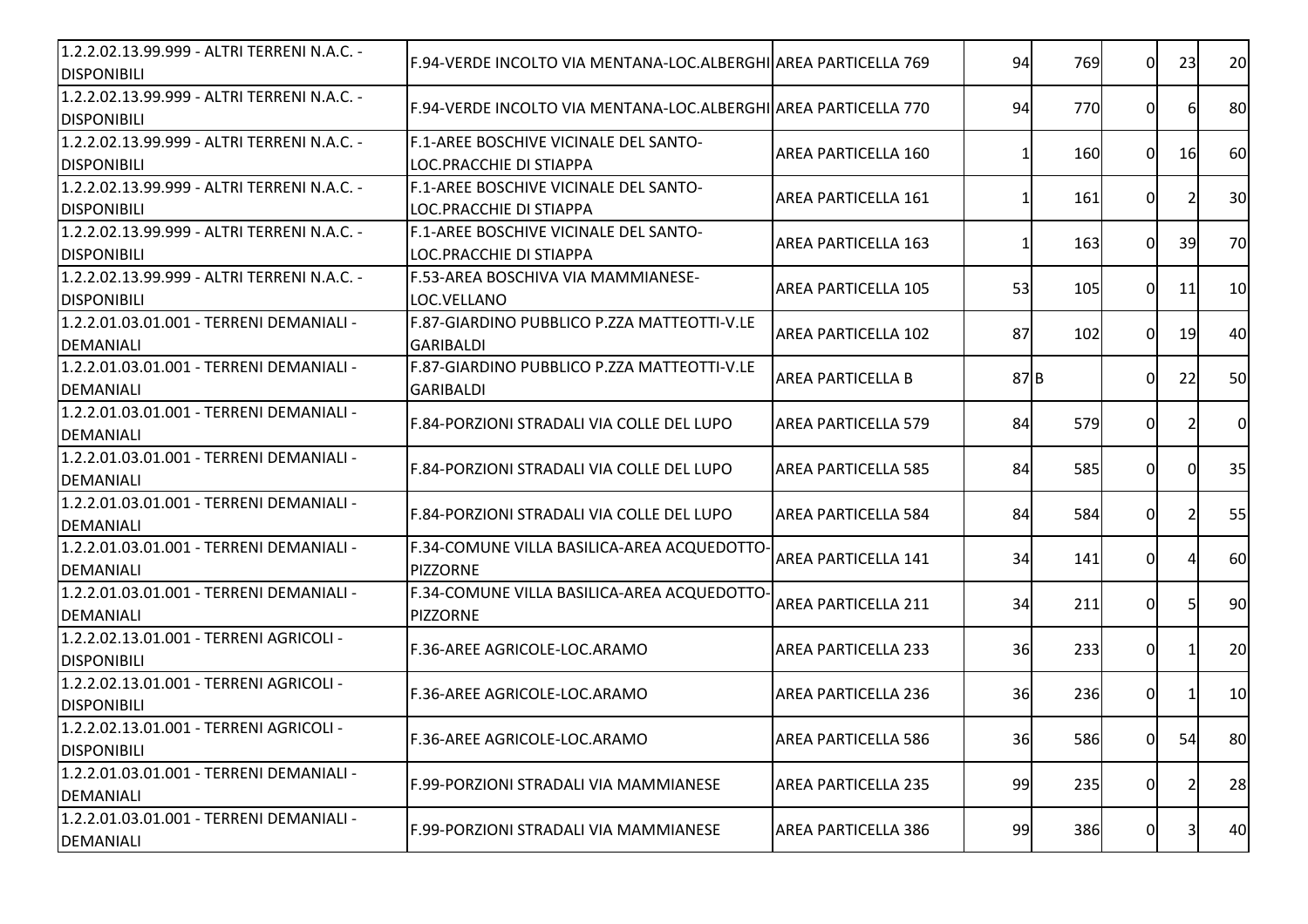| | | | | | | | |
|---|---|---|---|---|---|---|---|
| 1.2.2.02.13.99.999 - ALTRI TERRENI N.A.C. - DISPONIBILI | F.94-VERDE INCOLTO VIA MENTANA-LOC.ALBERGHI | AREA PARTICELLA 769 | 94 | 769 | 0 | 23 | 20 |
| 1.2.2.02.13.99.999 - ALTRI TERRENI N.A.C. - DISPONIBILI | F.94-VERDE INCOLTO VIA MENTANA-LOC.ALBERGHI | AREA PARTICELLA 770 | 94 | 770 | 0 | 6 | 80 |
| 1.2.2.02.13.99.999 - ALTRI TERRENI N.A.C. - DISPONIBILI | F.1-AREE BOSCHIVE VICINALE DEL SANTO-LOC.PRACCHIE DI STIAPPA | AREA PARTICELLA 160 | 1 | 160 | 0 | 16 | 60 |
| 1.2.2.02.13.99.999 - ALTRI TERRENI N.A.C. - DISPONIBILI | F.1-AREE BOSCHIVE VICINALE DEL SANTO-LOC.PRACCHIE DI STIAPPA | AREA PARTICELLA 161 | 1 | 161 | 0 | 2 | 30 |
| 1.2.2.02.13.99.999 - ALTRI TERRENI N.A.C. - DISPONIBILI | F.1-AREE BOSCHIVE VICINALE DEL SANTO-LOC.PRACCHIE DI STIAPPA | AREA PARTICELLA 163 | 1 | 163 | 0 | 39 | 70 |
| 1.2.2.02.13.99.999 - ALTRI TERRENI N.A.C. - DISPONIBILI | F.53-AREA BOSCHIVA VIA MAMMIANESE-LOC.VELLANO | AREA PARTICELLA 105 | 53 | 105 | 0 | 11 | 10 |
| 1.2.2.01.03.01.001 - TERRENI DEMANIALI - DEMANIALI | F.87-GIARDINO PUBBLICO P.ZZA MATTEOTTI-V.LE GARIBALDI | AREA PARTICELLA 102 | 87 | 102 | 0 | 19 | 40 |
| 1.2.2.01.03.01.001 - TERRENI DEMANIALI - DEMANIALI | F.87-GIARDINO PUBBLICO P.ZZA MATTEOTTI-V.LE GARIBALDI | AREA PARTICELLA B | 87 | B | 0 | 22 | 50 |
| 1.2.2.01.03.01.001 - TERRENI DEMANIALI - DEMANIALI | F.84-PORZIONI STRADALI VIA COLLE DEL LUPO | AREA PARTICELLA 579 | 84 | 579 | 0 | 2 | 0 |
| 1.2.2.01.03.01.001 - TERRENI DEMANIALI - DEMANIALI | F.84-PORZIONI STRADALI VIA COLLE DEL LUPO | AREA PARTICELLA 585 | 84 | 585 | 0 | 0 | 35 |
| 1.2.2.01.03.01.001 - TERRENI DEMANIALI - DEMANIALI | F.84-PORZIONI STRADALI VIA COLLE DEL LUPO | AREA PARTICELLA 584 | 84 | 584 | 0 | 2 | 55 |
| 1.2.2.01.03.01.001 - TERRENI DEMANIALI - DEMANIALI | F.34-COMUNE VILLA BASILICA-AREA ACQUEDOTTO-PIZZORNE | AREA PARTICELLA 141 | 34 | 141 | 0 | 4 | 60 |
| 1.2.2.01.03.01.001 - TERRENI DEMANIALI - DEMANIALI | F.34-COMUNE VILLA BASILICA-AREA ACQUEDOTTO-PIZZORNE | AREA PARTICELLA 211 | 34 | 211 | 0 | 5 | 90 |
| 1.2.2.02.13.01.001 - TERRENI AGRICOLI - DISPONIBILI | F.36-AREE AGRICOLE-LOC.ARAMO | AREA PARTICELLA 233 | 36 | 233 | 0 | 1 | 20 |
| 1.2.2.02.13.01.001 - TERRENI AGRICOLI - DISPONIBILI | F.36-AREE AGRICOLE-LOC.ARAMO | AREA PARTICELLA 236 | 36 | 236 | 0 | 1 | 10 |
| 1.2.2.02.13.01.001 - TERRENI AGRICOLI - DISPONIBILI | F.36-AREE AGRICOLE-LOC.ARAMO | AREA PARTICELLA 586 | 36 | 586 | 0 | 54 | 80 |
| 1.2.2.01.03.01.001 - TERRENI DEMANIALI - DEMANIALI | F.99-PORZIONI STRADALI VIA MAMMIANESE | AREA PARTICELLA 235 | 99 | 235 | 0 | 2 | 28 |
| 1.2.2.01.03.01.001 - TERRENI DEMANIALI - DEMANIALI | F.99-PORZIONI STRADALI VIA MAMMIANESE | AREA PARTICELLA 386 | 99 | 386 | 0 | 3 | 40 |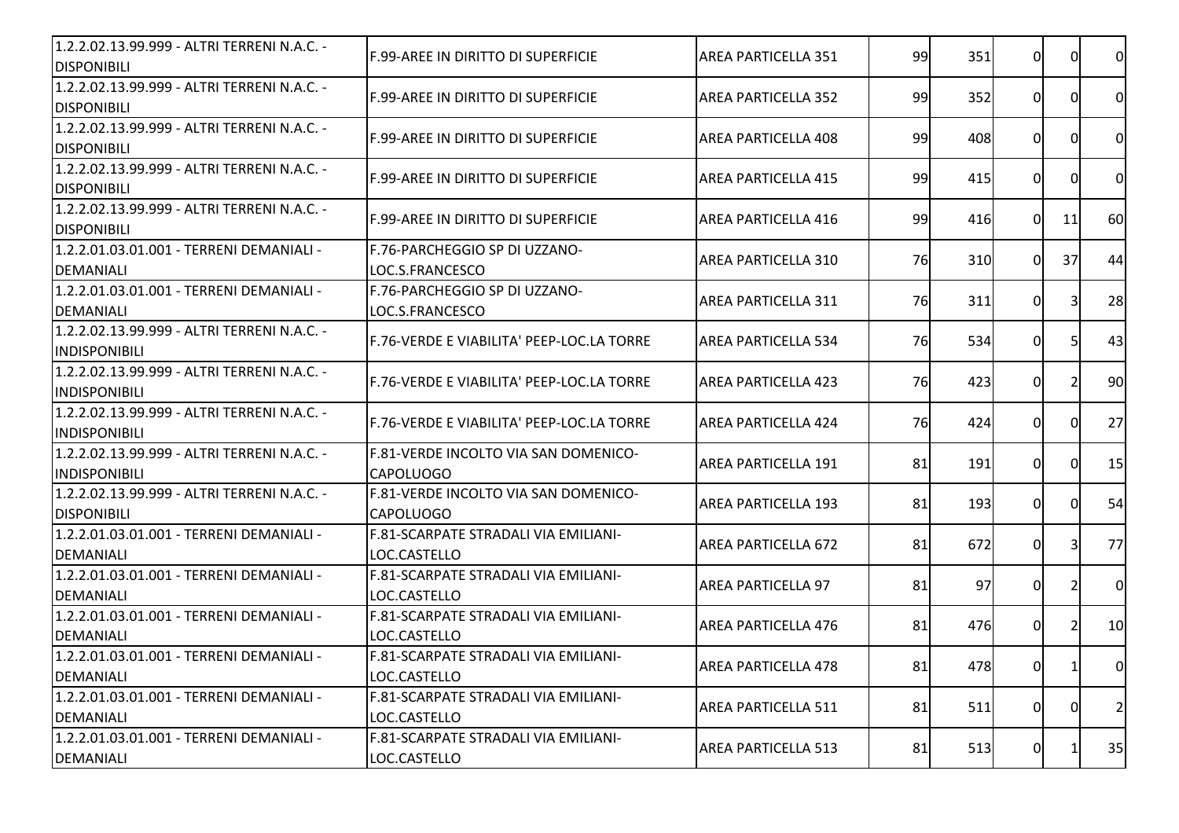| | | | | | | | |
|---|---|---|---|---|---|---|---|
| 1.2.2.02.13.99.999 - ALTRI TERRENI N.A.C. - DISPONIBILI | F.99-AREE IN DIRITTO DI SUPERFICIE | AREA PARTICELLA 351 | 99 | 351 | 0 | 0 | 0 |
| 1.2.2.02.13.99.999 - ALTRI TERRENI N.A.C. - DISPONIBILI | F.99-AREE IN DIRITTO DI SUPERFICIE | AREA PARTICELLA 352 | 99 | 352 | 0 | 0 | 0 |
| 1.2.2.02.13.99.999 - ALTRI TERRENI N.A.C. - DISPONIBILI | F.99-AREE IN DIRITTO DI SUPERFICIE | AREA PARTICELLA 408 | 99 | 408 | 0 | 0 | 0 |
| 1.2.2.02.13.99.999 - ALTRI TERRENI N.A.C. - DISPONIBILI | F.99-AREE IN DIRITTO DI SUPERFICIE | AREA PARTICELLA 415 | 99 | 415 | 0 | 0 | 0 |
| 1.2.2.02.13.99.999 - ALTRI TERRENI N.A.C. - DISPONIBILI | F.99-AREE IN DIRITTO DI SUPERFICIE | AREA PARTICELLA 416 | 99 | 416 | 0 | 11 | 60 |
| 1.2.2.01.03.01.001 - TERRENI DEMANIALI - DEMANIALI | F.76-PARCHEGGIO SP DI UZZANO-LOC.S.FRANCESCO | AREA PARTICELLA 310 | 76 | 310 | 0 | 37 | 44 |
| 1.2.2.01.03.01.001 - TERRENI DEMANIALI - DEMANIALI | F.76-PARCHEGGIO SP DI UZZANO-LOC.S.FRANCESCO | AREA PARTICELLA 311 | 76 | 311 | 0 | 3 | 28 |
| 1.2.2.02.13.99.999 - ALTRI TERRENI N.A.C. - INDISPONIBILI | F.76-VERDE E VIABILITA' PEEP-LOC.LA TORRE | AREA PARTICELLA 534 | 76 | 534 | 0 | 5 | 43 |
| 1.2.2.02.13.99.999 - ALTRI TERRENI N.A.C. - INDISPONIBILI | F.76-VERDE E VIABILITA' PEEP-LOC.LA TORRE | AREA PARTICELLA 423 | 76 | 423 | 0 | 2 | 90 |
| 1.2.2.02.13.99.999 - ALTRI TERRENI N.A.C. - INDISPONIBILI | F.76-VERDE E VIABILITA' PEEP-LOC.LA TORRE | AREA PARTICELLA 424 | 76 | 424 | 0 | 0 | 27 |
| 1.2.2.02.13.99.999 - ALTRI TERRENI N.A.C. - INDISPONIBILI | F.81-VERDE INCOLTO VIA SAN DOMENICO-CAPOLUOGO | AREA PARTICELLA 191 | 81 | 191 | 0 | 0 | 15 |
| 1.2.2.02.13.99.999 - ALTRI TERRENI N.A.C. - DISPONIBILI | F.81-VERDE INCOLTO VIA SAN DOMENICO-CAPOLUOGO | AREA PARTICELLA 193 | 81 | 193 | 0 | 0 | 54 |
| 1.2.2.01.03.01.001 - TERRENI DEMANIALI - DEMANIALI | F.81-SCARPATE STRADALI VIA EMILIANI-LOC.CASTELLO | AREA PARTICELLA 672 | 81 | 672 | 0 | 3 | 77 |
| 1.2.2.01.03.01.001 - TERRENI DEMANIALI - DEMANIALI | F.81-SCARPATE STRADALI VIA EMILIANI-LOC.CASTELLO | AREA PARTICELLA 97 | 81 | 97 | 0 | 2 | 0 |
| 1.2.2.01.03.01.001 - TERRENI DEMANIALI - DEMANIALI | F.81-SCARPATE STRADALI VIA EMILIANI-LOC.CASTELLO | AREA PARTICELLA 476 | 81 | 476 | 0 | 2 | 10 |
| 1.2.2.01.03.01.001 - TERRENI DEMANIALI - DEMANIALI | F.81-SCARPATE STRADALI VIA EMILIANI-LOC.CASTELLO | AREA PARTICELLA 478 | 81 | 478 | 0 | 1 | 0 |
| 1.2.2.01.03.01.001 - TERRENI DEMANIALI - DEMANIALI | F.81-SCARPATE STRADALI VIA EMILIANI-LOC.CASTELLO | AREA PARTICELLA 511 | 81 | 511 | 0 | 0 | 2 |
| 1.2.2.01.03.01.001 - TERRENI DEMANIALI - DEMANIALI | F.81-SCARPATE STRADALI VIA EMILIANI-LOC.CASTELLO | AREA PARTICELLA 513 | 81 | 513 | 0 | 1 | 35 |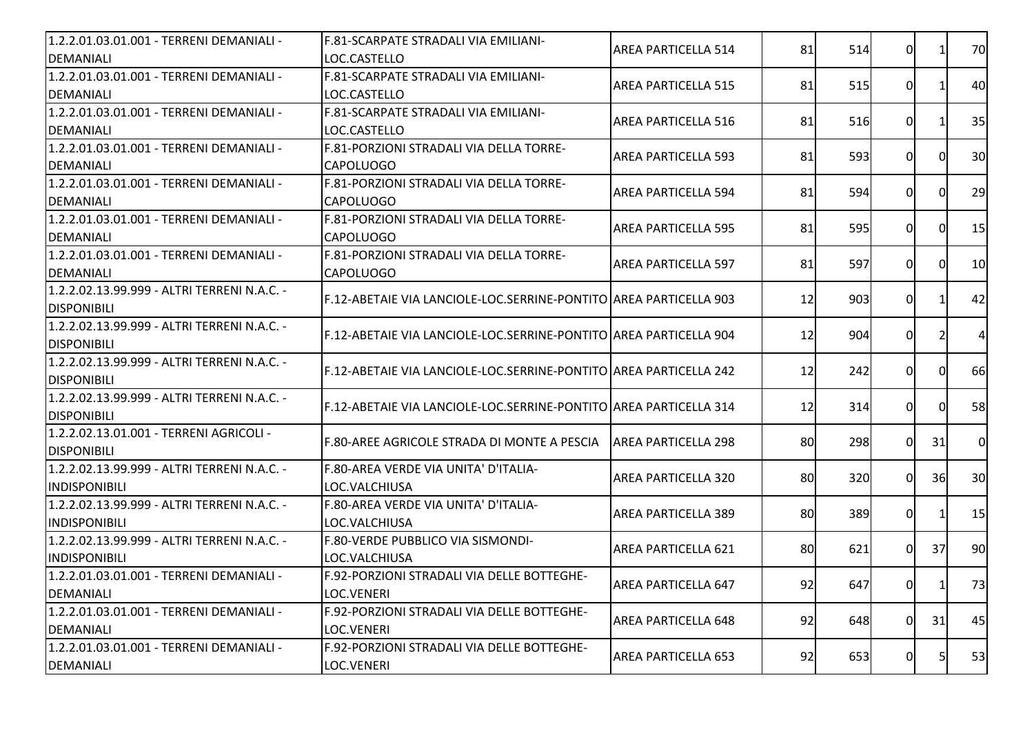| | | | | | | | |
|---|---|---|---|---|---|---|---|
| 1.2.2.01.03.01.001 - TERRENI DEMANIALI - DEMANIALI | F.81-SCARPATE STRADALI VIA EMILIANI-LOC.CASTELLO | AREA PARTICELLA 514 | 81 | 514 | 0 | 1 | 70 |
| 1.2.2.01.03.01.001 - TERRENI DEMANIALI - DEMANIALI | F.81-SCARPATE STRADALI VIA EMILIANI-LOC.CASTELLO | AREA PARTICELLA 515 | 81 | 515 | 0 | 1 | 40 |
| 1.2.2.01.03.01.001 - TERRENI DEMANIALI - DEMANIALI | F.81-SCARPATE STRADALI VIA EMILIANI-LOC.CASTELLO | AREA PARTICELLA 516 | 81 | 516 | 0 | 1 | 35 |
| 1.2.2.01.03.01.001 - TERRENI DEMANIALI - DEMANIALI | F.81-PORZIONI STRADALI VIA DELLA TORRE-CAPOLUOGO | AREA PARTICELLA 593 | 81 | 593 | 0 | 0 | 30 |
| 1.2.2.01.03.01.001 - TERRENI DEMANIALI - DEMANIALI | F.81-PORZIONI STRADALI VIA DELLA TORRE-CAPOLUOGO | AREA PARTICELLA 594 | 81 | 594 | 0 | 0 | 29 |
| 1.2.2.01.03.01.001 - TERRENI DEMANIALI - DEMANIALI | F.81-PORZIONI STRADALI VIA DELLA TORRE-CAPOLUOGO | AREA PARTICELLA 595 | 81 | 595 | 0 | 0 | 15 |
| 1.2.2.01.03.01.001 - TERRENI DEMANIALI - DEMANIALI | F.81-PORZIONI STRADALI VIA DELLA TORRE-CAPOLUOGO | AREA PARTICELLA 597 | 81 | 597 | 0 | 0 | 10 |
| 1.2.2.02.13.99.999 - ALTRI TERRENI N.A.C. - DISPONIBILI | F.12-ABETAIE VIA LANCIOLE-LOC.SERRINE-PONTITO | AREA PARTICELLA 903 | 12 | 903 | 0 | 1 | 42 |
| 1.2.2.02.13.99.999 - ALTRI TERRENI N.A.C. - DISPONIBILI | F.12-ABETAIE VIA LANCIOLE-LOC.SERRINE-PONTITO | AREA PARTICELLA 904 | 12 | 904 | 0 | 2 | 4 |
| 1.2.2.02.13.99.999 - ALTRI TERRENI N.A.C. - DISPONIBILI | F.12-ABETAIE VIA LANCIOLE-LOC.SERRINE-PONTITO | AREA PARTICELLA 242 | 12 | 242 | 0 | 0 | 66 |
| 1.2.2.02.13.99.999 - ALTRI TERRENI N.A.C. - DISPONIBILI | F.12-ABETAIE VIA LANCIOLE-LOC.SERRINE-PONTITO | AREA PARTICELLA 314 | 12 | 314 | 0 | 0 | 58 |
| 1.2.2.02.13.01.001 - TERRENI AGRICOLI - DISPONIBILI | F.80-AREE AGRICOLE STRADA DI MONTE A PESCIA | AREA PARTICELLA 298 | 80 | 298 | 0 | 31 | 0 |
| 1.2.2.02.13.99.999 - ALTRI TERRENI N.A.C. - INDISPONIBILI | F.80-AREA VERDE VIA UNITA' D'ITALIA-LOC.VALCHIUSA | AREA PARTICELLA 320 | 80 | 320 | 0 | 36 | 30 |
| 1.2.2.02.13.99.999 - ALTRI TERRENI N.A.C. - INDISPONIBILI | F.80-AREA VERDE VIA UNITA' D'ITALIA-LOC.VALCHIUSA | AREA PARTICELLA 389 | 80 | 389 | 0 | 1 | 15 |
| 1.2.2.02.13.99.999 - ALTRI TERRENI N.A.C. - INDISPONIBILI | F.80-VERDE PUBBLICO VIA SISMONDI-LOC.VALCHIUSA | AREA PARTICELLA 621 | 80 | 621 | 0 | 37 | 90 |
| 1.2.2.01.03.01.001 - TERRENI DEMANIALI - DEMANIALI | F.92-PORZIONI STRADALI VIA DELLE BOTTEGHE-LOC.VENERI | AREA PARTICELLA 647 | 92 | 647 | 0 | 1 | 73 |
| 1.2.2.01.03.01.001 - TERRENI DEMANIALI - DEMANIALI | F.92-PORZIONI STRADALI VIA DELLE BOTTEGHE-LOC.VENERI | AREA PARTICELLA 648 | 92 | 648 | 0 | 31 | 45 |
| 1.2.2.01.03.01.001 - TERRENI DEMANIALI - DEMANIALI | F.92-PORZIONI STRADALI VIA DELLE BOTTEGHE-LOC.VENERI | AREA PARTICELLA 653 | 92 | 653 | 0 | 5 | 53 |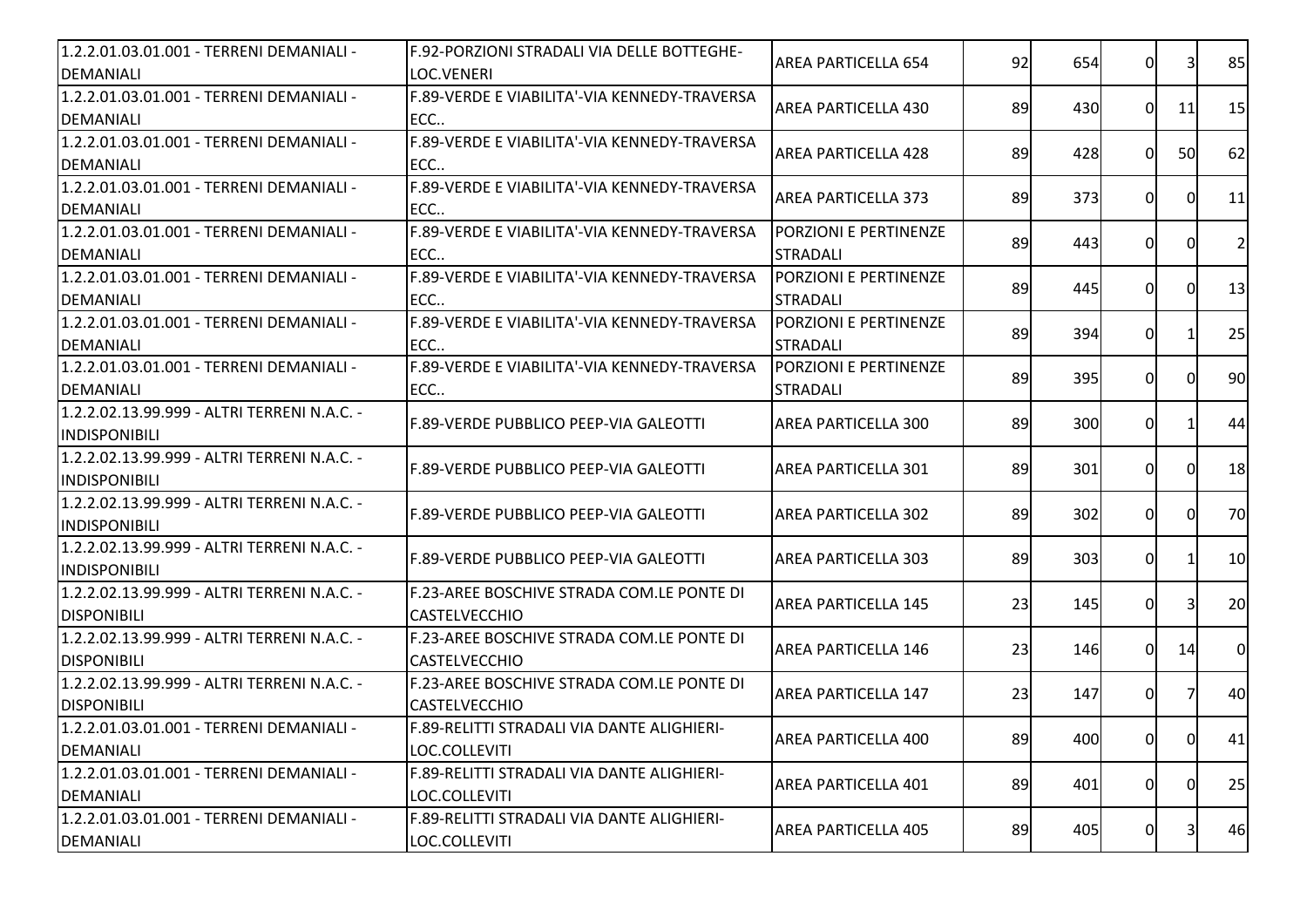| | | | | | | | |
|---|---|---|---|---|---|---|---|
| 1.2.2.01.03.01.001 - TERRENI DEMANIALI - DEMANIALI | F.92-PORZIONI STRADALI VIA DELLE BOTTEGHE-LOC.VENERI | AREA PARTICELLA 654 | 92 | 654 | 0 | 3 | 85 |
| 1.2.2.01.03.01.001 - TERRENI DEMANIALI - DEMANIALI | F.89-VERDE E VIABILITA'-VIA KENNEDY-TRAVERSA ECC.. | AREA PARTICELLA 430 | 89 | 430 | 0 | 11 | 15 |
| 1.2.2.01.03.01.001 - TERRENI DEMANIALI - DEMANIALI | F.89-VERDE E VIABILITA'-VIA KENNEDY-TRAVERSA ECC.. | AREA PARTICELLA 428 | 89 | 428 | 0 | 50 | 62 |
| 1.2.2.01.03.01.001 - TERRENI DEMANIALI - DEMANIALI | F.89-VERDE E VIABILITA'-VIA KENNEDY-TRAVERSA ECC.. | AREA PARTICELLA 373 | 89 | 373 | 0 | 0 | 11 |
| 1.2.2.01.03.01.001 - TERRENI DEMANIALI - DEMANIALI | F.89-VERDE E VIABILITA'-VIA KENNEDY-TRAVERSA ECC.. | PORZIONI E PERTINENZE STRADALI | 89 | 443 | 0 | 0 | 2 |
| 1.2.2.01.03.01.001 - TERRENI DEMANIALI - DEMANIALI | F.89-VERDE E VIABILITA'-VIA KENNEDY-TRAVERSA ECC.. | PORZIONI E PERTINENZE STRADALI | 89 | 445 | 0 | 0 | 13 |
| 1.2.2.01.03.01.001 - TERRENI DEMANIALI - DEMANIALI | F.89-VERDE E VIABILITA'-VIA KENNEDY-TRAVERSA ECC.. | PORZIONI E PERTINENZE STRADALI | 89 | 394 | 0 | 1 | 25 |
| 1.2.2.01.03.01.001 - TERRENI DEMANIALI - DEMANIALI | F.89-VERDE E VIABILITA'-VIA KENNEDY-TRAVERSA ECC.. | PORZIONI E PERTINENZE STRADALI | 89 | 395 | 0 | 0 | 90 |
| 1.2.2.02.13.99.999 - ALTRI TERRENI N.A.C. - INDISPONIBILI | F.89-VERDE PUBBLICO PEEP-VIA GALEOTTI | AREA PARTICELLA 300 | 89 | 300 | 0 | 1 | 44 |
| 1.2.2.02.13.99.999 - ALTRI TERRENI N.A.C. - INDISPONIBILI | F.89-VERDE PUBBLICO PEEP-VIA GALEOTTI | AREA PARTICELLA 301 | 89 | 301 | 0 | 0 | 18 |
| 1.2.2.02.13.99.999 - ALTRI TERRENI N.A.C. - INDISPONIBILI | F.89-VERDE PUBBLICO PEEP-VIA GALEOTTI | AREA PARTICELLA 302 | 89 | 302 | 0 | 0 | 70 |
| 1.2.2.02.13.99.999 - ALTRI TERRENI N.A.C. - INDISPONIBILI | F.89-VERDE PUBBLICO PEEP-VIA GALEOTTI | AREA PARTICELLA 303 | 89 | 303 | 0 | 1 | 10 |
| 1.2.2.02.13.99.999 - ALTRI TERRENI N.A.C. - DISPONIBILI | F.23-AREE BOSCHIVE STRADA COM.LE PONTE DI CASTELVECCHIO | AREA PARTICELLA 145 | 23 | 145 | 0 | 3 | 20 |
| 1.2.2.02.13.99.999 - ALTRI TERRENI N.A.C. - DISPONIBILI | F.23-AREE BOSCHIVE STRADA COM.LE PONTE DI CASTELVECCHIO | AREA PARTICELLA 146 | 23 | 146 | 0 | 14 | 0 |
| 1.2.2.02.13.99.999 - ALTRI TERRENI N.A.C. - DISPONIBILI | F.23-AREE BOSCHIVE STRADA COM.LE PONTE DI CASTELVECCHIO | AREA PARTICELLA 147 | 23 | 147 | 0 | 7 | 40 |
| 1.2.2.01.03.01.001 - TERRENI DEMANIALI - DEMANIALI | F.89-RELITTI STRADALI VIA DANTE ALIGHIERI-LOC.COLLEVITI | AREA PARTICELLA 400 | 89 | 400 | 0 | 0 | 41 |
| 1.2.2.01.03.01.001 - TERRENI DEMANIALI - DEMANIALI | F.89-RELITTI STRADALI VIA DANTE ALIGHIERI-LOC.COLLEVITI | AREA PARTICELLA 401 | 89 | 401 | 0 | 0 | 25 |
| 1.2.2.01.03.01.001 - TERRENI DEMANIALI - DEMANIALI | F.89-RELITTI STRADALI VIA DANTE ALIGHIERI-LOC.COLLEVITI | AREA PARTICELLA 405 | 89 | 405 | 0 | 3 | 46 |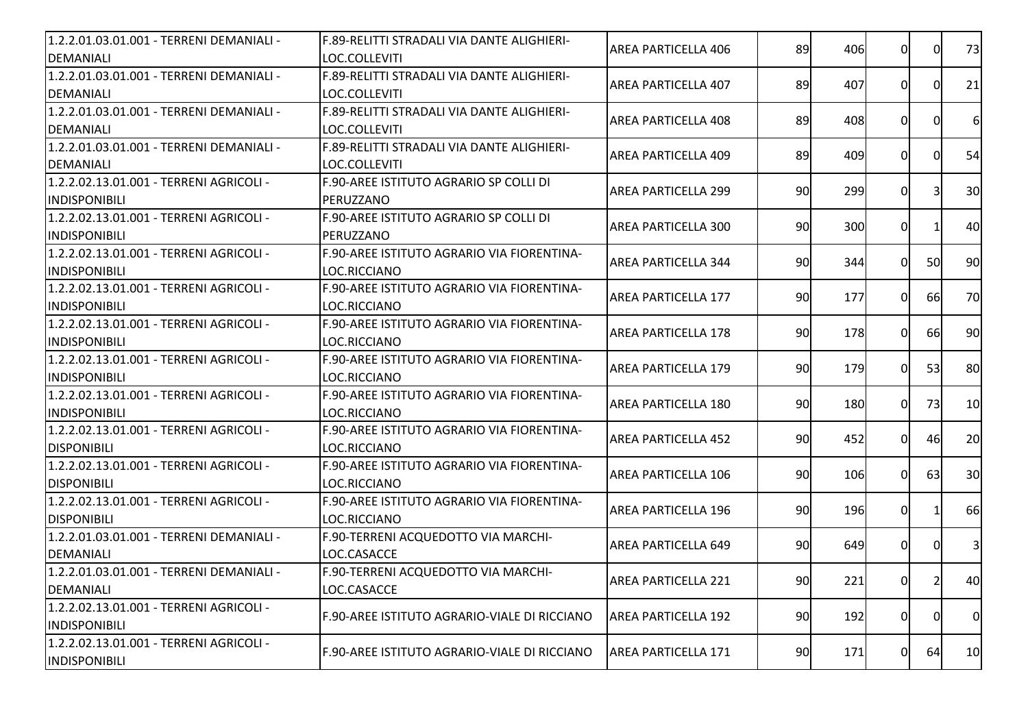| | | | | | | | |
|---|---|---|---|---|---|---|---|
| 1.2.2.01.03.01.001 - TERRENI DEMANIALI - DEMANIALI | F.89-RELITTI STRADALI VIA DANTE ALIGHIERI-LOC.COLLEVITI | AREA PARTICELLA 406 | 89 | 406 | 0 | 0 | 73 |
| 1.2.2.01.03.01.001 - TERRENI DEMANIALI - DEMANIALI | F.89-RELITTI STRADALI VIA DANTE ALIGHIERI-LOC.COLLEVITI | AREA PARTICELLA 407 | 89 | 407 | 0 | 0 | 21 |
| 1.2.2.01.03.01.001 - TERRENI DEMANIALI - DEMANIALI | F.89-RELITTI STRADALI VIA DANTE ALIGHIERI-LOC.COLLEVITI | AREA PARTICELLA 408 | 89 | 408 | 0 | 0 | 6 |
| 1.2.2.01.03.01.001 - TERRENI DEMANIALI - DEMANIALI | F.89-RELITTI STRADALI VIA DANTE ALIGHIERI-LOC.COLLEVITI | AREA PARTICELLA 409 | 89 | 409 | 0 | 0 | 54 |
| 1.2.2.02.13.01.001 - TERRENI AGRICOLI - INDISPONIBILI | F.90-AREE ISTITUTO AGRARIO SP COLLI DI PERUZZANO | AREA PARTICELLA 299 | 90 | 299 | 0 | 3 | 30 |
| 1.2.2.02.13.01.001 - TERRENI AGRICOLI - INDISPONIBILI | F.90-AREE ISTITUTO AGRARIO SP COLLI DI PERUZZANO | AREA PARTICELLA 300 | 90 | 300 | 0 | 1 | 40 |
| 1.2.2.02.13.01.001 - TERRENI AGRICOLI - INDISPONIBILI | F.90-AREE ISTITUTO AGRARIO VIA FIORENTINA-LOC.RICCIANO | AREA PARTICELLA 344 | 90 | 344 | 0 | 50 | 90 |
| 1.2.2.02.13.01.001 - TERRENI AGRICOLI - INDISPONIBILI | F.90-AREE ISTITUTO AGRARIO VIA FIORENTINA-LOC.RICCIANO | AREA PARTICELLA 177 | 90 | 177 | 0 | 66 | 70 |
| 1.2.2.02.13.01.001 - TERRENI AGRICOLI - INDISPONIBILI | F.90-AREE ISTITUTO AGRARIO VIA FIORENTINA-LOC.RICCIANO | AREA PARTICELLA 178 | 90 | 178 | 0 | 66 | 90 |
| 1.2.2.02.13.01.001 - TERRENI AGRICOLI - INDISPONIBILI | F.90-AREE ISTITUTO AGRARIO VIA FIORENTINA-LOC.RICCIANO | AREA PARTICELLA 179 | 90 | 179 | 0 | 53 | 80 |
| 1.2.2.02.13.01.001 - TERRENI AGRICOLI - INDISPONIBILI | F.90-AREE ISTITUTO AGRARIO VIA FIORENTINA-LOC.RICCIANO | AREA PARTICELLA 180 | 90 | 180 | 0 | 73 | 10 |
| 1.2.2.02.13.01.001 - TERRENI AGRICOLI - DISPONIBILI | F.90-AREE ISTITUTO AGRARIO VIA FIORENTINA-LOC.RICCIANO | AREA PARTICELLA 452 | 90 | 452 | 0 | 46 | 20 |
| 1.2.2.02.13.01.001 - TERRENI AGRICOLI - DISPONIBILI | F.90-AREE ISTITUTO AGRARIO VIA FIORENTINA-LOC.RICCIANO | AREA PARTICELLA 106 | 90 | 106 | 0 | 63 | 30 |
| 1.2.2.02.13.01.001 - TERRENI AGRICOLI - DISPONIBILI | F.90-AREE ISTITUTO AGRARIO VIA FIORENTINA-LOC.RICCIANO | AREA PARTICELLA 196 | 90 | 196 | 0 | 1 | 66 |
| 1.2.2.01.03.01.001 - TERRENI DEMANIALI - DEMANIALI | F.90-TERRENI ACQUEDOTTO VIA MARCHI-LOC.CASACCE | AREA PARTICELLA 649 | 90 | 649 | 0 | 0 | 3 |
| 1.2.2.01.03.01.001 - TERRENI DEMANIALI - DEMANIALI | F.90-TERRENI ACQUEDOTTO VIA MARCHI-LOC.CASACCE | AREA PARTICELLA 221 | 90 | 221 | 0 | 2 | 40 |
| 1.2.2.02.13.01.001 - TERRENI AGRICOLI - INDISPONIBILI | F.90-AREE ISTITUTO AGRARIO-VIALE DI RICCIANO | AREA PARTICELLA 192 | 90 | 192 | 0 | 0 | 0 |
| 1.2.2.02.13.01.001 - TERRENI AGRICOLI - INDISPONIBILI | F.90-AREE ISTITUTO AGRARIO-VIALE DI RICCIANO | AREA PARTICELLA 171 | 90 | 171 | 0 | 64 | 10 |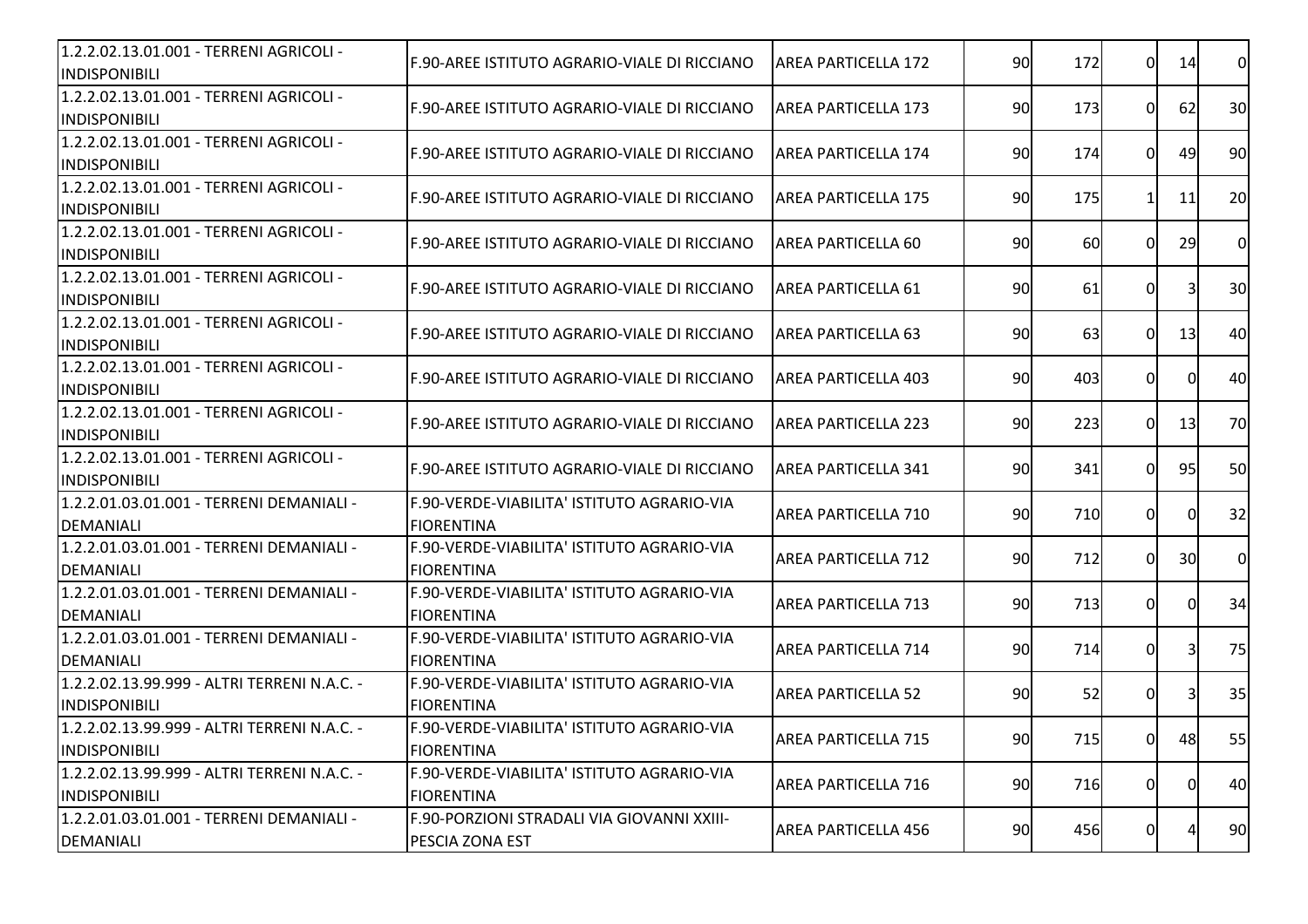| | | | | | | | |
|---|---|---|---|---|---|---|---|
| 1.2.2.02.13.01.001 - TERRENI AGRICOLI - INDISPONIBILI | F.90-AREE ISTITUTO AGRARIO-VIALE DI RICCIANO | AREA PARTICELLA 172 | 90 | 172 | 0 | 14 | 0 |
| 1.2.2.02.13.01.001 - TERRENI AGRICOLI - INDISPONIBILI | F.90-AREE ISTITUTO AGRARIO-VIALE DI RICCIANO | AREA PARTICELLA 173 | 90 | 173 | 0 | 62 | 30 |
| 1.2.2.02.13.01.001 - TERRENI AGRICOLI - INDISPONIBILI | F.90-AREE ISTITUTO AGRARIO-VIALE DI RICCIANO | AREA PARTICELLA 174 | 90 | 174 | 0 | 49 | 90 |
| 1.2.2.02.13.01.001 - TERRENI AGRICOLI - INDISPONIBILI | F.90-AREE ISTITUTO AGRARIO-VIALE DI RICCIANO | AREA PARTICELLA 175 | 90 | 175 | 1 | 11 | 20 |
| 1.2.2.02.13.01.001 - TERRENI AGRICOLI - INDISPONIBILI | F.90-AREE ISTITUTO AGRARIO-VIALE DI RICCIANO | AREA PARTICELLA 60 | 90 | 60 | 0 | 29 | 0 |
| 1.2.2.02.13.01.001 - TERRENI AGRICOLI - INDISPONIBILI | F.90-AREE ISTITUTO AGRARIO-VIALE DI RICCIANO | AREA PARTICELLA 61 | 90 | 61 | 0 | 3 | 30 |
| 1.2.2.02.13.01.001 - TERRENI AGRICOLI - INDISPONIBILI | F.90-AREE ISTITUTO AGRARIO-VIALE DI RICCIANO | AREA PARTICELLA 63 | 90 | 63 | 0 | 13 | 40 |
| 1.2.2.02.13.01.001 - TERRENI AGRICOLI - INDISPONIBILI | F.90-AREE ISTITUTO AGRARIO-VIALE DI RICCIANO | AREA PARTICELLA 403 | 90 | 403 | 0 | 0 | 40 |
| 1.2.2.02.13.01.001 - TERRENI AGRICOLI - INDISPONIBILI | F.90-AREE ISTITUTO AGRARIO-VIALE DI RICCIANO | AREA PARTICELLA 223 | 90 | 223 | 0 | 13 | 70 |
| 1.2.2.02.13.01.001 - TERRENI AGRICOLI - INDISPONIBILI | F.90-AREE ISTITUTO AGRARIO-VIALE DI RICCIANO | AREA PARTICELLA 341 | 90 | 341 | 0 | 95 | 50 |
| 1.2.2.01.03.01.001 - TERRENI DEMANIALI - DEMANIALI | F.90-VERDE-VIABILITA' ISTITUTO AGRARIO-VIA FIORENTINA | AREA PARTICELLA 710 | 90 | 710 | 0 | 0 | 32 |
| 1.2.2.01.03.01.001 - TERRENI DEMANIALI - DEMANIALI | F.90-VERDE-VIABILITA' ISTITUTO AGRARIO-VIA FIORENTINA | AREA PARTICELLA 712 | 90 | 712 | 0 | 30 | 0 |
| 1.2.2.01.03.01.001 - TERRENI DEMANIALI - DEMANIALI | F.90-VERDE-VIABILITA' ISTITUTO AGRARIO-VIA FIORENTINA | AREA PARTICELLA 713 | 90 | 713 | 0 | 0 | 34 |
| 1.2.2.01.03.01.001 - TERRENI DEMANIALI - DEMANIALI | F.90-VERDE-VIABILITA' ISTITUTO AGRARIO-VIA FIORENTINA | AREA PARTICELLA 714 | 90 | 714 | 0 | 3 | 75 |
| 1.2.2.02.13.99.999 - ALTRI TERRENI N.A.C. - INDISPONIBILI | F.90-VERDE-VIABILITA' ISTITUTO AGRARIO-VIA FIORENTINA | AREA PARTICELLA 52 | 90 | 52 | 0 | 3 | 35 |
| 1.2.2.02.13.99.999 - ALTRI TERRENI N.A.C. - INDISPONIBILI | F.90-VERDE-VIABILITA' ISTITUTO AGRARIO-VIA FIORENTINA | AREA PARTICELLA 715 | 90 | 715 | 0 | 48 | 55 |
| 1.2.2.02.13.99.999 - ALTRI TERRENI N.A.C. - INDISPONIBILI | F.90-VERDE-VIABILITA' ISTITUTO AGRARIO-VIA FIORENTINA | AREA PARTICELLA 716 | 90 | 716 | 0 | 0 | 40 |
| 1.2.2.01.03.01.001 - TERRENI DEMANIALI - DEMANIALI | F.90-PORZIONI STRADALI VIA GIOVANNI XXIII-PESCIA ZONA EST | AREA PARTICELLA 456 | 90 | 456 | 0 | 4 | 90 |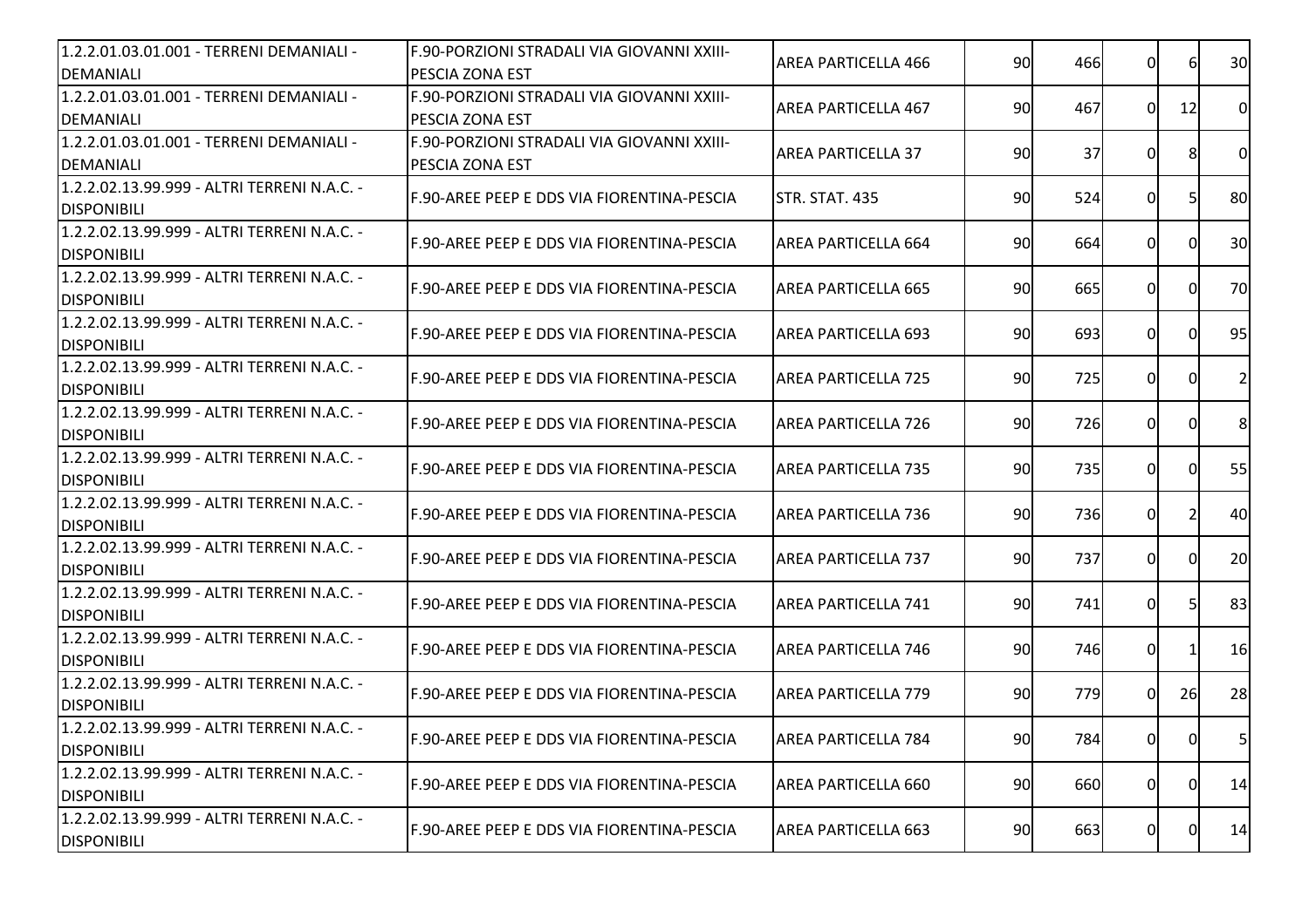| | | | | | | | |
|---|---|---|---|---|---|---|---|
| 1.2.2.01.03.01.001 - TERRENI DEMANIALI - DEMANIALI | F.90-PORZIONI STRADALI VIA GIOVANNI XXIII-PESCIA ZONA EST | AREA PARTICELLA 466 | 90 | 466 | 0 | 6 | 30 |
| 1.2.2.01.03.01.001 - TERRENI DEMANIALI - DEMANIALI | F.90-PORZIONI STRADALI VIA GIOVANNI XXIII-PESCIA ZONA EST | AREA PARTICELLA 467 | 90 | 467 | 0 | 12 | 0 |
| 1.2.2.01.03.01.001 - TERRENI DEMANIALI - DEMANIALI | F.90-PORZIONI STRADALI VIA GIOVANNI XXIII-PESCIA ZONA EST | AREA PARTICELLA 37 | 90 | 37 | 0 | 8 | 0 |
| 1.2.2.02.13.99.999 - ALTRI TERRENI N.A.C. - DISPONIBILI | F.90-AREE PEEP E DDS VIA FIORENTINA-PESCIA | STR. STAT. 435 | 90 | 524 | 0 | 5 | 80 |
| 1.2.2.02.13.99.999 - ALTRI TERRENI N.A.C. - DISPONIBILI | F.90-AREE PEEP E DDS VIA FIORENTINA-PESCIA | AREA PARTICELLA 664 | 90 | 664 | 0 | 0 | 30 |
| 1.2.2.02.13.99.999 - ALTRI TERRENI N.A.C. - DISPONIBILI | F.90-AREE PEEP E DDS VIA FIORENTINA-PESCIA | AREA PARTICELLA 665 | 90 | 665 | 0 | 0 | 70 |
| 1.2.2.02.13.99.999 - ALTRI TERRENI N.A.C. - DISPONIBILI | F.90-AREE PEEP E DDS VIA FIORENTINA-PESCIA | AREA PARTICELLA 693 | 90 | 693 | 0 | 0 | 95 |
| 1.2.2.02.13.99.999 - ALTRI TERRENI N.A.C. - DISPONIBILI | F.90-AREE PEEP E DDS VIA FIORENTINA-PESCIA | AREA PARTICELLA 725 | 90 | 725 | 0 | 0 | 2 |
| 1.2.2.02.13.99.999 - ALTRI TERRENI N.A.C. - DISPONIBILI | F.90-AREE PEEP E DDS VIA FIORENTINA-PESCIA | AREA PARTICELLA 726 | 90 | 726 | 0 | 0 | 8 |
| 1.2.2.02.13.99.999 - ALTRI TERRENI N.A.C. - DISPONIBILI | F.90-AREE PEEP E DDS VIA FIORENTINA-PESCIA | AREA PARTICELLA 735 | 90 | 735 | 0 | 0 | 55 |
| 1.2.2.02.13.99.999 - ALTRI TERRENI N.A.C. - DISPONIBILI | F.90-AREE PEEP E DDS VIA FIORENTINA-PESCIA | AREA PARTICELLA 736 | 90 | 736 | 0 | 2 | 40 |
| 1.2.2.02.13.99.999 - ALTRI TERRENI N.A.C. - DISPONIBILI | F.90-AREE PEEP E DDS VIA FIORENTINA-PESCIA | AREA PARTICELLA 737 | 90 | 737 | 0 | 0 | 20 |
| 1.2.2.02.13.99.999 - ALTRI TERRENI N.A.C. - DISPONIBILI | F.90-AREE PEEP E DDS VIA FIORENTINA-PESCIA | AREA PARTICELLA 741 | 90 | 741 | 0 | 5 | 83 |
| 1.2.2.02.13.99.999 - ALTRI TERRENI N.A.C. - DISPONIBILI | F.90-AREE PEEP E DDS VIA FIORENTINA-PESCIA | AREA PARTICELLA 746 | 90 | 746 | 0 | 1 | 16 |
| 1.2.2.02.13.99.999 - ALTRI TERRENI N.A.C. - DISPONIBILI | F.90-AREE PEEP E DDS VIA FIORENTINA-PESCIA | AREA PARTICELLA 779 | 90 | 779 | 0 | 26 | 28 |
| 1.2.2.02.13.99.999 - ALTRI TERRENI N.A.C. - DISPONIBILI | F.90-AREE PEEP E DDS VIA FIORENTINA-PESCIA | AREA PARTICELLA 784 | 90 | 784 | 0 | 0 | 5 |
| 1.2.2.02.13.99.999 - ALTRI TERRENI N.A.C. - DISPONIBILI | F.90-AREE PEEP E DDS VIA FIORENTINA-PESCIA | AREA PARTICELLA 660 | 90 | 660 | 0 | 0 | 14 |
| 1.2.2.02.13.99.999 - ALTRI TERRENI N.A.C. - DISPONIBILI | F.90-AREE PEEP E DDS VIA FIORENTINA-PESCIA | AREA PARTICELLA 663 | 90 | 663 | 0 | 0 | 14 |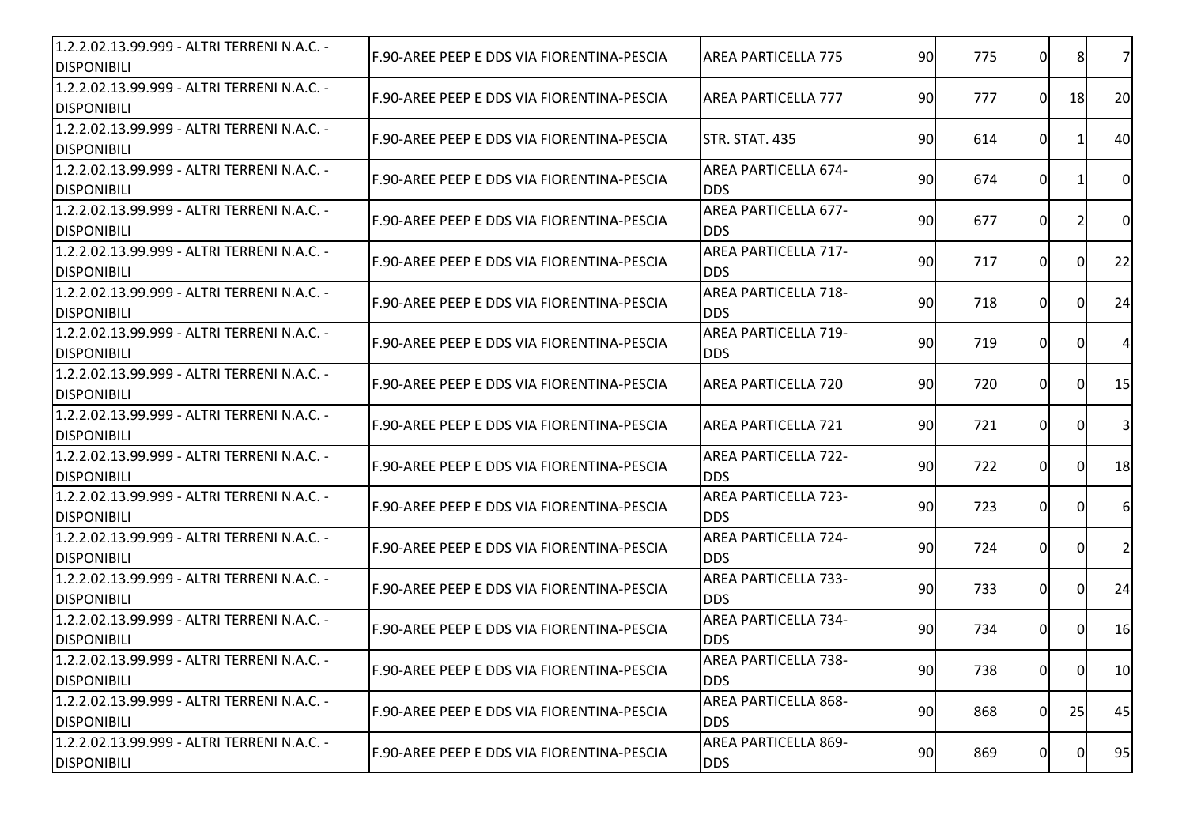| | | | | | | | |
|---|---|---|---|---|---|---|---|
| 1.2.2.02.13.99.999 - ALTRI TERRENI N.A.C. - DISPONIBILI | F.90-AREE PEEP E DDS VIA FIORENTINA-PESCIA | AREA PARTICELLA 775 | 90 | 775 | 0 | 8 | 7 |
| 1.2.2.02.13.99.999 - ALTRI TERRENI N.A.C. - DISPONIBILI | F.90-AREE PEEP E DDS VIA FIORENTINA-PESCIA | AREA PARTICELLA 777 | 90 | 777 | 0 | 18 | 20 |
| 1.2.2.02.13.99.999 - ALTRI TERRENI N.A.C. - DISPONIBILI | F.90-AREE PEEP E DDS VIA FIORENTINA-PESCIA | STR. STAT. 435 | 90 | 614 | 0 | 1 | 40 |
| 1.2.2.02.13.99.999 - ALTRI TERRENI N.A.C. - DISPONIBILI | F.90-AREE PEEP E DDS VIA FIORENTINA-PESCIA | AREA PARTICELLA 674-DDS | 90 | 674 | 0 | 1 | 0 |
| 1.2.2.02.13.99.999 - ALTRI TERRENI N.A.C. - DISPONIBILI | F.90-AREE PEEP E DDS VIA FIORENTINA-PESCIA | AREA PARTICELLA 677-DDS | 90 | 677 | 0 | 2 | 0 |
| 1.2.2.02.13.99.999 - ALTRI TERRENI N.A.C. - DISPONIBILI | F.90-AREE PEEP E DDS VIA FIORENTINA-PESCIA | AREA PARTICELLA 717-DDS | 90 | 717 | 0 | 0 | 22 |
| 1.2.2.02.13.99.999 - ALTRI TERRENI N.A.C. - DISPONIBILI | F.90-AREE PEEP E DDS VIA FIORENTINA-PESCIA | AREA PARTICELLA 718-DDS | 90 | 718 | 0 | 0 | 24 |
| 1.2.2.02.13.99.999 - ALTRI TERRENI N.A.C. - DISPONIBILI | F.90-AREE PEEP E DDS VIA FIORENTINA-PESCIA | AREA PARTICELLA 719-DDS | 90 | 719 | 0 | 0 | 4 |
| 1.2.2.02.13.99.999 - ALTRI TERRENI N.A.C. - DISPONIBILI | F.90-AREE PEEP E DDS VIA FIORENTINA-PESCIA | AREA PARTICELLA 720 | 90 | 720 | 0 | 0 | 15 |
| 1.2.2.02.13.99.999 - ALTRI TERRENI N.A.C. - DISPONIBILI | F.90-AREE PEEP E DDS VIA FIORENTINA-PESCIA | AREA PARTICELLA 721 | 90 | 721 | 0 | 0 | 3 |
| 1.2.2.02.13.99.999 - ALTRI TERRENI N.A.C. - DISPONIBILI | F.90-AREE PEEP E DDS VIA FIORENTINA-PESCIA | AREA PARTICELLA 722-DDS | 90 | 722 | 0 | 0 | 18 |
| 1.2.2.02.13.99.999 - ALTRI TERRENI N.A.C. - DISPONIBILI | F.90-AREE PEEP E DDS VIA FIORENTINA-PESCIA | AREA PARTICELLA 723-DDS | 90 | 723 | 0 | 0 | 6 |
| 1.2.2.02.13.99.999 - ALTRI TERRENI N.A.C. - DISPONIBILI | F.90-AREE PEEP E DDS VIA FIORENTINA-PESCIA | AREA PARTICELLA 724-DDS | 90 | 724 | 0 | 0 | 2 |
| 1.2.2.02.13.99.999 - ALTRI TERRENI N.A.C. - DISPONIBILI | F.90-AREE PEEP E DDS VIA FIORENTINA-PESCIA | AREA PARTICELLA 733-DDS | 90 | 733 | 0 | 0 | 24 |
| 1.2.2.02.13.99.999 - ALTRI TERRENI N.A.C. - DISPONIBILI | F.90-AREE PEEP E DDS VIA FIORENTINA-PESCIA | AREA PARTICELLA 734-DDS | 90 | 734 | 0 | 0 | 16 |
| 1.2.2.02.13.99.999 - ALTRI TERRENI N.A.C. - DISPONIBILI | F.90-AREE PEEP E DDS VIA FIORENTINA-PESCIA | AREA PARTICELLA 738-DDS | 90 | 738 | 0 | 0 | 10 |
| 1.2.2.02.13.99.999 - ALTRI TERRENI N.A.C. - DISPONIBILI | F.90-AREE PEEP E DDS VIA FIORENTINA-PESCIA | AREA PARTICELLA 868-DDS | 90 | 868 | 0 | 25 | 45 |
| 1.2.2.02.13.99.999 - ALTRI TERRENI N.A.C. - DISPONIBILI | F.90-AREE PEEP E DDS VIA FIORENTINA-PESCIA | AREA PARTICELLA 869-DDS | 90 | 869 | 0 | 0 | 95 |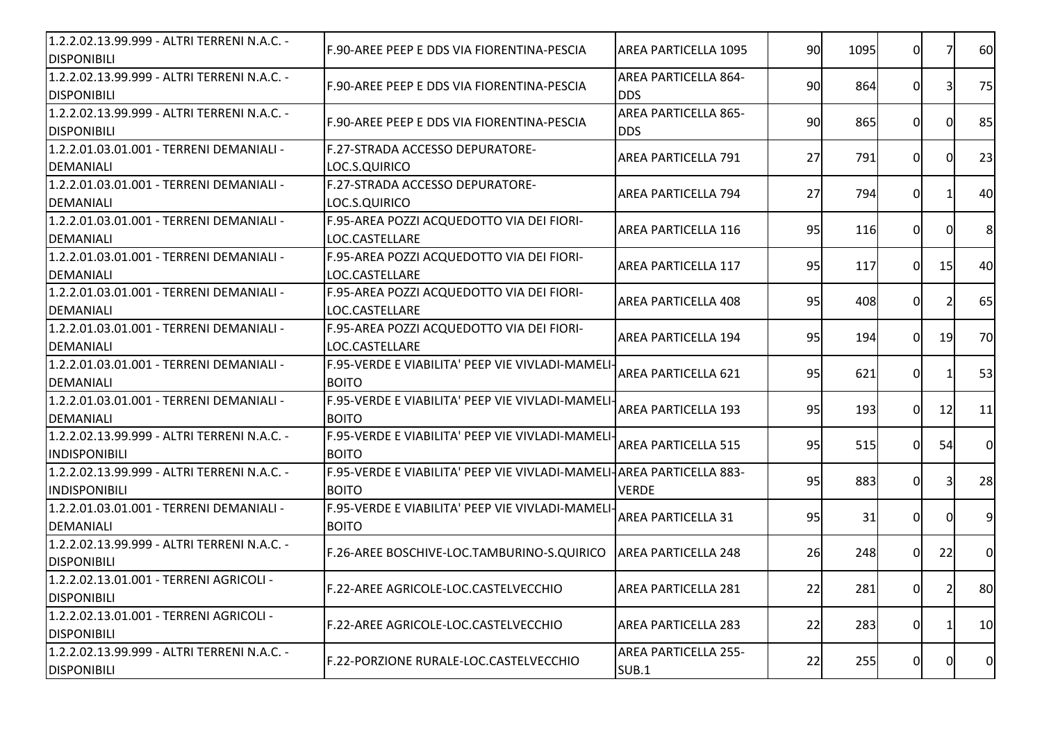| | | | | | | | |
|---|---|---|---|---|---|---|---|
| 1.2.2.02.13.99.999 - ALTRI TERRENI N.A.C. - DISPONIBILI | F.90-AREE PEEP E DDS VIA FIORENTINA-PESCIA | AREA PARTICELLA 1095 | 90 | 1095 | 0 | 7 | 60 |
| 1.2.2.02.13.99.999 - ALTRI TERRENI N.A.C. - DISPONIBILI | F.90-AREE PEEP E DDS VIA FIORENTINA-PESCIA | AREA PARTICELLA 864-DDS | 90 | 864 | 0 | 3 | 75 |
| 1.2.2.02.13.99.999 - ALTRI TERRENI N.A.C. - DISPONIBILI | F.90-AREE PEEP E DDS VIA FIORENTINA-PESCIA | AREA PARTICELLA 865-DDS | 90 | 865 | 0 | 0 | 85 |
| 1.2.2.01.03.01.001 - TERRENI DEMANIALI - DEMANIALI | F.27-STRADA ACCESSO DEPURATORE-LOC.S.QUIRICO | AREA PARTICELLA 791 | 27 | 791 | 0 | 0 | 23 |
| 1.2.2.01.03.01.001 - TERRENI DEMANIALI - DEMANIALI | F.27-STRADA ACCESSO DEPURATORE-LOC.S.QUIRICO | AREA PARTICELLA 794 | 27 | 794 | 0 | 1 | 40 |
| 1.2.2.01.03.01.001 - TERRENI DEMANIALI - DEMANIALI | F.95-AREA POZZI ACQUEDOTTO VIA DEI FIORI-LOC.CASTELLARE | AREA PARTICELLA 116 | 95 | 116 | 0 | 0 | 8 |
| 1.2.2.01.03.01.001 - TERRENI DEMANIALI - DEMANIALI | F.95-AREA POZZI ACQUEDOTTO VIA DEI FIORI-LOC.CASTELLARE | AREA PARTICELLA 117 | 95 | 117 | 0 | 15 | 40 |
| 1.2.2.01.03.01.001 - TERRENI DEMANIALI - DEMANIALI | F.95-AREA POZZI ACQUEDOTTO VIA DEI FIORI-LOC.CASTELLARE | AREA PARTICELLA 408 | 95 | 408 | 0 | 2 | 65 |
| 1.2.2.01.03.01.001 - TERRENI DEMANIALI - DEMANIALI | F.95-AREA POZZI ACQUEDOTTO VIA DEI FIORI-LOC.CASTELLARE | AREA PARTICELLA 194 | 95 | 194 | 0 | 19 | 70 |
| 1.2.2.01.03.01.001 - TERRENI DEMANIALI - DEMANIALI | F.95-VERDE E VIABILITA' PEEP VIE VIVLADI-MAMELI-BOITO | AREA PARTICELLA 621 | 95 | 621 | 0 | 1 | 53 |
| 1.2.2.01.03.01.001 - TERRENI DEMANIALI - DEMANIALI | F.95-VERDE E VIABILITA' PEEP VIE VIVLADI-MAMELI-BOITO | AREA PARTICELLA 193 | 95 | 193 | 0 | 12 | 11 |
| 1.2.2.02.13.99.999 - ALTRI TERRENI N.A.C. - INDISPONIBILI | F.95-VERDE E VIABILITA' PEEP VIE VIVLADI-MAMELI-BOITO | AREA PARTICELLA 515 | 95 | 515 | 0 | 54 | 0 |
| 1.2.2.02.13.99.999 - ALTRI TERRENI N.A.C. - INDISPONIBILI | F.95-VERDE E VIABILITA' PEEP VIE VIVLADI-MAMELI-BOITO | AREA PARTICELLA 883-VERDE | 95 | 883 | 0 | 3 | 28 |
| 1.2.2.01.03.01.001 - TERRENI DEMANIALI - DEMANIALI | F.95-VERDE E VIABILITA' PEEP VIE VIVLADI-MAMELI-BOITO | AREA PARTICELLA 31 | 95 | 31 | 0 | 0 | 9 |
| 1.2.2.02.13.99.999 - ALTRI TERRENI N.A.C. - DISPONIBILI | F.26-AREE BOSCHIVE-LOC.TAMBURINO-S.QUIRICO | AREA PARTICELLA 248 | 26 | 248 | 0 | 22 | 0 |
| 1.2.2.02.13.01.001 - TERRENI AGRICOLI - DISPONIBILI | F.22-AREE AGRICOLE-LOC.CASTELVECCHIO | AREA PARTICELLA 281 | 22 | 281 | 0 | 2 | 80 |
| 1.2.2.02.13.01.001 - TERRENI AGRICOLI - DISPONIBILI | F.22-AREE AGRICOLE-LOC.CASTELVECCHIO | AREA PARTICELLA 283 | 22 | 283 | 0 | 1 | 10 |
| 1.2.2.02.13.99.999 - ALTRI TERRENI N.A.C. - DISPONIBILI | F.22-PORZIONE RURALE-LOC.CASTELVECCHIO | AREA PARTICELLA 255-SUB.1 | 22 | 255 | 0 | 0 | 0 |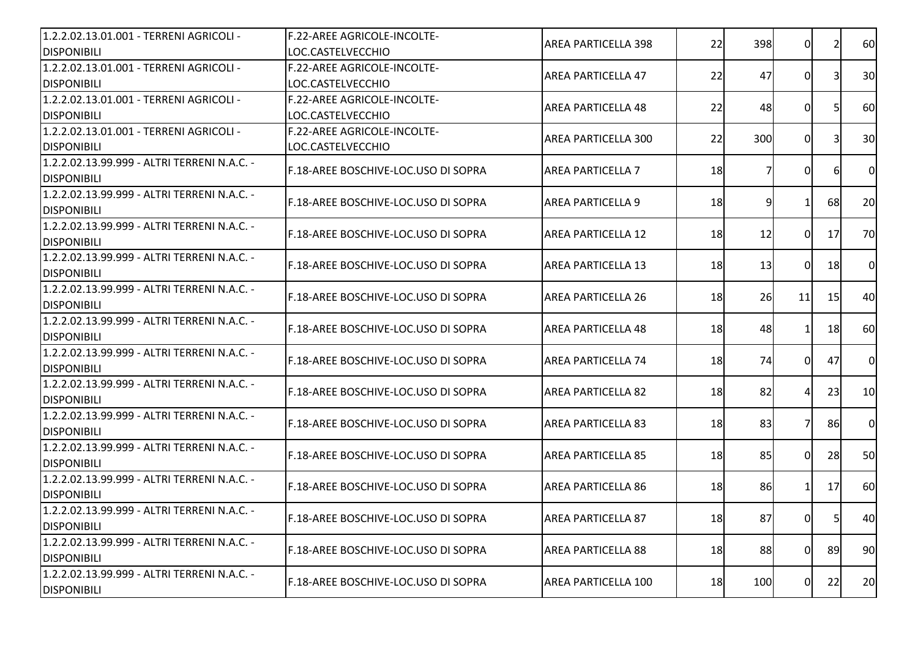| | | | | | | | |
|---|---|---|---|---|---|---|---|
| 1.2.2.02.13.01.001 - TERRENI AGRICOLI - DISPONIBILI | F.22-AREE AGRICOLE-INCOLTE-LOC.CASTELVECCHIO | AREA PARTICELLA 398 | 22 | 398 | 0 | 2 | 60 |
| 1.2.2.02.13.01.001 - TERRENI AGRICOLI - DISPONIBILI | F.22-AREE AGRICOLE-INCOLTE-LOC.CASTELVECCHIO | AREA PARTICELLA 47 | 22 | 47 | 0 | 3 | 30 |
| 1.2.2.02.13.01.001 - TERRENI AGRICOLI - DISPONIBILI | F.22-AREE AGRICOLE-INCOLTE-LOC.CASTELVECCHIO | AREA PARTICELLA 48 | 22 | 48 | 0 | 5 | 60 |
| 1.2.2.02.13.01.001 - TERRENI AGRICOLI - DISPONIBILI | F.22-AREE AGRICOLE-INCOLTE-LOC.CASTELVECCHIO | AREA PARTICELLA 300 | 22 | 300 | 0 | 3 | 30 |
| 1.2.2.02.13.99.999 - ALTRI TERRENI N.A.C. - DISPONIBILI | F.18-AREE BOSCHIVE-LOC.USO DI SOPRA | AREA PARTICELLA 7 | 18 | 7 | 0 | 6 | 0 |
| 1.2.2.02.13.99.999 - ALTRI TERRENI N.A.C. - DISPONIBILI | F.18-AREE BOSCHIVE-LOC.USO DI SOPRA | AREA PARTICELLA 9 | 18 | 9 | 1 | 68 | 20 |
| 1.2.2.02.13.99.999 - ALTRI TERRENI N.A.C. - DISPONIBILI | F.18-AREE BOSCHIVE-LOC.USO DI SOPRA | AREA PARTICELLA 12 | 18 | 12 | 0 | 17 | 70 |
| 1.2.2.02.13.99.999 - ALTRI TERRENI N.A.C. - DISPONIBILI | F.18-AREE BOSCHIVE-LOC.USO DI SOPRA | AREA PARTICELLA 13 | 18 | 13 | 0 | 18 | 0 |
| 1.2.2.02.13.99.999 - ALTRI TERRENI N.A.C. - DISPONIBILI | F.18-AREE BOSCHIVE-LOC.USO DI SOPRA | AREA PARTICELLA 26 | 18 | 26 | 11 | 15 | 40 |
| 1.2.2.02.13.99.999 - ALTRI TERRENI N.A.C. - DISPONIBILI | F.18-AREE BOSCHIVE-LOC.USO DI SOPRA | AREA PARTICELLA 48 | 18 | 48 | 1 | 18 | 60 |
| 1.2.2.02.13.99.999 - ALTRI TERRENI N.A.C. - DISPONIBILI | F.18-AREE BOSCHIVE-LOC.USO DI SOPRA | AREA PARTICELLA 74 | 18 | 74 | 0 | 47 | 0 |
| 1.2.2.02.13.99.999 - ALTRI TERRENI N.A.C. - DISPONIBILI | F.18-AREE BOSCHIVE-LOC.USO DI SOPRA | AREA PARTICELLA 82 | 18 | 82 | 4 | 23 | 10 |
| 1.2.2.02.13.99.999 - ALTRI TERRENI N.A.C. - DISPONIBILI | F.18-AREE BOSCHIVE-LOC.USO DI SOPRA | AREA PARTICELLA 83 | 18 | 83 | 7 | 86 | 0 |
| 1.2.2.02.13.99.999 - ALTRI TERRENI N.A.C. - DISPONIBILI | F.18-AREE BOSCHIVE-LOC.USO DI SOPRA | AREA PARTICELLA 85 | 18 | 85 | 0 | 28 | 50 |
| 1.2.2.02.13.99.999 - ALTRI TERRENI N.A.C. - DISPONIBILI | F.18-AREE BOSCHIVE-LOC.USO DI SOPRA | AREA PARTICELLA 86 | 18 | 86 | 1 | 17 | 60 |
| 1.2.2.02.13.99.999 - ALTRI TERRENI N.A.C. - DISPONIBILI | F.18-AREE BOSCHIVE-LOC.USO DI SOPRA | AREA PARTICELLA 87 | 18 | 87 | 0 | 5 | 40 |
| 1.2.2.02.13.99.999 - ALTRI TERRENI N.A.C. - DISPONIBILI | F.18-AREE BOSCHIVE-LOC.USO DI SOPRA | AREA PARTICELLA 88 | 18 | 88 | 0 | 89 | 90 |
| 1.2.2.02.13.99.999 - ALTRI TERRENI N.A.C. - DISPONIBILI | F.18-AREE BOSCHIVE-LOC.USO DI SOPRA | AREA PARTICELLA 100 | 18 | 100 | 0 | 22 | 20 |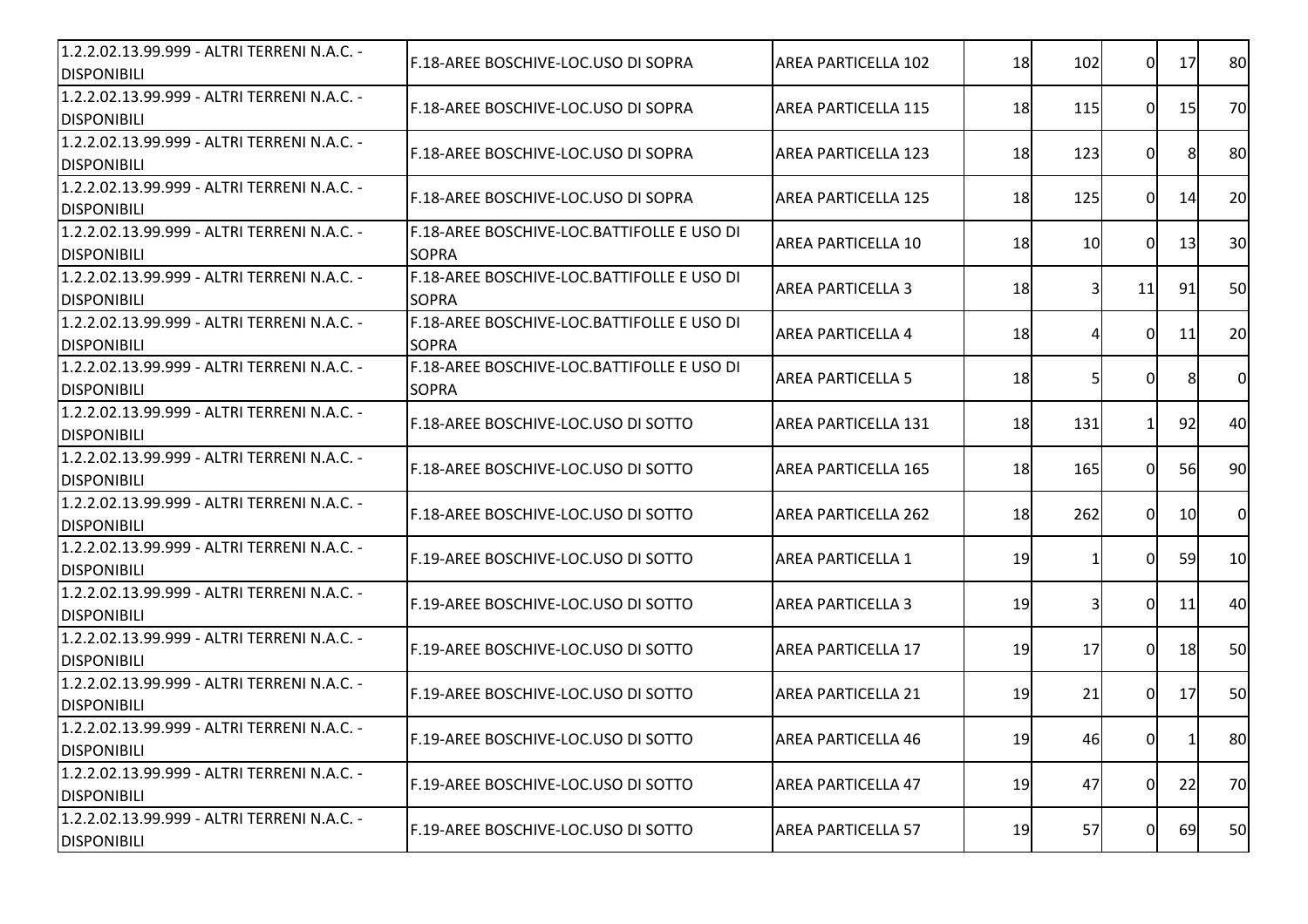| | | | | | | | |
|---|---|---|---|---|---|---|---|
| 1.2.2.02.13.99.999 - ALTRI TERRENI N.A.C. - DISPONIBILI | F.18-AREE BOSCHIVE-LOC.USO DI SOPRA | AREA PARTICELLA 102 | 18 | 102 | 0 | 17 | 80 |
| 1.2.2.02.13.99.999 - ALTRI TERRENI N.A.C. - DISPONIBILI | F.18-AREE BOSCHIVE-LOC.USO DI SOPRA | AREA PARTICELLA 115 | 18 | 115 | 0 | 15 | 70 |
| 1.2.2.02.13.99.999 - ALTRI TERRENI N.A.C. - DISPONIBILI | F.18-AREE BOSCHIVE-LOC.USO DI SOPRA | AREA PARTICELLA 123 | 18 | 123 | 0 | 8 | 80 |
| 1.2.2.02.13.99.999 - ALTRI TERRENI N.A.C. - DISPONIBILI | F.18-AREE BOSCHIVE-LOC.USO DI SOPRA | AREA PARTICELLA 125 | 18 | 125 | 0 | 14 | 20 |
| 1.2.2.02.13.99.999 - ALTRI TERRENI N.A.C. - DISPONIBILI | F.18-AREE BOSCHIVE-LOC.BATTIFOLLE E USO DI SOPRA | AREA PARTICELLA 10 | 18 | 10 | 0 | 13 | 30 |
| 1.2.2.02.13.99.999 - ALTRI TERRENI N.A.C. - DISPONIBILI | F.18-AREE BOSCHIVE-LOC.BATTIFOLLE E USO DI SOPRA | AREA PARTICELLA 3 | 18 | 3 | 11 | 91 | 50 |
| 1.2.2.02.13.99.999 - ALTRI TERRENI N.A.C. - DISPONIBILI | F.18-AREE BOSCHIVE-LOC.BATTIFOLLE E USO DI SOPRA | AREA PARTICELLA 4 | 18 | 4 | 0 | 11 | 20 |
| 1.2.2.02.13.99.999 - ALTRI TERRENI N.A.C. - DISPONIBILI | F.18-AREE BOSCHIVE-LOC.BATTIFOLLE E USO DI SOPRA | AREA PARTICELLA 5 | 18 | 5 | 0 | 8 | 0 |
| 1.2.2.02.13.99.999 - ALTRI TERRENI N.A.C. - DISPONIBILI | F.18-AREE BOSCHIVE-LOC.USO DI SOTTO | AREA PARTICELLA 131 | 18 | 131 | 1 | 92 | 40 |
| 1.2.2.02.13.99.999 - ALTRI TERRENI N.A.C. - DISPONIBILI | F.18-AREE BOSCHIVE-LOC.USO DI SOTTO | AREA PARTICELLA 165 | 18 | 165 | 0 | 56 | 90 |
| 1.2.2.02.13.99.999 - ALTRI TERRENI N.A.C. - DISPONIBILI | F.18-AREE BOSCHIVE-LOC.USO DI SOTTO | AREA PARTICELLA 262 | 18 | 262 | 0 | 10 | 0 |
| 1.2.2.02.13.99.999 - ALTRI TERRENI N.A.C. - DISPONIBILI | F.19-AREE BOSCHIVE-LOC.USO DI SOTTO | AREA PARTICELLA 1 | 19 | 1 | 0 | 59 | 10 |
| 1.2.2.02.13.99.999 - ALTRI TERRENI N.A.C. - DISPONIBILI | F.19-AREE BOSCHIVE-LOC.USO DI SOTTO | AREA PARTICELLA 3 | 19 | 3 | 0 | 11 | 40 |
| 1.2.2.02.13.99.999 - ALTRI TERRENI N.A.C. - DISPONIBILI | F.19-AREE BOSCHIVE-LOC.USO DI SOTTO | AREA PARTICELLA 17 | 19 | 17 | 0 | 18 | 50 |
| 1.2.2.02.13.99.999 - ALTRI TERRENI N.A.C. - DISPONIBILI | F.19-AREE BOSCHIVE-LOC.USO DI SOTTO | AREA PARTICELLA 21 | 19 | 21 | 0 | 17 | 50 |
| 1.2.2.02.13.99.999 - ALTRI TERRENI N.A.C. - DISPONIBILI | F.19-AREE BOSCHIVE-LOC.USO DI SOTTO | AREA PARTICELLA 46 | 19 | 46 | 0 | 1 | 80 |
| 1.2.2.02.13.99.999 - ALTRI TERRENI N.A.C. - DISPONIBILI | F.19-AREE BOSCHIVE-LOC.USO DI SOTTO | AREA PARTICELLA 47 | 19 | 47 | 0 | 22 | 70 |
| 1.2.2.02.13.99.999 - ALTRI TERRENI N.A.C. - DISPONIBILI | F.19-AREE BOSCHIVE-LOC.USO DI SOTTO | AREA PARTICELLA 57 | 19 | 57 | 0 | 69 | 50 |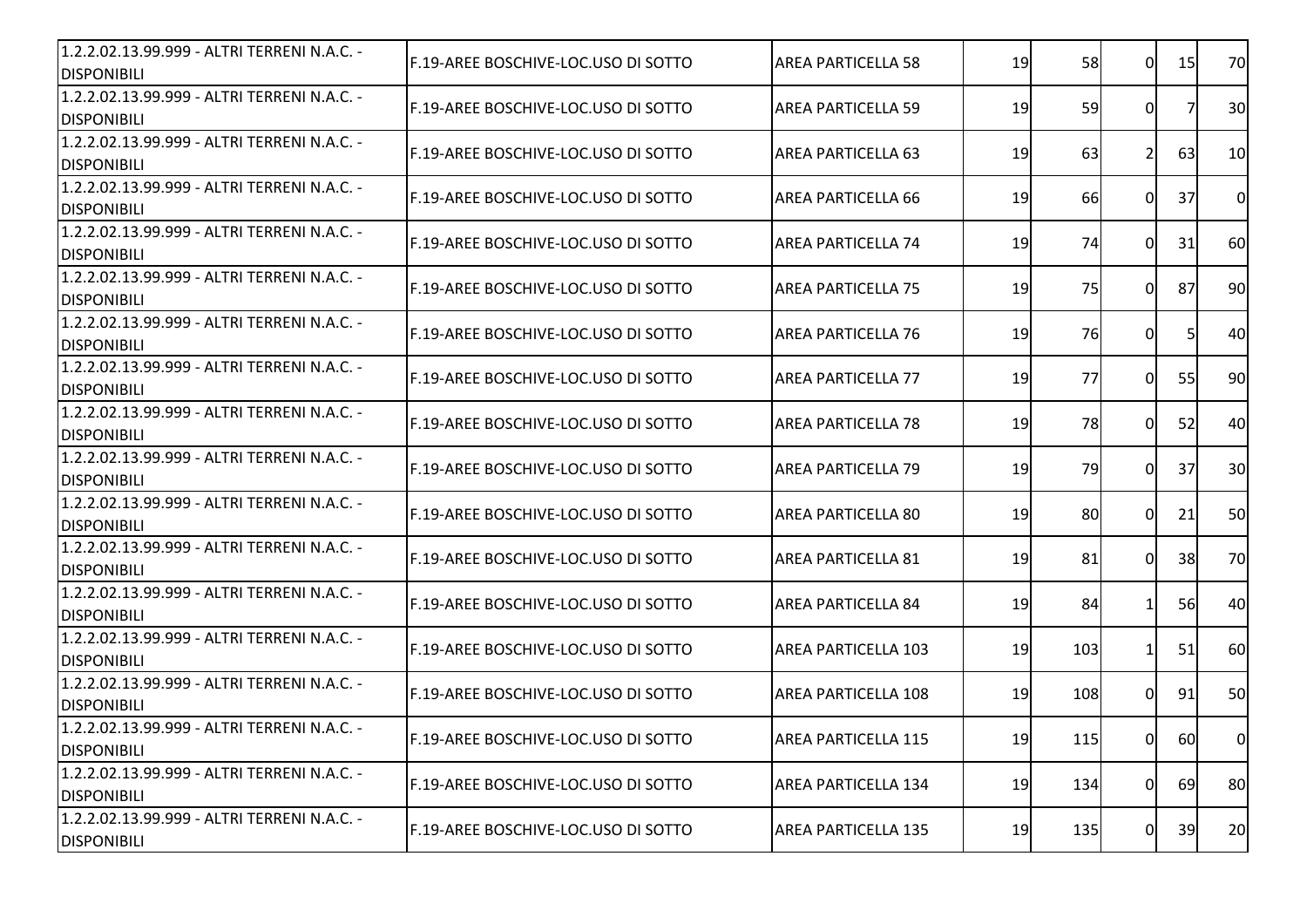| | | | | | | | |
|---|---|---|---|---|---|---|---|
| 1.2.2.02.13.99.999 - ALTRI TERRENI N.A.C. - DISPONIBILI | F.19-AREE BOSCHIVE-LOC.USO DI SOTTO | AREA PARTICELLA 58 | 19 | 58 | 0 | 15 | 70 |
| 1.2.2.02.13.99.999 - ALTRI TERRENI N.A.C. - DISPONIBILI | F.19-AREE BOSCHIVE-LOC.USO DI SOTTO | AREA PARTICELLA 59 | 19 | 59 | 0 | 7 | 30 |
| 1.2.2.02.13.99.999 - ALTRI TERRENI N.A.C. - DISPONIBILI | F.19-AREE BOSCHIVE-LOC.USO DI SOTTO | AREA PARTICELLA 63 | 19 | 63 | 2 | 63 | 10 |
| 1.2.2.02.13.99.999 - ALTRI TERRENI N.A.C. - DISPONIBILI | F.19-AREE BOSCHIVE-LOC.USO DI SOTTO | AREA PARTICELLA 66 | 19 | 66 | 0 | 37 | 0 |
| 1.2.2.02.13.99.999 - ALTRI TERRENI N.A.C. - DISPONIBILI | F.19-AREE BOSCHIVE-LOC.USO DI SOTTO | AREA PARTICELLA 74 | 19 | 74 | 0 | 31 | 60 |
| 1.2.2.02.13.99.999 - ALTRI TERRENI N.A.C. - DISPONIBILI | F.19-AREE BOSCHIVE-LOC.USO DI SOTTO | AREA PARTICELLA 75 | 19 | 75 | 0 | 87 | 90 |
| 1.2.2.02.13.99.999 - ALTRI TERRENI N.A.C. - DISPONIBILI | F.19-AREE BOSCHIVE-LOC.USO DI SOTTO | AREA PARTICELLA 76 | 19 | 76 | 0 | 5 | 40 |
| 1.2.2.02.13.99.999 - ALTRI TERRENI N.A.C. - DISPONIBILI | F.19-AREE BOSCHIVE-LOC.USO DI SOTTO | AREA PARTICELLA 77 | 19 | 77 | 0 | 55 | 90 |
| 1.2.2.02.13.99.999 - ALTRI TERRENI N.A.C. - DISPONIBILI | F.19-AREE BOSCHIVE-LOC.USO DI SOTTO | AREA PARTICELLA 78 | 19 | 78 | 0 | 52 | 40 |
| 1.2.2.02.13.99.999 - ALTRI TERRENI N.A.C. - DISPONIBILI | F.19-AREE BOSCHIVE-LOC.USO DI SOTTO | AREA PARTICELLA 79 | 19 | 79 | 0 | 37 | 30 |
| 1.2.2.02.13.99.999 - ALTRI TERRENI N.A.C. - DISPONIBILI | F.19-AREE BOSCHIVE-LOC.USO DI SOTTO | AREA PARTICELLA 80 | 19 | 80 | 0 | 21 | 50 |
| 1.2.2.02.13.99.999 - ALTRI TERRENI N.A.C. - DISPONIBILI | F.19-AREE BOSCHIVE-LOC.USO DI SOTTO | AREA PARTICELLA 81 | 19 | 81 | 0 | 38 | 70 |
| 1.2.2.02.13.99.999 - ALTRI TERRENI N.A.C. - DISPONIBILI | F.19-AREE BOSCHIVE-LOC.USO DI SOTTO | AREA PARTICELLA 84 | 19 | 84 | 1 | 56 | 40 |
| 1.2.2.02.13.99.999 - ALTRI TERRENI N.A.C. - DISPONIBILI | F.19-AREE BOSCHIVE-LOC.USO DI SOTTO | AREA PARTICELLA 103 | 19 | 103 | 1 | 51 | 60 |
| 1.2.2.02.13.99.999 - ALTRI TERRENI N.A.C. - DISPONIBILI | F.19-AREE BOSCHIVE-LOC.USO DI SOTTO | AREA PARTICELLA 108 | 19 | 108 | 0 | 91 | 50 |
| 1.2.2.02.13.99.999 - ALTRI TERRENI N.A.C. - DISPONIBILI | F.19-AREE BOSCHIVE-LOC.USO DI SOTTO | AREA PARTICELLA 115 | 19 | 115 | 0 | 60 | 0 |
| 1.2.2.02.13.99.999 - ALTRI TERRENI N.A.C. - DISPONIBILI | F.19-AREE BOSCHIVE-LOC.USO DI SOTTO | AREA PARTICELLA 134 | 19 | 134 | 0 | 69 | 80 |
| 1.2.2.02.13.99.999 - ALTRI TERRENI N.A.C. - DISPONIBILI | F.19-AREE BOSCHIVE-LOC.USO DI SOTTO | AREA PARTICELLA 135 | 19 | 135 | 0 | 39 | 20 |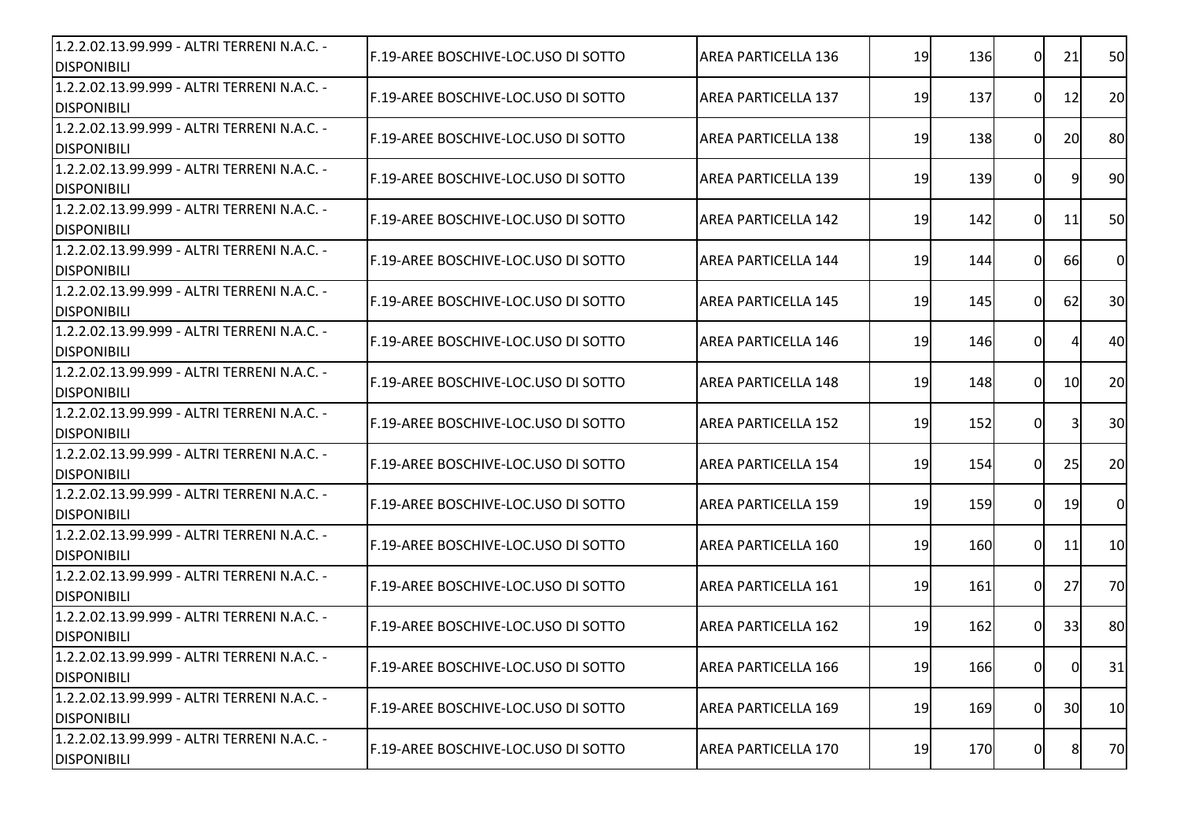| | | | | | | | |
|---|---|---|---|---|---|---|---|
| 1.2.2.02.13.99.999 - ALTRI TERRENI N.A.C. - DISPONIBILI | F.19-AREE BOSCHIVE-LOC.USO DI SOTTO | AREA PARTICELLA 136 | 19 | 136 | 0 | 21 | 50 |
| 1.2.2.02.13.99.999 - ALTRI TERRENI N.A.C. - DISPONIBILI | F.19-AREE BOSCHIVE-LOC.USO DI SOTTO | AREA PARTICELLA 137 | 19 | 137 | 0 | 12 | 20 |
| 1.2.2.02.13.99.999 - ALTRI TERRENI N.A.C. - DISPONIBILI | F.19-AREE BOSCHIVE-LOC.USO DI SOTTO | AREA PARTICELLA 138 | 19 | 138 | 0 | 20 | 80 |
| 1.2.2.02.13.99.999 - ALTRI TERRENI N.A.C. - DISPONIBILI | F.19-AREE BOSCHIVE-LOC.USO DI SOTTO | AREA PARTICELLA 139 | 19 | 139 | 0 | 9 | 90 |
| 1.2.2.02.13.99.999 - ALTRI TERRENI N.A.C. - DISPONIBILI | F.19-AREE BOSCHIVE-LOC.USO DI SOTTO | AREA PARTICELLA 142 | 19 | 142 | 0 | 11 | 50 |
| 1.2.2.02.13.99.999 - ALTRI TERRENI N.A.C. - DISPONIBILI | F.19-AREE BOSCHIVE-LOC.USO DI SOTTO | AREA PARTICELLA 144 | 19 | 144 | 0 | 66 | 0 |
| 1.2.2.02.13.99.999 - ALTRI TERRENI N.A.C. - DISPONIBILI | F.19-AREE BOSCHIVE-LOC.USO DI SOTTO | AREA PARTICELLA 145 | 19 | 145 | 0 | 62 | 30 |
| 1.2.2.02.13.99.999 - ALTRI TERRENI N.A.C. - DISPONIBILI | F.19-AREE BOSCHIVE-LOC.USO DI SOTTO | AREA PARTICELLA 146 | 19 | 146 | 0 | 4 | 40 |
| 1.2.2.02.13.99.999 - ALTRI TERRENI N.A.C. - DISPONIBILI | F.19-AREE BOSCHIVE-LOC.USO DI SOTTO | AREA PARTICELLA 148 | 19 | 148 | 0 | 10 | 20 |
| 1.2.2.02.13.99.999 - ALTRI TERRENI N.A.C. - DISPONIBILI | F.19-AREE BOSCHIVE-LOC.USO DI SOTTO | AREA PARTICELLA 152 | 19 | 152 | 0 | 3 | 30 |
| 1.2.2.02.13.99.999 - ALTRI TERRENI N.A.C. - DISPONIBILI | F.19-AREE BOSCHIVE-LOC.USO DI SOTTO | AREA PARTICELLA 154 | 19 | 154 | 0 | 25 | 20 |
| 1.2.2.02.13.99.999 - ALTRI TERRENI N.A.C. - DISPONIBILI | F.19-AREE BOSCHIVE-LOC.USO DI SOTTO | AREA PARTICELLA 159 | 19 | 159 | 0 | 19 | 0 |
| 1.2.2.02.13.99.999 - ALTRI TERRENI N.A.C. - DISPONIBILI | F.19-AREE BOSCHIVE-LOC.USO DI SOTTO | AREA PARTICELLA 160 | 19 | 160 | 0 | 11 | 10 |
| 1.2.2.02.13.99.999 - ALTRI TERRENI N.A.C. - DISPONIBILI | F.19-AREE BOSCHIVE-LOC.USO DI SOTTO | AREA PARTICELLA 161 | 19 | 161 | 0 | 27 | 70 |
| 1.2.2.02.13.99.999 - ALTRI TERRENI N.A.C. - DISPONIBILI | F.19-AREE BOSCHIVE-LOC.USO DI SOTTO | AREA PARTICELLA 162 | 19 | 162 | 0 | 33 | 80 |
| 1.2.2.02.13.99.999 - ALTRI TERRENI N.A.C. - DISPONIBILI | F.19-AREE BOSCHIVE-LOC.USO DI SOTTO | AREA PARTICELLA 166 | 19 | 166 | 0 | 0 | 31 |
| 1.2.2.02.13.99.999 - ALTRI TERRENI N.A.C. - DISPONIBILI | F.19-AREE BOSCHIVE-LOC.USO DI SOTTO | AREA PARTICELLA 169 | 19 | 169 | 0 | 30 | 10 |
| 1.2.2.02.13.99.999 - ALTRI TERRENI N.A.C. - DISPONIBILI | F.19-AREE BOSCHIVE-LOC.USO DI SOTTO | AREA PARTICELLA 170 | 19 | 170 | 0 | 8 | 70 |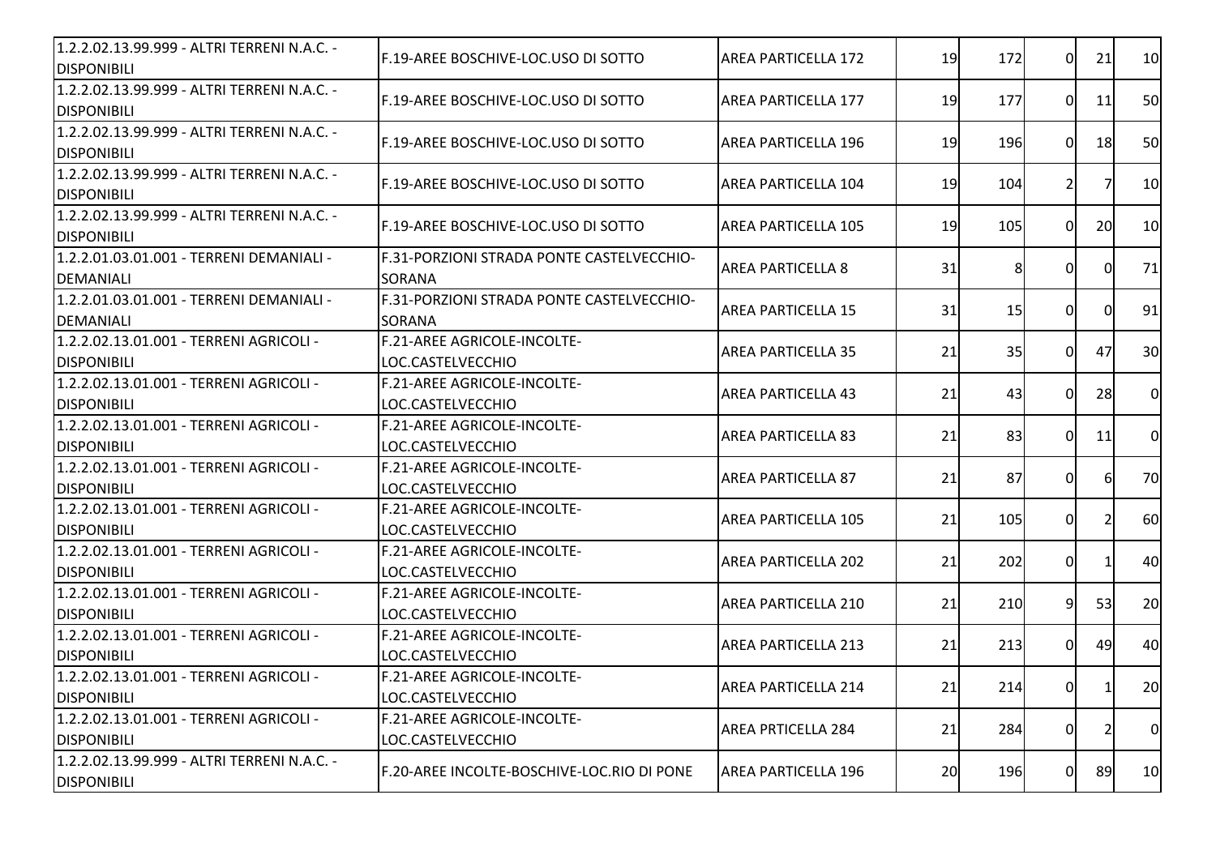| | | | | | | | |
|---|---|---|---|---|---|---|---|
| 1.2.2.02.13.99.999 - ALTRI TERRENI N.A.C. - DISPONIBILI | F.19-AREE BOSCHIVE-LOC.USO DI SOTTO | AREA PARTICELLA 172 | 19 | 172 | 0 | 21 | 10 |
| 1.2.2.02.13.99.999 - ALTRI TERRENI N.A.C. - DISPONIBILI | F.19-AREE BOSCHIVE-LOC.USO DI SOTTO | AREA PARTICELLA 177 | 19 | 177 | 0 | 11 | 50 |
| 1.2.2.02.13.99.999 - ALTRI TERRENI N.A.C. - DISPONIBILI | F.19-AREE BOSCHIVE-LOC.USO DI SOTTO | AREA PARTICELLA 196 | 19 | 196 | 0 | 18 | 50 |
| 1.2.2.02.13.99.999 - ALTRI TERRENI N.A.C. - DISPONIBILI | F.19-AREE BOSCHIVE-LOC.USO DI SOTTO | AREA PARTICELLA 104 | 19 | 104 | 2 | 7 | 10 |
| 1.2.2.02.13.99.999 - ALTRI TERRENI N.A.C. - DISPONIBILI | F.19-AREE BOSCHIVE-LOC.USO DI SOTTO | AREA PARTICELLA 105 | 19 | 105 | 0 | 20 | 10 |
| 1.2.2.01.03.01.001 - TERRENI DEMANIALI - DEMANIALI | F.31-PORZIONI STRADA PONTE CASTELVECCHIO-SORANA | AREA PARTICELLA 8 | 31 | 8 | 0 | 0 | 71 |
| 1.2.2.01.03.01.001 - TERRENI DEMANIALI - DEMANIALI | F.31-PORZIONI STRADA PONTE CASTELVECCHIO-SORANA | AREA PARTICELLA 15 | 31 | 15 | 0 | 0 | 91 |
| 1.2.2.02.13.01.001 - TERRENI AGRICOLI - DISPONIBILI | F.21-AREE AGRICOLE-INCOLTE-LOC.CASTELVECCHIO | AREA PARTICELLA 35 | 21 | 35 | 0 | 47 | 30 |
| 1.2.2.02.13.01.001 - TERRENI AGRICOLI - DISPONIBILI | F.21-AREE AGRICOLE-INCOLTE-LOC.CASTELVECCHIO | AREA PARTICELLA 43 | 21 | 43 | 0 | 28 | 0 |
| 1.2.2.02.13.01.001 - TERRENI AGRICOLI - DISPONIBILI | F.21-AREE AGRICOLE-INCOLTE-LOC.CASTELVECCHIO | AREA PARTICELLA 83 | 21 | 83 | 0 | 11 | 0 |
| 1.2.2.02.13.01.001 - TERRENI AGRICOLI - DISPONIBILI | F.21-AREE AGRICOLE-INCOLTE-LOC.CASTELVECCHIO | AREA PARTICELLA 87 | 21 | 87 | 0 | 6 | 70 |
| 1.2.2.02.13.01.001 - TERRENI AGRICOLI - DISPONIBILI | F.21-AREE AGRICOLE-INCOLTE-LOC.CASTELVECCHIO | AREA PARTICELLA 105 | 21 | 105 | 0 | 2 | 60 |
| 1.2.2.02.13.01.001 - TERRENI AGRICOLI - DISPONIBILI | F.21-AREE AGRICOLE-INCOLTE-LOC.CASTELVECCHIO | AREA PARTICELLA 202 | 21 | 202 | 0 | 1 | 40 |
| 1.2.2.02.13.01.001 - TERRENI AGRICOLI - DISPONIBILI | F.21-AREE AGRICOLE-INCOLTE-LOC.CASTELVECCHIO | AREA PARTICELLA 210 | 21 | 210 | 9 | 53 | 20 |
| 1.2.2.02.13.01.001 - TERRENI AGRICOLI - DISPONIBILI | F.21-AREE AGRICOLE-INCOLTE-LOC.CASTELVECCHIO | AREA PARTICELLA 213 | 21 | 213 | 0 | 49 | 40 |
| 1.2.2.02.13.01.001 - TERRENI AGRICOLI - DISPONIBILI | F.21-AREE AGRICOLE-INCOLTE-LOC.CASTELVECCHIO | AREA PARTICELLA 214 | 21 | 214 | 0 | 1 | 20 |
| 1.2.2.02.13.01.001 - TERRENI AGRICOLI - DISPONIBILI | F.21-AREE AGRICOLE-INCOLTE-LOC.CASTELVECCHIO | AREA PRTICELLA 284 | 21 | 284 | 0 | 2 | 0 |
| 1.2.2.02.13.99.999 - ALTRI TERRENI N.A.C. - DISPONIBILI | F.20-AREE INCOLTE-BOSCHIVE-LOC.RIO DI PONE | AREA PARTICELLA 196 | 20 | 196 | 0 | 89 | 10 |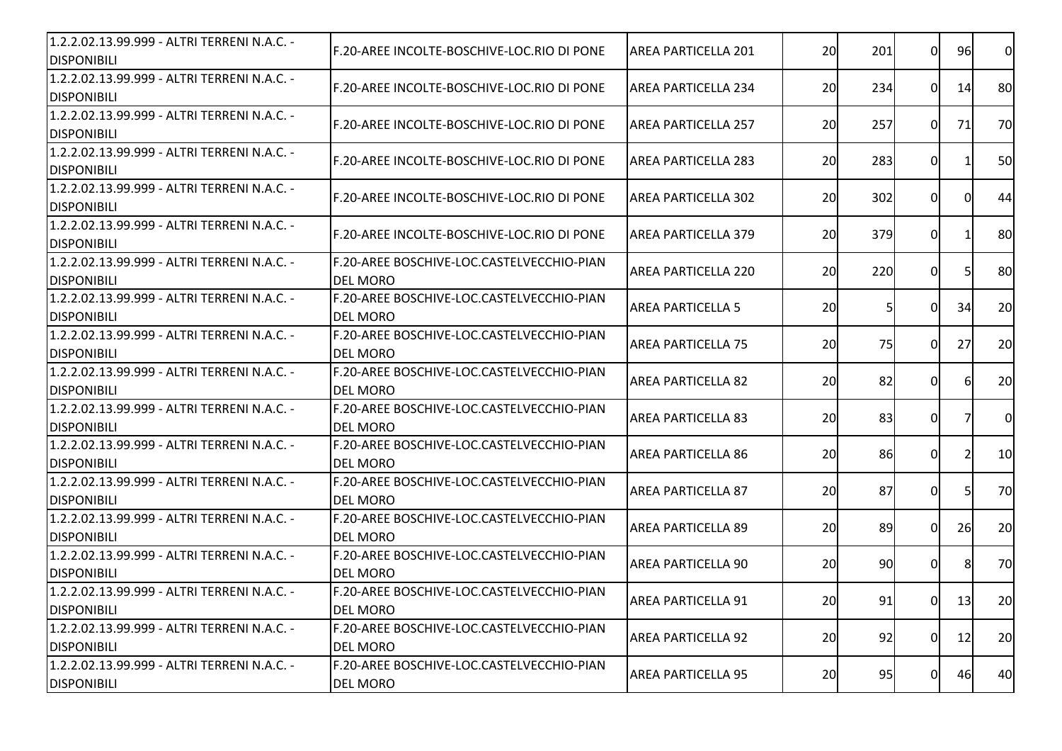| | | | | | | | |
|---|---|---|---|---|---|---|---|
| 1.2.2.02.13.99.999 - ALTRI TERRENI N.A.C. - DISPONIBILI | F.20-AREE INCOLTE-BOSCHIVE-LOC.RIO DI PONE | AREA PARTICELLA 201 | 20 | 201 | 0 | 96 | 0 |
| 1.2.2.02.13.99.999 - ALTRI TERRENI N.A.C. - DISPONIBILI | F.20-AREE INCOLTE-BOSCHIVE-LOC.RIO DI PONE | AREA PARTICELLA 234 | 20 | 234 | 0 | 14 | 80 |
| 1.2.2.02.13.99.999 - ALTRI TERRENI N.A.C. - DISPONIBILI | F.20-AREE INCOLTE-BOSCHIVE-LOC.RIO DI PONE | AREA PARTICELLA 257 | 20 | 257 | 0 | 71 | 70 |
| 1.2.2.02.13.99.999 - ALTRI TERRENI N.A.C. - DISPONIBILI | F.20-AREE INCOLTE-BOSCHIVE-LOC.RIO DI PONE | AREA PARTICELLA 283 | 20 | 283 | 0 | 1 | 50 |
| 1.2.2.02.13.99.999 - ALTRI TERRENI N.A.C. - DISPONIBILI | F.20-AREE INCOLTE-BOSCHIVE-LOC.RIO DI PONE | AREA PARTICELLA 302 | 20 | 302 | 0 | 0 | 44 |
| 1.2.2.02.13.99.999 - ALTRI TERRENI N.A.C. - DISPONIBILI | F.20-AREE INCOLTE-BOSCHIVE-LOC.RIO DI PONE | AREA PARTICELLA 379 | 20 | 379 | 0 | 1 | 80 |
| 1.2.2.02.13.99.999 - ALTRI TERRENI N.A.C. - DISPONIBILI | F.20-AREE BOSCHIVE-LOC.CASTELVECCHIO-PIAN DEL MORO | AREA PARTICELLA 220 | 20 | 220 | 0 | 5 | 80 |
| 1.2.2.02.13.99.999 - ALTRI TERRENI N.A.C. - DISPONIBILI | F.20-AREE BOSCHIVE-LOC.CASTELVECCHIO-PIAN DEL MORO | AREA PARTICELLA 5 | 20 | 5 | 0 | 34 | 20 |
| 1.2.2.02.13.99.999 - ALTRI TERRENI N.A.C. - DISPONIBILI | F.20-AREE BOSCHIVE-LOC.CASTELVECCHIO-PIAN DEL MORO | AREA PARTICELLA 75 | 20 | 75 | 0 | 27 | 20 |
| 1.2.2.02.13.99.999 - ALTRI TERRENI N.A.C. - DISPONIBILI | F.20-AREE BOSCHIVE-LOC.CASTELVECCHIO-PIAN DEL MORO | AREA PARTICELLA 82 | 20 | 82 | 0 | 6 | 20 |
| 1.2.2.02.13.99.999 - ALTRI TERRENI N.A.C. - DISPONIBILI | F.20-AREE BOSCHIVE-LOC.CASTELVECCHIO-PIAN DEL MORO | AREA PARTICELLA 83 | 20 | 83 | 0 | 7 | 0 |
| 1.2.2.02.13.99.999 - ALTRI TERRENI N.A.C. - DISPONIBILI | F.20-AREE BOSCHIVE-LOC.CASTELVECCHIO-PIAN DEL MORO | AREA PARTICELLA 86 | 20 | 86 | 0 | 2 | 10 |
| 1.2.2.02.13.99.999 - ALTRI TERRENI N.A.C. - DISPONIBILI | F.20-AREE BOSCHIVE-LOC.CASTELVECCHIO-PIAN DEL MORO | AREA PARTICELLA 87 | 20 | 87 | 0 | 5 | 70 |
| 1.2.2.02.13.99.999 - ALTRI TERRENI N.A.C. - DISPONIBILI | F.20-AREE BOSCHIVE-LOC.CASTELVECCHIO-PIAN DEL MORO | AREA PARTICELLA 89 | 20 | 89 | 0 | 26 | 20 |
| 1.2.2.02.13.99.999 - ALTRI TERRENI N.A.C. - DISPONIBILI | F.20-AREE BOSCHIVE-LOC.CASTELVECCHIO-PIAN DEL MORO | AREA PARTICELLA 90 | 20 | 90 | 0 | 8 | 70 |
| 1.2.2.02.13.99.999 - ALTRI TERRENI N.A.C. - DISPONIBILI | F.20-AREE BOSCHIVE-LOC.CASTELVECCHIO-PIAN DEL MORO | AREA PARTICELLA 91 | 20 | 91 | 0 | 13 | 20 |
| 1.2.2.02.13.99.999 - ALTRI TERRENI N.A.C. - DISPONIBILI | F.20-AREE BOSCHIVE-LOC.CASTELVECCHIO-PIAN DEL MORO | AREA PARTICELLA 92 | 20 | 92 | 0 | 12 | 20 |
| 1.2.2.02.13.99.999 - ALTRI TERRENI N.A.C. - DISPONIBILI | F.20-AREE BOSCHIVE-LOC.CASTELVECCHIO-PIAN DEL MORO | AREA PARTICELLA 95 | 20 | 95 | 0 | 46 | 40 |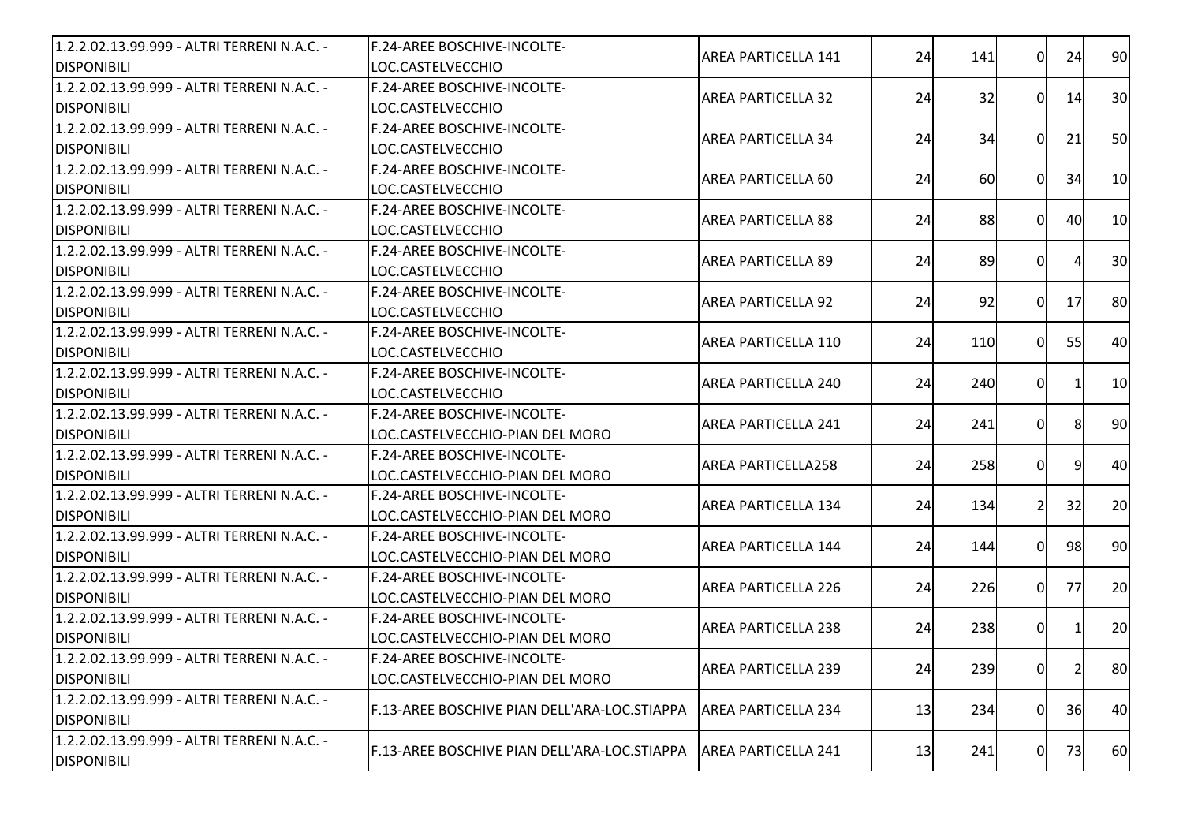| | | | | | | | |
|---|---|---|---|---|---|---|---|
| 1.2.2.02.13.99.999 - ALTRI TERRENI N.A.C. - DISPONIBILI | F.24-AREE BOSCHIVE-INCOLTE-LOC.CASTELVECCHIO | AREA PARTICELLA 141 | 24 | 141 | 0 | 24 | 90 |
| 1.2.2.02.13.99.999 - ALTRI TERRENI N.A.C. - DISPONIBILI | F.24-AREE BOSCHIVE-INCOLTE-LOC.CASTELVECCHIO | AREA PARTICELLA 32 | 24 | 32 | 0 | 14 | 30 |
| 1.2.2.02.13.99.999 - ALTRI TERRENI N.A.C. - DISPONIBILI | F.24-AREE BOSCHIVE-INCOLTE-LOC.CASTELVECCHIO | AREA PARTICELLA 34 | 24 | 34 | 0 | 21 | 50 |
| 1.2.2.02.13.99.999 - ALTRI TERRENI N.A.C. - DISPONIBILI | F.24-AREE BOSCHIVE-INCOLTE-LOC.CASTELVECCHIO | AREA PARTICELLA 60 | 24 | 60 | 0 | 34 | 10 |
| 1.2.2.02.13.99.999 - ALTRI TERRENI N.A.C. - DISPONIBILI | F.24-AREE BOSCHIVE-INCOLTE-LOC.CASTELVECCHIO | AREA PARTICELLA 88 | 24 | 88 | 0 | 40 | 10 |
| 1.2.2.02.13.99.999 - ALTRI TERRENI N.A.C. - DISPONIBILI | F.24-AREE BOSCHIVE-INCOLTE-LOC.CASTELVECCHIO | AREA PARTICELLA 89 | 24 | 89 | 0 | 4 | 30 |
| 1.2.2.02.13.99.999 - ALTRI TERRENI N.A.C. - DISPONIBILI | F.24-AREE BOSCHIVE-INCOLTE-LOC.CASTELVECCHIO | AREA PARTICELLA 92 | 24 | 92 | 0 | 17 | 80 |
| 1.2.2.02.13.99.999 - ALTRI TERRENI N.A.C. - DISPONIBILI | F.24-AREE BOSCHIVE-INCOLTE-LOC.CASTELVECCHIO | AREA PARTICELLA 110 | 24 | 110 | 0 | 55 | 40 |
| 1.2.2.02.13.99.999 - ALTRI TERRENI N.A.C. - DISPONIBILI | F.24-AREE BOSCHIVE-INCOLTE-LOC.CASTELVECCHIO | AREA PARTICELLA 240 | 24 | 240 | 0 | 1 | 10 |
| 1.2.2.02.13.99.999 - ALTRI TERRENI N.A.C. - DISPONIBILI | F.24-AREE BOSCHIVE-INCOLTE-LOC.CASTELVECCHIO-PIAN DEL MORO | AREA PARTICELLA 241 | 24 | 241 | 0 | 8 | 90 |
| 1.2.2.02.13.99.999 - ALTRI TERRENI N.A.C. - DISPONIBILI | F.24-AREE BOSCHIVE-INCOLTE-LOC.CASTELVECCHIO-PIAN DEL MORO | AREA PARTICELLA258 | 24 | 258 | 0 | 9 | 40 |
| 1.2.2.02.13.99.999 - ALTRI TERRENI N.A.C. - DISPONIBILI | F.24-AREE BOSCHIVE-INCOLTE-LOC.CASTELVECCHIO-PIAN DEL MORO | AREA PARTICELLA 134 | 24 | 134 | 2 | 32 | 20 |
| 1.2.2.02.13.99.999 - ALTRI TERRENI N.A.C. - DISPONIBILI | F.24-AREE BOSCHIVE-INCOLTE-LOC.CASTELVECCHIO-PIAN DEL MORO | AREA PARTICELLA 144 | 24 | 144 | 0 | 98 | 90 |
| 1.2.2.02.13.99.999 - ALTRI TERRENI N.A.C. - DISPONIBILI | F.24-AREE BOSCHIVE-INCOLTE-LOC.CASTELVECCHIO-PIAN DEL MORO | AREA PARTICELLA 226 | 24 | 226 | 0 | 77 | 20 |
| 1.2.2.02.13.99.999 - ALTRI TERRENI N.A.C. - DISPONIBILI | F.24-AREE BOSCHIVE-INCOLTE-LOC.CASTELVECCHIO-PIAN DEL MORO | AREA PARTICELLA 238 | 24 | 238 | 0 | 1 | 20 |
| 1.2.2.02.13.99.999 - ALTRI TERRENI N.A.C. - DISPONIBILI | F.24-AREE BOSCHIVE-INCOLTE-LOC.CASTELVECCHIO-PIAN DEL MORO | AREA PARTICELLA 239 | 24 | 239 | 0 | 2 | 80 |
| 1.2.2.02.13.99.999 - ALTRI TERRENI N.A.C. - DISPONIBILI | F.13-AREE BOSCHIVE PIAN DELL'ARA-LOC.STIAPPA | AREA PARTICELLA 234 | 13 | 234 | 0 | 36 | 40 |
| 1.2.2.02.13.99.999 - ALTRI TERRENI N.A.C. - DISPONIBILI | F.13-AREE BOSCHIVE PIAN DELL'ARA-LOC.STIAPPA | AREA PARTICELLA 241 | 13 | 241 | 0 | 73 | 60 |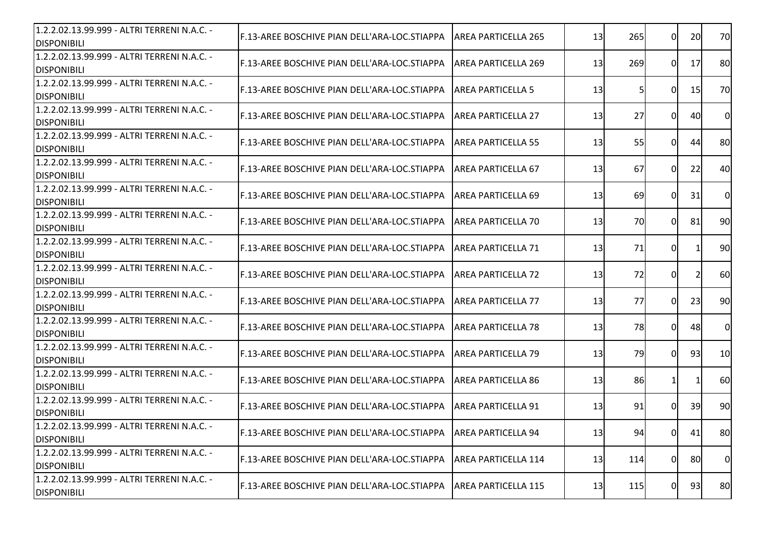| | | | | | | | |
|---|---|---|---|---|---|---|---|
| 1.2.2.02.13.99.999 - ALTRI TERRENI N.A.C. - DISPONIBILI | F.13-AREE BOSCHIVE PIAN DELL'ARA-LOC.STIAPPA | AREA PARTICELLA 265 | 13 | 265 | 0 | 20 | 70 |
| 1.2.2.02.13.99.999 - ALTRI TERRENI N.A.C. - DISPONIBILI | F.13-AREE BOSCHIVE PIAN DELL'ARA-LOC.STIAPPA | AREA PARTICELLA 269 | 13 | 269 | 0 | 17 | 80 |
| 1.2.2.02.13.99.999 - ALTRI TERRENI N.A.C. - DISPONIBILI | F.13-AREE BOSCHIVE PIAN DELL'ARA-LOC.STIAPPA | AREA PARTICELLA 5 | 13 | 5 | 0 | 15 | 70 |
| 1.2.2.02.13.99.999 - ALTRI TERRENI N.A.C. - DISPONIBILI | F.13-AREE BOSCHIVE PIAN DELL'ARA-LOC.STIAPPA | AREA PARTICELLA 27 | 13 | 27 | 0 | 40 | 0 |
| 1.2.2.02.13.99.999 - ALTRI TERRENI N.A.C. - DISPONIBILI | F.13-AREE BOSCHIVE PIAN DELL'ARA-LOC.STIAPPA | AREA PARTICELLA 55 | 13 | 55 | 0 | 44 | 80 |
| 1.2.2.02.13.99.999 - ALTRI TERRENI N.A.C. - DISPONIBILI | F.13-AREE BOSCHIVE PIAN DELL'ARA-LOC.STIAPPA | AREA PARTICELLA 67 | 13 | 67 | 0 | 22 | 40 |
| 1.2.2.02.13.99.999 - ALTRI TERRENI N.A.C. - DISPONIBILI | F.13-AREE BOSCHIVE PIAN DELL'ARA-LOC.STIAPPA | AREA PARTICELLA 69 | 13 | 69 | 0 | 31 | 0 |
| 1.2.2.02.13.99.999 - ALTRI TERRENI N.A.C. - DISPONIBILI | F.13-AREE BOSCHIVE PIAN DELL'ARA-LOC.STIAPPA | AREA PARTICELLA 70 | 13 | 70 | 0 | 81 | 90 |
| 1.2.2.02.13.99.999 - ALTRI TERRENI N.A.C. - DISPONIBILI | F.13-AREE BOSCHIVE PIAN DELL'ARA-LOC.STIAPPA | AREA PARTICELLA 71 | 13 | 71 | 0 | 1 | 90 |
| 1.2.2.02.13.99.999 - ALTRI TERRENI N.A.C. - DISPONIBILI | F.13-AREE BOSCHIVE PIAN DELL'ARA-LOC.STIAPPA | AREA PARTICELLA 72 | 13 | 72 | 0 | 2 | 60 |
| 1.2.2.02.13.99.999 - ALTRI TERRENI N.A.C. - DISPONIBILI | F.13-AREE BOSCHIVE PIAN DELL'ARA-LOC.STIAPPA | AREA PARTICELLA 77 | 13 | 77 | 0 | 23 | 90 |
| 1.2.2.02.13.99.999 - ALTRI TERRENI N.A.C. - DISPONIBILI | F.13-AREE BOSCHIVE PIAN DELL'ARA-LOC.STIAPPA | AREA PARTICELLA 78 | 13 | 78 | 0 | 48 | 0 |
| 1.2.2.02.13.99.999 - ALTRI TERRENI N.A.C. - DISPONIBILI | F.13-AREE BOSCHIVE PIAN DELL'ARA-LOC.STIAPPA | AREA PARTICELLA 79 | 13 | 79 | 0 | 93 | 10 |
| 1.2.2.02.13.99.999 - ALTRI TERRENI N.A.C. - DISPONIBILI | F.13-AREE BOSCHIVE PIAN DELL'ARA-LOC.STIAPPA | AREA PARTICELLA 86 | 13 | 86 | 1 | 1 | 60 |
| 1.2.2.02.13.99.999 - ALTRI TERRENI N.A.C. - DISPONIBILI | F.13-AREE BOSCHIVE PIAN DELL'ARA-LOC.STIAPPA | AREA PARTICELLA 91 | 13 | 91 | 0 | 39 | 90 |
| 1.2.2.02.13.99.999 - ALTRI TERRENI N.A.C. - DISPONIBILI | F.13-AREE BOSCHIVE PIAN DELL'ARA-LOC.STIAPPA | AREA PARTICELLA 94 | 13 | 94 | 0 | 41 | 80 |
| 1.2.2.02.13.99.999 - ALTRI TERRENI N.A.C. - DISPONIBILI | F.13-AREE BOSCHIVE PIAN DELL'ARA-LOC.STIAPPA | AREA PARTICELLA 114 | 13 | 114 | 0 | 80 | 0 |
| 1.2.2.02.13.99.999 - ALTRI TERRENI N.A.C. - DISPONIBILI | F.13-AREE BOSCHIVE PIAN DELL'ARA-LOC.STIAPPA | AREA PARTICELLA 115 | 13 | 115 | 0 | 93 | 80 |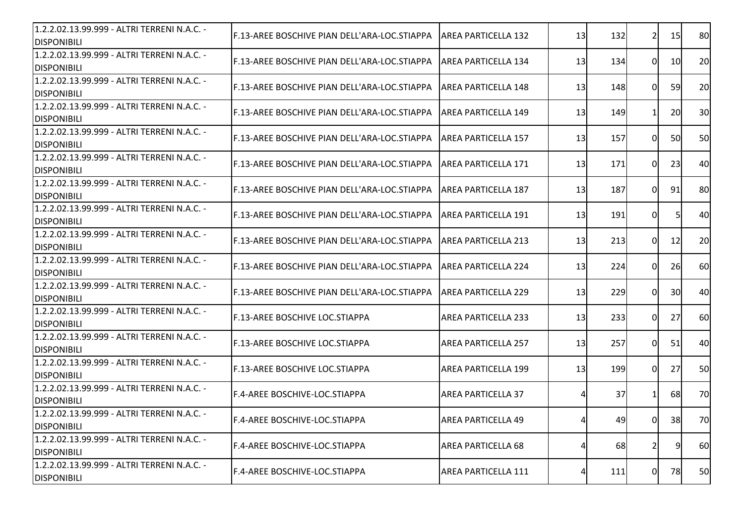| | | | | | | | |
|---|---|---|---|---|---|---|---|
| 1.2.2.02.13.99.999 - ALTRI TERRENI N.A.C. - DISPONIBILI | F.13-AREE BOSCHIVE PIAN DELL'ARA-LOC.STIAPPA | AREA PARTICELLA 132 | 13 | 132 | 2 | 15 | 80 |
| 1.2.2.02.13.99.999 - ALTRI TERRENI N.A.C. - DISPONIBILI | F.13-AREE BOSCHIVE PIAN DELL'ARA-LOC.STIAPPA | AREA PARTICELLA 134 | 13 | 134 | 0 | 10 | 20 |
| 1.2.2.02.13.99.999 - ALTRI TERRENI N.A.C. - DISPONIBILI | F.13-AREE BOSCHIVE PIAN DELL'ARA-LOC.STIAPPA | AREA PARTICELLA 148 | 13 | 148 | 0 | 59 | 20 |
| 1.2.2.02.13.99.999 - ALTRI TERRENI N.A.C. - DISPONIBILI | F.13-AREE BOSCHIVE PIAN DELL'ARA-LOC.STIAPPA | AREA PARTICELLA 149 | 13 | 149 | 1 | 20 | 30 |
| 1.2.2.02.13.99.999 - ALTRI TERRENI N.A.C. - DISPONIBILI | F.13-AREE BOSCHIVE PIAN DELL'ARA-LOC.STIAPPA | AREA PARTICELLA 157 | 13 | 157 | 0 | 50 | 50 |
| 1.2.2.02.13.99.999 - ALTRI TERRENI N.A.C. - DISPONIBILI | F.13-AREE BOSCHIVE PIAN DELL'ARA-LOC.STIAPPA | AREA PARTICELLA 171 | 13 | 171 | 0 | 23 | 40 |
| 1.2.2.02.13.99.999 - ALTRI TERRENI N.A.C. - DISPONIBILI | F.13-AREE BOSCHIVE PIAN DELL'ARA-LOC.STIAPPA | AREA PARTICELLA 187 | 13 | 187 | 0 | 91 | 80 |
| 1.2.2.02.13.99.999 - ALTRI TERRENI N.A.C. - DISPONIBILI | F.13-AREE BOSCHIVE PIAN DELL'ARA-LOC.STIAPPA | AREA PARTICELLA 191 | 13 | 191 | 0 | 5 | 40 |
| 1.2.2.02.13.99.999 - ALTRI TERRENI N.A.C. - DISPONIBILI | F.13-AREE BOSCHIVE PIAN DELL'ARA-LOC.STIAPPA | AREA PARTICELLA 213 | 13 | 213 | 0 | 12 | 20 |
| 1.2.2.02.13.99.999 - ALTRI TERRENI N.A.C. - DISPONIBILI | F.13-AREE BOSCHIVE PIAN DELL'ARA-LOC.STIAPPA | AREA PARTICELLA 224 | 13 | 224 | 0 | 26 | 60 |
| 1.2.2.02.13.99.999 - ALTRI TERRENI N.A.C. - DISPONIBILI | F.13-AREE BOSCHIVE PIAN DELL'ARA-LOC.STIAPPA | AREA PARTICELLA 229 | 13 | 229 | 0 | 30 | 40 |
| 1.2.2.02.13.99.999 - ALTRI TERRENI N.A.C. - DISPONIBILI | F.13-AREE BOSCHIVE LOC.STIAPPA | AREA PARTICELLA 233 | 13 | 233 | 0 | 27 | 60 |
| 1.2.2.02.13.99.999 - ALTRI TERRENI N.A.C. - DISPONIBILI | F.13-AREE BOSCHIVE LOC.STIAPPA | AREA PARTICELLA 257 | 13 | 257 | 0 | 51 | 40 |
| 1.2.2.02.13.99.999 - ALTRI TERRENI N.A.C. - DISPONIBILI | F.13-AREE BOSCHIVE LOC.STIAPPA | AREA PARTICELLA 199 | 13 | 199 | 0 | 27 | 50 |
| 1.2.2.02.13.99.999 - ALTRI TERRENI N.A.C. - DISPONIBILI | F.4-AREE BOSCHIVE-LOC.STIAPPA | AREA PARTICELLA 37 | 4 | 37 | 1 | 68 | 70 |
| 1.2.2.02.13.99.999 - ALTRI TERRENI N.A.C. - DISPONIBILI | F.4-AREE BOSCHIVE-LOC.STIAPPA | AREA PARTICELLA 49 | 4 | 49 | 0 | 38 | 70 |
| 1.2.2.02.13.99.999 - ALTRI TERRENI N.A.C. - DISPONIBILI | F.4-AREE BOSCHIVE-LOC.STIAPPA | AREA PARTICELLA 68 | 4 | 68 | 2 | 9 | 60 |
| 1.2.2.02.13.99.999 - ALTRI TERRENI N.A.C. - DISPONIBILI | F.4-AREE BOSCHIVE-LOC.STIAPPA | AREA PARTICELLA 111 | 4 | 111 | 0 | 78 | 50 |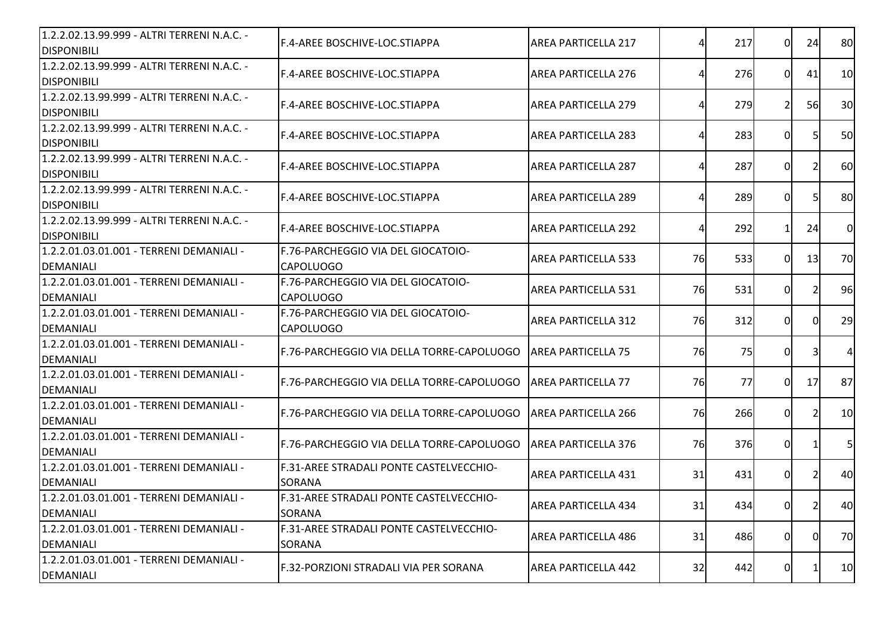| | | | | | | | |
|---|---|---|---|---|---|---|---|
| 1.2.2.02.13.99.999 - ALTRI TERRENI N.A.C. - DISPONIBILI | F.4-AREE BOSCHIVE-LOC.STIAPPA | AREA PARTICELLA 217 | 4 | 217 | 0 | 24 | 80 |
| 1.2.2.02.13.99.999 - ALTRI TERRENI N.A.C. - DISPONIBILI | F.4-AREE BOSCHIVE-LOC.STIAPPA | AREA PARTICELLA 276 | 4 | 276 | 0 | 41 | 10 |
| 1.2.2.02.13.99.999 - ALTRI TERRENI N.A.C. - DISPONIBILI | F.4-AREE BOSCHIVE-LOC.STIAPPA | AREA PARTICELLA 279 | 4 | 279 | 2 | 56 | 30 |
| 1.2.2.02.13.99.999 - ALTRI TERRENI N.A.C. - DISPONIBILI | F.4-AREE BOSCHIVE-LOC.STIAPPA | AREA PARTICELLA 283 | 4 | 283 | 0 | 5 | 50 |
| 1.2.2.02.13.99.999 - ALTRI TERRENI N.A.C. - DISPONIBILI | F.4-AREE BOSCHIVE-LOC.STIAPPA | AREA PARTICELLA 287 | 4 | 287 | 0 | 2 | 60 |
| 1.2.2.02.13.99.999 - ALTRI TERRENI N.A.C. - DISPONIBILI | F.4-AREE BOSCHIVE-LOC.STIAPPA | AREA PARTICELLA 289 | 4 | 289 | 0 | 5 | 80 |
| 1.2.2.02.13.99.999 - ALTRI TERRENI N.A.C. - DISPONIBILI | F.4-AREE BOSCHIVE-LOC.STIAPPA | AREA PARTICELLA 292 | 4 | 292 | 1 | 24 | 0 |
| 1.2.2.01.03.01.001 - TERRENI DEMANIALI - DEMANIALI | F.76-PARCHEGGIO VIA DEL GIOCATOIO-CAPOLUOGO | AREA PARTICELLA 533 | 76 | 533 | 0 | 13 | 70 |
| 1.2.2.01.03.01.001 - TERRENI DEMANIALI - DEMANIALI | F.76-PARCHEGGIO VIA DEL GIOCATOIO-CAPOLUOGO | AREA PARTICELLA 531 | 76 | 531 | 0 | 2 | 96 |
| 1.2.2.01.03.01.001 - TERRENI DEMANIALI - DEMANIALI | F.76-PARCHEGGIO VIA DEL GIOCATOIO-CAPOLUOGO | AREA PARTICELLA 312 | 76 | 312 | 0 | 0 | 29 |
| 1.2.2.01.03.01.001 - TERRENI DEMANIALI - DEMANIALI | F.76-PARCHEGGIO VIA DELLA TORRE-CAPOLUOGO | AREA PARTICELLA 75 | 76 | 75 | 0 | 3 | 4 |
| 1.2.2.01.03.01.001 - TERRENI DEMANIALI - DEMANIALI | F.76-PARCHEGGIO VIA DELLA TORRE-CAPOLUOGO | AREA PARTICELLA 77 | 76 | 77 | 0 | 17 | 87 |
| 1.2.2.01.03.01.001 - TERRENI DEMANIALI - DEMANIALI | F.76-PARCHEGGIO VIA DELLA TORRE-CAPOLUOGO | AREA PARTICELLA 266 | 76 | 266 | 0 | 2 | 10 |
| 1.2.2.01.03.01.001 - TERRENI DEMANIALI - DEMANIALI | F.76-PARCHEGGIO VIA DELLA TORRE-CAPOLUOGO | AREA PARTICELLA 376 | 76 | 376 | 0 | 1 | 5 |
| 1.2.2.01.03.01.001 - TERRENI DEMANIALI - DEMANIALI | F.31-AREE STRADALI PONTE CASTELVECCHIO-SORANA | AREA PARTICELLA 431 | 31 | 431 | 0 | 2 | 40 |
| 1.2.2.01.03.01.001 - TERRENI DEMANIALI - DEMANIALI | F.31-AREE STRADALI PONTE CASTELVECCHIO-SORANA | AREA PARTICELLA 434 | 31 | 434 | 0 | 2 | 40 |
| 1.2.2.01.03.01.001 - TERRENI DEMANIALI - DEMANIALI | F.31-AREE STRADALI PONTE CASTELVECCHIO-SORANA | AREA PARTICELLA 486 | 31 | 486 | 0 | 0 | 70 |
| 1.2.2.01.03.01.001 - TERRENI DEMANIALI - DEMANIALI | F.32-PORZIONI STRADALI VIA PER SORANA | AREA PARTICELLA 442 | 32 | 442 | 0 | 1 | 10 |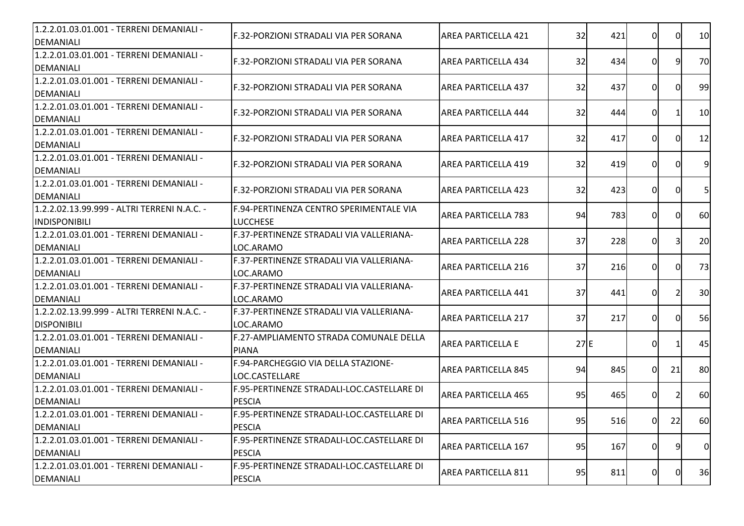| | | | | | | | |
|---|---|---|---|---|---|---|---|
| 1.2.2.01.03.01.001 - TERRENI DEMANIALI - DEMANIALI | F.32-PORZIONI STRADALI VIA PER SORANA | AREA PARTICELLA 421 | 32 | 421 | 0 | 0 | 10 |
| 1.2.2.01.03.01.001 - TERRENI DEMANIALI - DEMANIALI | F.32-PORZIONI STRADALI VIA PER SORANA | AREA PARTICELLA 434 | 32 | 434 | 0 | 9 | 70 |
| 1.2.2.01.03.01.001 - TERRENI DEMANIALI - DEMANIALI | F.32-PORZIONI STRADALI VIA PER SORANA | AREA PARTICELLA 437 | 32 | 437 | 0 | 0 | 99 |
| 1.2.2.01.03.01.001 - TERRENI DEMANIALI - DEMANIALI | F.32-PORZIONI STRADALI VIA PER SORANA | AREA PARTICELLA 444 | 32 | 444 | 0 | 1 | 10 |
| 1.2.2.01.03.01.001 - TERRENI DEMANIALI - DEMANIALI | F.32-PORZIONI STRADALI VIA PER SORANA | AREA PARTICELLA 417 | 32 | 417 | 0 | 0 | 12 |
| 1.2.2.01.03.01.001 - TERRENI DEMANIALI - DEMANIALI | F.32-PORZIONI STRADALI VIA PER SORANA | AREA PARTICELLA 419 | 32 | 419 | 0 | 0 | 9 |
| 1.2.2.01.03.01.001 - TERRENI DEMANIALI - DEMANIALI | F.32-PORZIONI STRADALI VIA PER SORANA | AREA PARTICELLA 423 | 32 | 423 | 0 | 0 | 5 |
| 1.2.2.02.13.99.999 - ALTRI TERRENI N.A.C. - INDISPONIBILI | F.94-PERTINENZA CENTRO SPERIMENTALE VIA LUCCHESE | AREA PARTICELLA 783 | 94 | 783 | 0 | 0 | 60 |
| 1.2.2.01.03.01.001 - TERRENI DEMANIALI - DEMANIALI | F.37-PERTINENZE STRADALI VIA VALLERIANA-LOC.ARAMO | AREA PARTICELLA 228 | 37 | 228 | 0 | 3 | 20 |
| 1.2.2.01.03.01.001 - TERRENI DEMANIALI - DEMANIALI | F.37-PERTINENZE STRADALI VIA VALLERIANA-LOC.ARAMO | AREA PARTICELLA 216 | 37 | 216 | 0 | 0 | 73 |
| 1.2.2.01.03.01.001 - TERRENI DEMANIALI - DEMANIALI | F.37-PERTINENZE STRADALI VIA VALLERIANA-LOC.ARAMO | AREA PARTICELLA 441 | 37 | 441 | 0 | 2 | 30 |
| 1.2.2.02.13.99.999 - ALTRI TERRENI N.A.C. - DISPONIBILI | F.37-PERTINENZE STRADALI VIA VALLERIANA-LOC.ARAMO | AREA PARTICELLA 217 | 37 | 217 | 0 | 0 | 56 |
| 1.2.2.01.03.01.001 - TERRENI DEMANIALI - DEMANIALI | F.27-AMPLIAMENTO STRADA COMUNALE DELLA PIANA | AREA PARTICELLA E | 27 | E | 0 | 1 | 45 |
| 1.2.2.01.03.01.001 - TERRENI DEMANIALI - DEMANIALI | F.94-PARCHEGGIO VIA DELLA STAZIONE-LOC.CASTELLARE | AREA PARTICELLA 845 | 94 | 845 | 0 | 21 | 80 |
| 1.2.2.01.03.01.001 - TERRENI DEMANIALI - DEMANIALI | F.95-PERTINENZE STRADALI-LOC.CASTELLARE DI PESCIA | AREA PARTICELLA 465 | 95 | 465 | 0 | 2 | 60 |
| 1.2.2.01.03.01.001 - TERRENI DEMANIALI - DEMANIALI | F.95-PERTINENZE STRADALI-LOC.CASTELLARE DI PESCIA | AREA PARTICELLA 516 | 95 | 516 | 0 | 22 | 60 |
| 1.2.2.01.03.01.001 - TERRENI DEMANIALI - DEMANIALI | F.95-PERTINENZE STRADALI-LOC.CASTELLARE DI PESCIA | AREA PARTICELLA 167 | 95 | 167 | 0 | 9 | 0 |
| 1.2.2.01.03.01.001 - TERRENI DEMANIALI - DEMANIALI | F.95-PERTINENZE STRADALI-LOC.CASTELLARE DI PESCIA | AREA PARTICELLA 811 | 95 | 811 | 0 | 0 | 36 |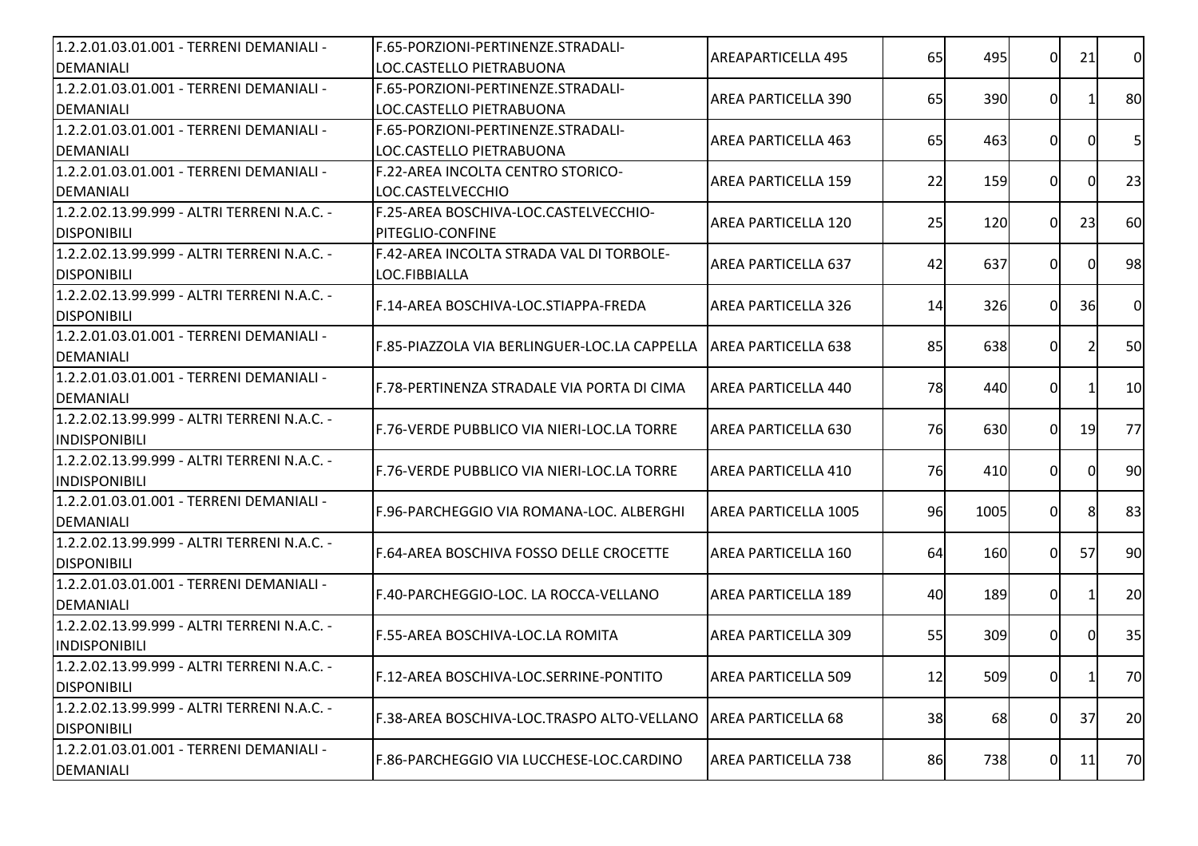| | | | | | | | |
|---|---|---|---|---|---|---|---|
| 1.2.2.01.03.01.001 - TERRENI DEMANIALI - DEMANIALI | F.65-PORZIONI-PERTINENZE.STRADALI-LOC.CASTELLO PIETRABUONA | AREAPARTICELLA 495 | 65 | 495 | 0 | 21 | 0 |
| 1.2.2.01.03.01.001 - TERRENI DEMANIALI - DEMANIALI | F.65-PORZIONI-PERTINENZE.STRADALI-LOC.CASTELLO PIETRABUONA | AREA PARTICELLA 390 | 65 | 390 | 0 | 1 | 80 |
| 1.2.2.01.03.01.001 - TERRENI DEMANIALI - DEMANIALI | F.65-PORZIONI-PERTINENZE.STRADALI-LOC.CASTELLO PIETRABUONA | AREA PARTICELLA 463 | 65 | 463 | 0 | 0 | 5 |
| 1.2.2.01.03.01.001 - TERRENI DEMANIALI - DEMANIALI | F.22-AREA INCOLTA CENTRO STORICO-LOC.CASTELVECCHIO | AREA PARTICELLA 159 | 22 | 159 | 0 | 0 | 23 |
| 1.2.2.02.13.99.999 - ALTRI TERRENI N.A.C. - DISPONIBILI | F.25-AREA BOSCHIVA-LOC.CASTELVECCHIO-PITEGLIO-CONFINE | AREA PARTICELLA 120 | 25 | 120 | 0 | 23 | 60 |
| 1.2.2.02.13.99.999 - ALTRI TERRENI N.A.C. - DISPONIBILI | F.42-AREA INCOLTA STRADA VAL DI TORBOLE-LOC.FIBBIALLA | AREA PARTICELLA 637 | 42 | 637 | 0 | 0 | 98 |
| 1.2.2.02.13.99.999 - ALTRI TERRENI N.A.C. - DISPONIBILI | F.14-AREA BOSCHIVA-LOC.STIAPPA-FREDA | AREA PARTICELLA 326 | 14 | 326 | 0 | 36 | 0 |
| 1.2.2.01.03.01.001 - TERRENI DEMANIALI - DEMANIALI | F.85-PIAZZOLA VIA BERLINGUER-LOC.LA CAPPELLA | AREA PARTICELLA 638 | 85 | 638 | 0 | 2 | 50 |
| 1.2.2.01.03.01.001 - TERRENI DEMANIALI - DEMANIALI | F.78-PERTINENZA STRADALE VIA PORTA DI CIMA | AREA PARTICELLA 440 | 78 | 440 | 0 | 1 | 10 |
| 1.2.2.02.13.99.999 - ALTRI TERRENI N.A.C. - INDISPONIBILI | F.76-VERDE PUBBLICO VIA NIERI-LOC.LA TORRE | AREA PARTICELLA 630 | 76 | 630 | 0 | 19 | 77 |
| 1.2.2.02.13.99.999 - ALTRI TERRENI N.A.C. - INDISPONIBILI | F.76-VERDE PUBBLICO VIA NIERI-LOC.LA TORRE | AREA PARTICELLA 410 | 76 | 410 | 0 | 0 | 90 |
| 1.2.2.01.03.01.001 - TERRENI DEMANIALI - DEMANIALI | F.96-PARCHEGGIO VIA ROMANA-LOC. ALBERGHI | AREA PARTICELLA 1005 | 96 | 1005 | 0 | 8 | 83 |
| 1.2.2.02.13.99.999 - ALTRI TERRENI N.A.C. - DISPONIBILI | F.64-AREA BOSCHIVA FOSSO DELLE CROCETTE | AREA PARTICELLA 160 | 64 | 160 | 0 | 57 | 90 |
| 1.2.2.01.03.01.001 - TERRENI DEMANIALI - DEMANIALI | F.40-PARCHEGGIO-LOC. LA ROCCA-VELLANO | AREA PARTICELLA 189 | 40 | 189 | 0 | 1 | 20 |
| 1.2.2.02.13.99.999 - ALTRI TERRENI N.A.C. - INDISPONIBILI | F.55-AREA BOSCHIVA-LOC.LA ROMITA | AREA PARTICELLA 309 | 55 | 309 | 0 | 0 | 35 |
| 1.2.2.02.13.99.999 - ALTRI TERRENI N.A.C. - DISPONIBILI | F.12-AREA BOSCHIVA-LOC.SERRINE-PONTITO | AREA PARTICELLA 509 | 12 | 509 | 0 | 1 | 70 |
| 1.2.2.02.13.99.999 - ALTRI TERRENI N.A.C. - DISPONIBILI | F.38-AREA BOSCHIVA-LOC.TRASPO ALTO-VELLANO | AREA PARTICELLA 68 | 38 | 68 | 0 | 37 | 20 |
| 1.2.2.01.03.01.001 - TERRENI DEMANIALI - DEMANIALI | F.86-PARCHEGGIO VIA LUCCHESE-LOC.CARDINO | AREA PARTICELLA 738 | 86 | 738 | 0 | 11 | 70 |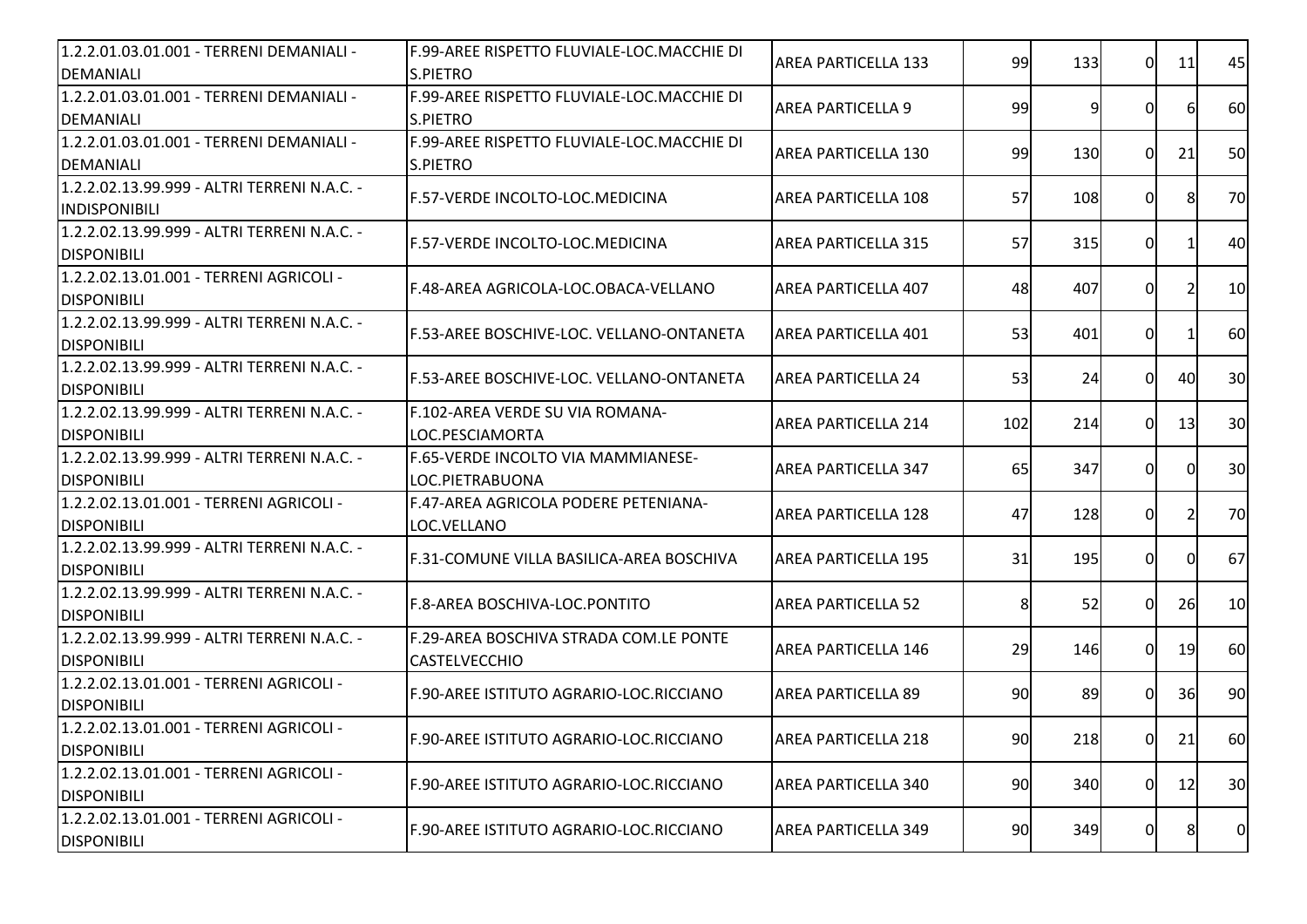| | | | | | | | |
|---|---|---|---|---|---|---|---|
| 1.2.2.01.03.01.001 - TERRENI DEMANIALI - DEMANIALI | F.99-AREE RISPETTO FLUVIALE-LOC.MACCHIE DI S.PIETRO | AREA PARTICELLA 133 | 99 | 133 | 0 | 11 | 45 |
| 1.2.2.01.03.01.001 - TERRENI DEMANIALI - DEMANIALI | F.99-AREE RISPETTO FLUVIALE-LOC.MACCHIE DI S.PIETRO | AREA PARTICELLA 9 | 99 | 9 | 0 | 6 | 60 |
| 1.2.2.01.03.01.001 - TERRENI DEMANIALI - DEMANIALI | F.99-AREE RISPETTO FLUVIALE-LOC.MACCHIE DI S.PIETRO | AREA PARTICELLA 130 | 99 | 130 | 0 | 21 | 50 |
| 1.2.2.02.13.99.999 - ALTRI TERRENI N.A.C. - INDISPONIBILI | F.57-VERDE INCOLTO-LOC.MEDICINA | AREA PARTICELLA 108 | 57 | 108 | 0 | 8 | 70 |
| 1.2.2.02.13.99.999 - ALTRI TERRENI N.A.C. - DISPONIBILI | F.57-VERDE INCOLTO-LOC.MEDICINA | AREA PARTICELLA 315 | 57 | 315 | 0 | 1 | 40 |
| 1.2.2.02.13.01.001 - TERRENI AGRICOLI - DISPONIBILI | F.48-AREA AGRICOLA-LOC.OBACA-VELLANO | AREA PARTICELLA 407 | 48 | 407 | 0 | 2 | 10 |
| 1.2.2.02.13.99.999 - ALTRI TERRENI N.A.C. - DISPONIBILI | F.53-AREE BOSCHIVE-LOC. VELLANO-ONTANETA | AREA PARTICELLA 401 | 53 | 401 | 0 | 1 | 60 |
| 1.2.2.02.13.99.999 - ALTRI TERRENI N.A.C. - DISPONIBILI | F.53-AREE BOSCHIVE-LOC. VELLANO-ONTANETA | AREA PARTICELLA 24 | 53 | 24 | 0 | 40 | 30 |
| 1.2.2.02.13.99.999 - ALTRI TERRENI N.A.C. - DISPONIBILI | F.102-AREA VERDE SU VIA ROMANA-LOC.PESCIAMORTA | AREA PARTICELLA 214 | 102 | 214 | 0 | 13 | 30 |
| 1.2.2.02.13.99.999 - ALTRI TERRENI N.A.C. - DISPONIBILI | F.65-VERDE INCOLTO VIA MAMMIANESE-LOC.PIETRABUONA | AREA PARTICELLA 347 | 65 | 347 | 0 | 0 | 30 |
| 1.2.2.02.13.01.001 - TERRENI AGRICOLI - DISPONIBILI | F.47-AREA AGRICOLA PODERE PETENIANA-LOC.VELLANO | AREA PARTICELLA 128 | 47 | 128 | 0 | 2 | 70 |
| 1.2.2.02.13.99.999 - ALTRI TERRENI N.A.C. - DISPONIBILI | F.31-COMUNE VILLA BASILICA-AREA BOSCHIVA | AREA PARTICELLA 195 | 31 | 195 | 0 | 0 | 67 |
| 1.2.2.02.13.99.999 - ALTRI TERRENI N.A.C. - DISPONIBILI | F.8-AREA BOSCHIVA-LOC.PONTITO | AREA PARTICELLA 52 | 8 | 52 | 0 | 26 | 10 |
| 1.2.2.02.13.99.999 - ALTRI TERRENI N.A.C. - DISPONIBILI | F.29-AREA BOSCHIVA STRADA COM.LE PONTE CASTELVECCHIO | AREA PARTICELLA 146 | 29 | 146 | 0 | 19 | 60 |
| 1.2.2.02.13.01.001 - TERRENI AGRICOLI - DISPONIBILI | F.90-AREE ISTITUTO AGRARIO-LOC.RICCIANO | AREA PARTICELLA 89 | 90 | 89 | 0 | 36 | 90 |
| 1.2.2.02.13.01.001 - TERRENI AGRICOLI - DISPONIBILI | F.90-AREE ISTITUTO AGRARIO-LOC.RICCIANO | AREA PARTICELLA 218 | 90 | 218 | 0 | 21 | 60 |
| 1.2.2.02.13.01.001 - TERRENI AGRICOLI - DISPONIBILI | F.90-AREE ISTITUTO AGRARIO-LOC.RICCIANO | AREA PARTICELLA 340 | 90 | 340 | 0 | 12 | 30 |
| 1.2.2.02.13.01.001 - TERRENI AGRICOLI - DISPONIBILI | F.90-AREE ISTITUTO AGRARIO-LOC.RICCIANO | AREA PARTICELLA 349 | 90 | 349 | 0 | 8 | 0 |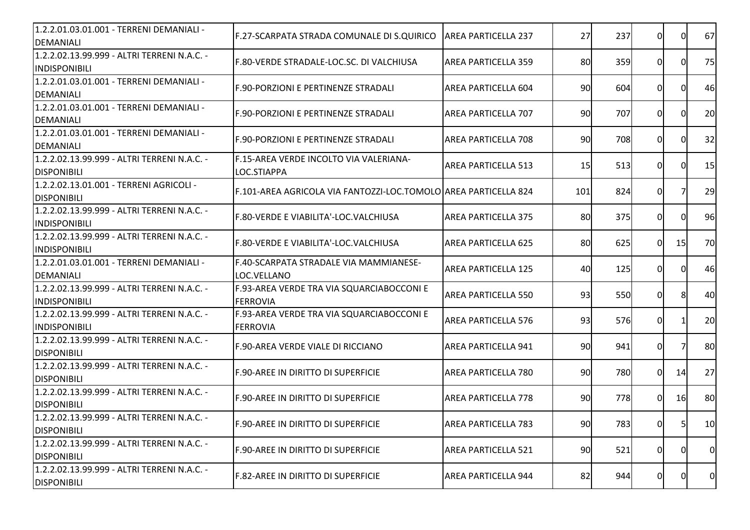| | | | | | | | |
|---|---|---|---|---|---|---|---|
| 1.2.2.01.03.01.001 - TERRENI DEMANIALI - DEMANIALI | F.27-SCARPATA STRADA COMUNALE DI S.QUIRICO | AREA PARTICELLA 237 | 27 | 237 | 0 | 0 | 67 |
| 1.2.2.02.13.99.999 - ALTRI TERRENI N.A.C. - INDISPONIBILI | F.80-VERDE STRADALE-LOC.SC. DI VALCHIUSA | AREA PARTICELLA 359 | 80 | 359 | 0 | 0 | 75 |
| 1.2.2.01.03.01.001 - TERRENI DEMANIALI - DEMANIALI | F.90-PORZIONI E PERTINENZE STRADALI | AREA PARTICELLA 604 | 90 | 604 | 0 | 0 | 46 |
| 1.2.2.01.03.01.001 - TERRENI DEMANIALI - DEMANIALI | F.90-PORZIONI E PERTINENZE STRADALI | AREA PARTICELLA 707 | 90 | 707 | 0 | 0 | 20 |
| 1.2.2.01.03.01.001 - TERRENI DEMANIALI - DEMANIALI | F.90-PORZIONI E PERTINENZE STRADALI | AREA PARTICELLA 708 | 90 | 708 | 0 | 0 | 32 |
| 1.2.2.02.13.99.999 - ALTRI TERRENI N.A.C. - DISPONIBILI | F.15-AREA VERDE INCOLTO VIA VALERIANA-LOC.STIAPPA | AREA PARTICELLA 513 | 15 | 513 | 0 | 0 | 15 |
| 1.2.2.02.13.01.001 - TERRENI AGRICOLI - DISPONIBILI | F.101-AREA AGRICOLA VIA FANTOZZI-LOC.TOMOLO | AREA PARTICELLA 824 | 101 | 824 | 0 | 7 | 29 |
| 1.2.2.02.13.99.999 - ALTRI TERRENI N.A.C. - INDISPONIBILI | F.80-VERDE E VIABILITA'-LOC.VALCHIUSA | AREA PARTICELLA 375 | 80 | 375 | 0 | 0 | 96 |
| 1.2.2.02.13.99.999 - ALTRI TERRENI N.A.C. - INDISPONIBILI | F.80-VERDE E VIABILITA'-LOC.VALCHIUSA | AREA PARTICELLA 625 | 80 | 625 | 0 | 15 | 70 |
| 1.2.2.01.03.01.001 - TERRENI DEMANIALI - DEMANIALI | F.40-SCARPATA STRADALE VIA MAMMIANESE-LOC.VELLANO | AREA PARTICELLA 125 | 40 | 125 | 0 | 0 | 46 |
| 1.2.2.02.13.99.999 - ALTRI TERRENI N.A.C. - INDISPONIBILI | F.93-AREA VERDE TRA VIA SQUARCIABOCCONI E FERROVIA | AREA PARTICELLA 550 | 93 | 550 | 0 | 8 | 40 |
| 1.2.2.02.13.99.999 - ALTRI TERRENI N.A.C. - INDISPONIBILI | F.93-AREA VERDE TRA VIA SQUARCIABOCCONI E FERROVIA | AREA PARTICELLA 576 | 93 | 576 | 0 | 1 | 20 |
| 1.2.2.02.13.99.999 - ALTRI TERRENI N.A.C. - DISPONIBILI | F.90-AREA VERDE VIALE DI RICCIANO | AREA PARTICELLA 941 | 90 | 941 | 0 | 7 | 80 |
| 1.2.2.02.13.99.999 - ALTRI TERRENI N.A.C. - DISPONIBILI | F.90-AREE IN DIRITTO DI SUPERFICIE | AREA PARTICELLA 780 | 90 | 780 | 0 | 14 | 27 |
| 1.2.2.02.13.99.999 - ALTRI TERRENI N.A.C. - DISPONIBILI | F.90-AREE IN DIRITTO DI SUPERFICIE | AREA PARTICELLA 778 | 90 | 778 | 0 | 16 | 80 |
| 1.2.2.02.13.99.999 - ALTRI TERRENI N.A.C. - DISPONIBILI | F.90-AREE IN DIRITTO DI SUPERFICIE | AREA PARTICELLA 783 | 90 | 783 | 0 | 5 | 10 |
| 1.2.2.02.13.99.999 - ALTRI TERRENI N.A.C. - DISPONIBILI | F.90-AREE IN DIRITTO DI SUPERFICIE | AREA PARTICELLA 521 | 90 | 521 | 0 | 0 | 0 |
| 1.2.2.02.13.99.999 - ALTRI TERRENI N.A.C. - DISPONIBILI | F.82-AREE IN DIRITTO DI SUPERFICIE | AREA PARTICELLA 944 | 82 | 944 | 0 | 0 | 0 |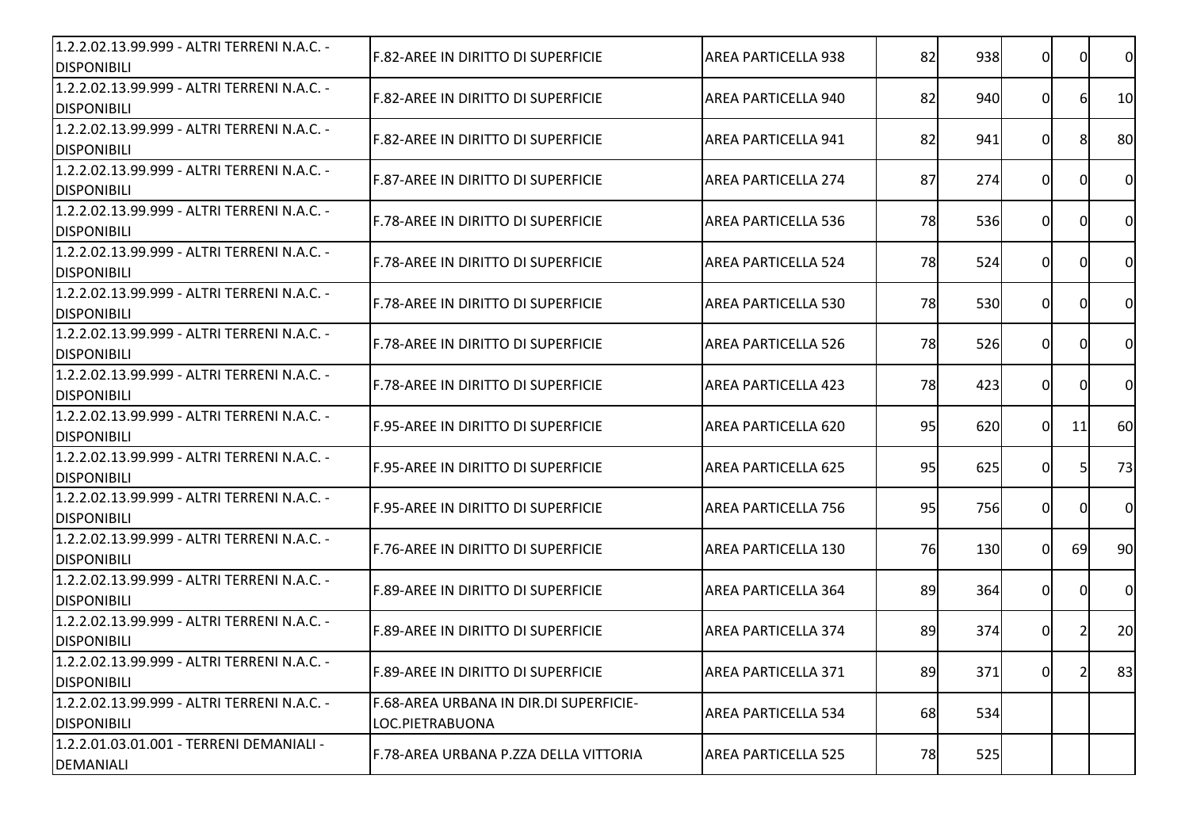| | | | | | | | |
|---|---|---|---|---|---|---|---|
| 1.2.2.02.13.99.999 - ALTRI TERRENI N.A.C. - DISPONIBILI | F.82-AREE IN DIRITTO DI SUPERFICIE | AREA PARTICELLA 938 | 82 | 938 | 0 | 0 | 0 |
| 1.2.2.02.13.99.999 - ALTRI TERRENI N.A.C. - DISPONIBILI | F.82-AREE IN DIRITTO DI SUPERFICIE | AREA PARTICELLA 940 | 82 | 940 | 0 | 6 | 10 |
| 1.2.2.02.13.99.999 - ALTRI TERRENI N.A.C. - DISPONIBILI | F.82-AREE IN DIRITTO DI SUPERFICIE | AREA PARTICELLA 941 | 82 | 941 | 0 | 8 | 80 |
| 1.2.2.02.13.99.999 - ALTRI TERRENI N.A.C. - DISPONIBILI | F.87-AREE IN DIRITTO DI SUPERFICIE | AREA PARTICELLA 274 | 87 | 274 | 0 | 0 | 0 |
| 1.2.2.02.13.99.999 - ALTRI TERRENI N.A.C. - DISPONIBILI | F.78-AREE IN DIRITTO DI SUPERFICIE | AREA PARTICELLA 536 | 78 | 536 | 0 | 0 | 0 |
| 1.2.2.02.13.99.999 - ALTRI TERRENI N.A.C. - DISPONIBILI | F.78-AREE IN DIRITTO DI SUPERFICIE | AREA PARTICELLA 524 | 78 | 524 | 0 | 0 | 0 |
| 1.2.2.02.13.99.999 - ALTRI TERRENI N.A.C. - DISPONIBILI | F.78-AREE IN DIRITTO DI SUPERFICIE | AREA PARTICELLA 530 | 78 | 530 | 0 | 0 | 0 |
| 1.2.2.02.13.99.999 - ALTRI TERRENI N.A.C. - DISPONIBILI | F.78-AREE IN DIRITTO DI SUPERFICIE | AREA PARTICELLA 526 | 78 | 526 | 0 | 0 | 0 |
| 1.2.2.02.13.99.999 - ALTRI TERRENI N.A.C. - DISPONIBILI | F.78-AREE IN DIRITTO DI SUPERFICIE | AREA PARTICELLA 423 | 78 | 423 | 0 | 0 | 0 |
| 1.2.2.02.13.99.999 - ALTRI TERRENI N.A.C. - DISPONIBILI | F.95-AREE IN DIRITTO DI SUPERFICIE | AREA PARTICELLA 620 | 95 | 620 | 0 | 11 | 60 |
| 1.2.2.02.13.99.999 - ALTRI TERRENI N.A.C. - DISPONIBILI | F.95-AREE IN DIRITTO DI SUPERFICIE | AREA PARTICELLA 625 | 95 | 625 | 0 | 5 | 73 |
| 1.2.2.02.13.99.999 - ALTRI TERRENI N.A.C. - DISPONIBILI | F.95-AREE IN DIRITTO DI SUPERFICIE | AREA PARTICELLA 756 | 95 | 756 | 0 | 0 | 0 |
| 1.2.2.02.13.99.999 - ALTRI TERRENI N.A.C. - DISPONIBILI | F.76-AREE IN DIRITTO DI SUPERFICIE | AREA PARTICELLA 130 | 76 | 130 | 0 | 69 | 90 |
| 1.2.2.02.13.99.999 - ALTRI TERRENI N.A.C. - DISPONIBILI | F.89-AREE IN DIRITTO DI SUPERFICIE | AREA PARTICELLA 364 | 89 | 364 | 0 | 0 | 0 |
| 1.2.2.02.13.99.999 - ALTRI TERRENI N.A.C. - DISPONIBILI | F.89-AREE IN DIRITTO DI SUPERFICIE | AREA PARTICELLA 374 | 89 | 374 | 0 | 2 | 20 |
| 1.2.2.02.13.99.999 - ALTRI TERRENI N.A.C. - DISPONIBILI | F.89-AREE IN DIRITTO DI SUPERFICIE | AREA PARTICELLA 371 | 89 | 371 | 0 | 2 | 83 |
| 1.2.2.02.13.99.999 - ALTRI TERRENI N.A.C. - DISPONIBILI | F.68-AREA URBANA IN DIR.DI SUPERFICIE-LOC.PIETRABUONA | AREA PARTICELLA 534 | 68 | 534 | | | |
| 1.2.2.01.03.01.001 - TERRENI DEMANIALI - DEMANIALI | F.78-AREA URBANA P.ZZA DELLA VITTORIA | AREA PARTICELLA 525 | 78 | 525 | | | |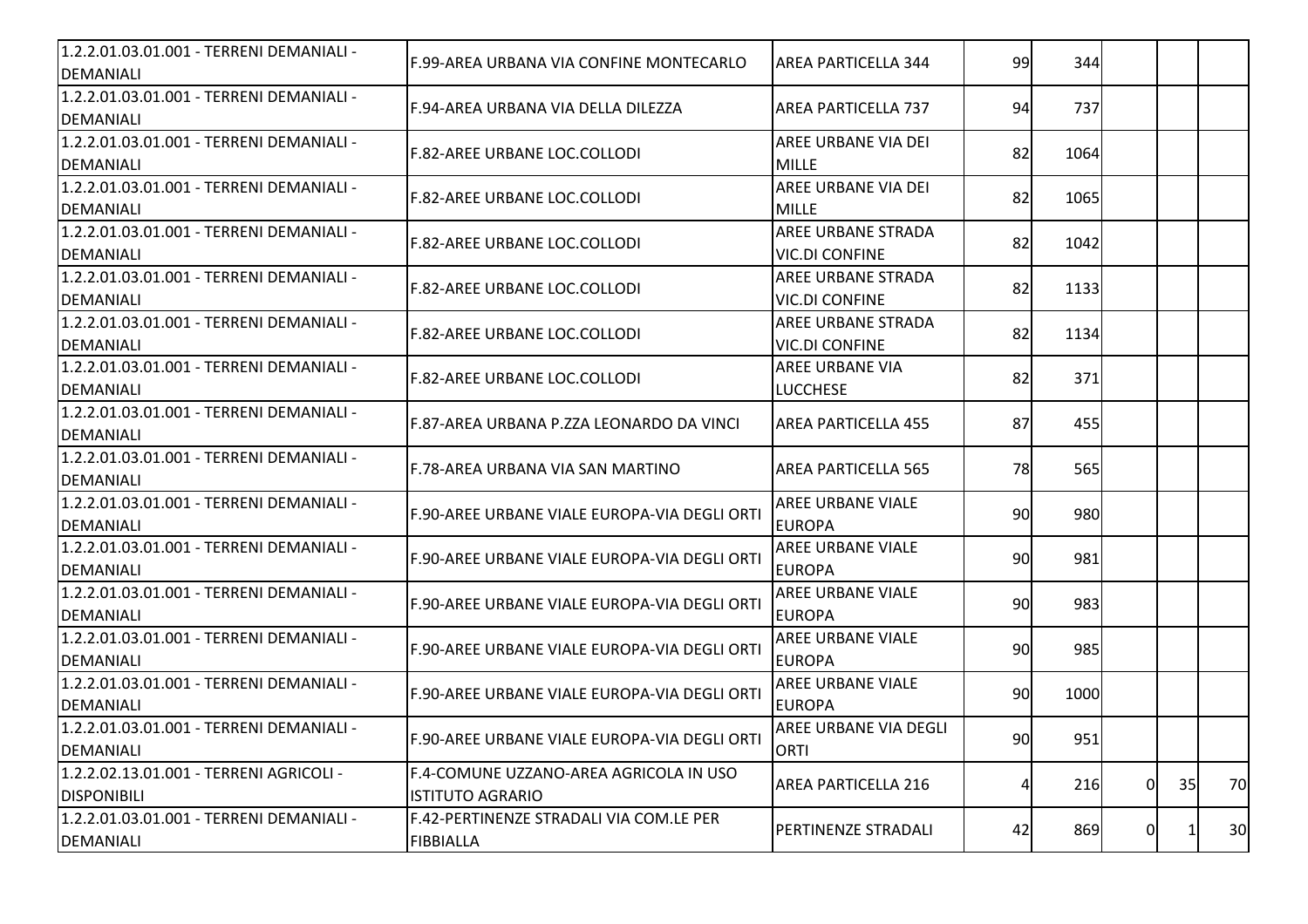| | | | | | | | |
|---|---|---|---|---|---|---|---|
| 1.2.2.01.03.01.001 - TERRENI DEMANIALI - DEMANIALI | F.99-AREA URBANA VIA CONFINE MONTECARLO | AREA PARTICELLA 344 | 99 | 344 | | | |
| 1.2.2.01.03.01.001 - TERRENI DEMANIALI - DEMANIALI | F.94-AREA URBANA VIA DELLA DILEZZA | AREA PARTICELLA 737 | 94 | 737 | | | |
| 1.2.2.01.03.01.001 - TERRENI DEMANIALI - DEMANIALI | F.82-AREE URBANE LOC.COLLODI | AREE URBANE VIA DEI MILLE | 82 | 1064 | | | |
| 1.2.2.01.03.01.001 - TERRENI DEMANIALI - DEMANIALI | F.82-AREE URBANE LOC.COLLODI | AREE URBANE VIA DEI MILLE | 82 | 1065 | | | |
| 1.2.2.01.03.01.001 - TERRENI DEMANIALI - DEMANIALI | F.82-AREE URBANE LOC.COLLODI | AREE URBANE STRADA VIC.DI CONFINE | 82 | 1042 | | | |
| 1.2.2.01.03.01.001 - TERRENI DEMANIALI - DEMANIALI | F.82-AREE URBANE LOC.COLLODI | AREE URBANE STRADA VIC.DI CONFINE | 82 | 1133 | | | |
| 1.2.2.01.03.01.001 - TERRENI DEMANIALI - DEMANIALI | F.82-AREE URBANE LOC.COLLODI | AREE URBANE STRADA VIC.DI CONFINE | 82 | 1134 | | | |
| 1.2.2.01.03.01.001 - TERRENI DEMANIALI - DEMANIALI | F.82-AREE URBANE LOC.COLLODI | AREE URBANE VIA LUCCHESE | 82 | 371 | | | |
| 1.2.2.01.03.01.001 - TERRENI DEMANIALI - DEMANIALI | F.87-AREA URBANA P.ZZA LEONARDO DA VINCI | AREA PARTICELLA 455 | 87 | 455 | | | |
| 1.2.2.01.03.01.001 - TERRENI DEMANIALI - DEMANIALI | F.78-AREA URBANA VIA SAN MARTINO | AREA PARTICELLA 565 | 78 | 565 | | | |
| 1.2.2.01.03.01.001 - TERRENI DEMANIALI - DEMANIALI | F.90-AREE URBANE VIALE EUROPA-VIA DEGLI ORTI | AREE URBANE VIALE EUROPA | 90 | 980 | | | |
| 1.2.2.01.03.01.001 - TERRENI DEMANIALI - DEMANIALI | F.90-AREE URBANE VIALE EUROPA-VIA DEGLI ORTI | AREE URBANE VIALE EUROPA | 90 | 981 | | | |
| 1.2.2.01.03.01.001 - TERRENI DEMANIALI - DEMANIALI | F.90-AREE URBANE VIALE EUROPA-VIA DEGLI ORTI | AREE URBANE VIALE EUROPA | 90 | 983 | | | |
| 1.2.2.01.03.01.001 - TERRENI DEMANIALI - DEMANIALI | F.90-AREE URBANE VIALE EUROPA-VIA DEGLI ORTI | AREE URBANE VIALE EUROPA | 90 | 985 | | | |
| 1.2.2.01.03.01.001 - TERRENI DEMANIALI - DEMANIALI | F.90-AREE URBANE VIALE EUROPA-VIA DEGLI ORTI | AREE URBANE VIALE EUROPA | 90 | 1000 | | | |
| 1.2.2.01.03.01.001 - TERRENI DEMANIALI - DEMANIALI | F.90-AREE URBANE VIALE EUROPA-VIA DEGLI ORTI | AREE URBANE VIA DEGLI ORTI | 90 | 951 | | | |
| 1.2.2.02.13.01.001 - TERRENI AGRICOLI - DISPONIBILI | F.4-COMUNE UZZANO-AREA AGRICOLA IN USO ISTITUTO AGRARIO | AREA PARTICELLA 216 | 4 | 216 | 0 | 35 | 70 |
| 1.2.2.01.03.01.001 - TERRENI DEMANIALI - DEMANIALI | F.42-PERTINENZE STRADALI VIA COM.LE PER FIBBIALLA | PERTINENZE STRADALI | 42 | 869 | 0 | 1 | 30 |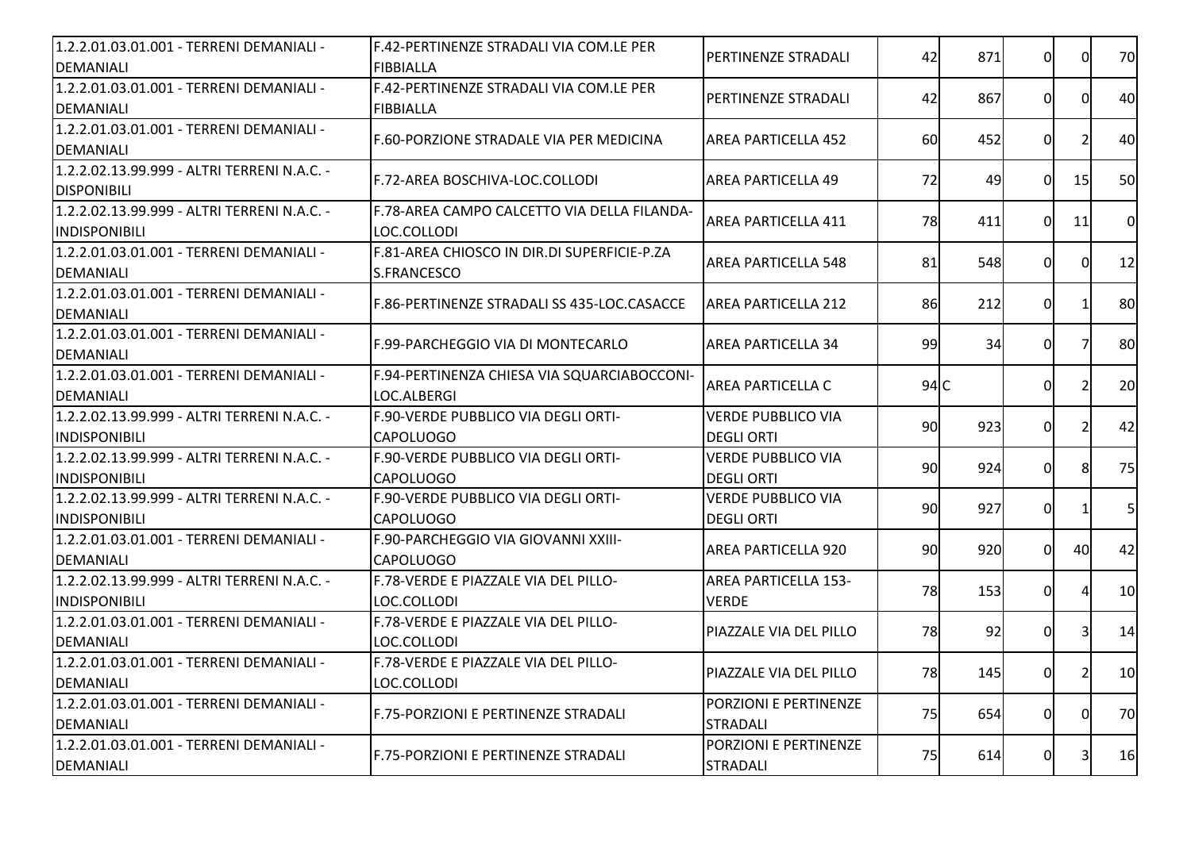| | | | | | | | |
|---|---|---|---|---|---|---|---|
| 1.2.2.01.03.01.001 - TERRENI DEMANIALI - DEMANIALI | F.42-PERTINENZE STRADALI VIA COM.LE PER FIBBIALLA | PERTINENZE STRADALI | 42 | 871 | 0 | 0 | 70 |
| 1.2.2.01.03.01.001 - TERRENI DEMANIALI - DEMANIALI | F.42-PERTINENZE STRADALI VIA COM.LE PER FIBBIALLA | PERTINENZE STRADALI | 42 | 867 | 0 | 0 | 40 |
| 1.2.2.01.03.01.001 - TERRENI DEMANIALI - DEMANIALI | F.60-PORZIONE STRADALE VIA PER MEDICINA | AREA PARTICELLA 452 | 60 | 452 | 0 | 2 | 40 |
| 1.2.2.02.13.99.999 - ALTRI TERRENI N.A.C. - DISPONIBILI | F.72-AREA BOSCHIVA-LOC.COLLODI | AREA PARTICELLA 49 | 72 | 49 | 0 | 15 | 50 |
| 1.2.2.02.13.99.999 - ALTRI TERRENI N.A.C. - INDISPONIBILI | F.78-AREA CAMPO CALCETTO VIA DELLA FILANDA-LOC.COLLODI | AREA PARTICELLA 411 | 78 | 411 | 0 | 11 | 0 |
| 1.2.2.01.03.01.001 - TERRENI DEMANIALI - DEMANIALI | F.81-AREA CHIOSCO IN DIR.DI SUPERFICIE-P.ZA S.FRANCESCO | AREA PARTICELLA 548 | 81 | 548 | 0 | 0 | 12 |
| 1.2.2.01.03.01.001 - TERRENI DEMANIALI - DEMANIALI | F.86-PERTINENZE STRADALI SS 435-LOC.CASACCE | AREA PARTICELLA 212 | 86 | 212 | 0 | 1 | 80 |
| 1.2.2.01.03.01.001 - TERRENI DEMANIALI - DEMANIALI | F.99-PARCHEGGIO VIA DI MONTECARLO | AREA PARTICELLA 34 | 99 | 34 | 0 | 7 | 80 |
| 1.2.2.01.03.01.001 - TERRENI DEMANIALI - DEMANIALI | F.94-PERTINENZA CHIESA VIA SQUARCIABOCCONI-LOC.ALBERGI | AREA PARTICELLA C | 94 | C | 0 | 2 | 20 |
| 1.2.2.02.13.99.999 - ALTRI TERRENI N.A.C. - INDISPONIBILI | F.90-VERDE PUBBLICO VIA DEGLI ORTI-CAPOLUOGO | VERDE PUBBLICO VIA DEGLI ORTI | 90 | 923 | 0 | 2 | 42 |
| 1.2.2.02.13.99.999 - ALTRI TERRENI N.A.C. - INDISPONIBILI | F.90-VERDE PUBBLICO VIA DEGLI ORTI-CAPOLUOGO | VERDE PUBBLICO VIA DEGLI ORTI | 90 | 924 | 0 | 8 | 75 |
| 1.2.2.02.13.99.999 - ALTRI TERRENI N.A.C. - INDISPONIBILI | F.90-VERDE PUBBLICO VIA DEGLI ORTI-CAPOLUOGO | VERDE PUBBLICO VIA DEGLI ORTI | 90 | 927 | 0 | 1 | 5 |
| 1.2.2.01.03.01.001 - TERRENI DEMANIALI - DEMANIALI | F.90-PARCHEGGIO VIA GIOVANNI XXIII-CAPOLUOGO | AREA PARTICELLA 920 | 90 | 920 | 0 | 40 | 42 |
| 1.2.2.02.13.99.999 - ALTRI TERRENI N.A.C. - INDISPONIBILI | F.78-VERDE E PIAZZALE VIA DEL PILLO-LOC.COLLODI | AREA PARTICELLA 153-VERDE | 78 | 153 | 0 | 4 | 10 |
| 1.2.2.01.03.01.001 - TERRENI DEMANIALI - DEMANIALI | F.78-VERDE E PIAZZALE VIA DEL PILLO-LOC.COLLODI | PIAZZALE VIA DEL PILLO | 78 | 92 | 0 | 3 | 14 |
| 1.2.2.01.03.01.001 - TERRENI DEMANIALI - DEMANIALI | F.78-VERDE E PIAZZALE VIA DEL PILLO-LOC.COLLODI | PIAZZALE VIA DEL PILLO | 78 | 145 | 0 | 2 | 10 |
| 1.2.2.01.03.01.001 - TERRENI DEMANIALI - DEMANIALI | F.75-PORZIONI E PERTINENZE STRADALI | PORZIONI E PERTINENZE STRADALI | 75 | 654 | 0 | 0 | 70 |
| 1.2.2.01.03.01.001 - TERRENI DEMANIALI - DEMANIALI | F.75-PORZIONI E PERTINENZE STRADALI | PORZIONI E PERTINENZE STRADALI | 75 | 614 | 0 | 3 | 16 |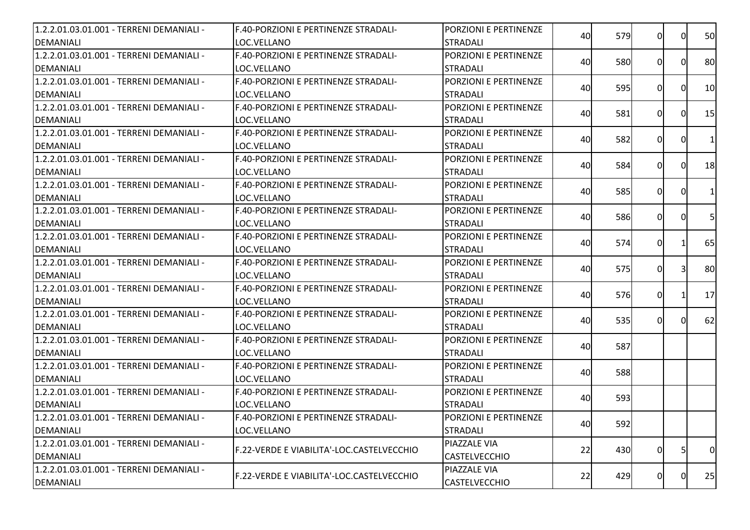| | | | | | | | |
|---|---|---|---|---|---|---|---|
| 1.2.2.01.03.01.001 - TERRENI DEMANIALI - DEMANIALI | F.40-PORZIONI E PERTINENZE STRADALI-LOC.VELLANO | PORZIONI E PERTINENZE STRADALI | 40 | 579 | 0 | 0 | 50 |
| 1.2.2.01.03.01.001 - TERRENI DEMANIALI - DEMANIALI | F.40-PORZIONI E PERTINENZE STRADALI-LOC.VELLANO | PORZIONI E PERTINENZE STRADALI | 40 | 580 | 0 | 0 | 80 |
| 1.2.2.01.03.01.001 - TERRENI DEMANIALI - DEMANIALI | F.40-PORZIONI E PERTINENZE STRADALI-LOC.VELLANO | PORZIONI E PERTINENZE STRADALI | 40 | 595 | 0 | 0 | 10 |
| 1.2.2.01.03.01.001 - TERRENI DEMANIALI - DEMANIALI | F.40-PORZIONI E PERTINENZE STRADALI-LOC.VELLANO | PORZIONI E PERTINENZE STRADALI | 40 | 581 | 0 | 0 | 15 |
| 1.2.2.01.03.01.001 - TERRENI DEMANIALI - DEMANIALI | F.40-PORZIONI E PERTINENZE STRADALI-LOC.VELLANO | PORZIONI E PERTINENZE STRADALI | 40 | 582 | 0 | 0 | 1 |
| 1.2.2.01.03.01.001 - TERRENI DEMANIALI - DEMANIALI | F.40-PORZIONI E PERTINENZE STRADALI-LOC.VELLANO | PORZIONI E PERTINENZE STRADALI | 40 | 584 | 0 | 0 | 18 |
| 1.2.2.01.03.01.001 - TERRENI DEMANIALI - DEMANIALI | F.40-PORZIONI E PERTINENZE STRADALI-LOC.VELLANO | PORZIONI E PERTINENZE STRADALI | 40 | 585 | 0 | 0 | 1 |
| 1.2.2.01.03.01.001 - TERRENI DEMANIALI - DEMANIALI | F.40-PORZIONI E PERTINENZE STRADALI-LOC.VELLANO | PORZIONI E PERTINENZE STRADALI | 40 | 586 | 0 | 0 | 5 |
| 1.2.2.01.03.01.001 - TERRENI DEMANIALI - DEMANIALI | F.40-PORZIONI E PERTINENZE STRADALI-LOC.VELLANO | PORZIONI E PERTINENZE STRADALI | 40 | 574 | 0 | 1 | 65 |
| 1.2.2.01.03.01.001 - TERRENI DEMANIALI - DEMANIALI | F.40-PORZIONI E PERTINENZE STRADALI-LOC.VELLANO | PORZIONI E PERTINENZE STRADALI | 40 | 575 | 0 | 3 | 80 |
| 1.2.2.01.03.01.001 - TERRENI DEMANIALI - DEMANIALI | F.40-PORZIONI E PERTINENZE STRADALI-LOC.VELLANO | PORZIONI E PERTINENZE STRADALI | 40 | 576 | 0 | 1 | 17 |
| 1.2.2.01.03.01.001 - TERRENI DEMANIALI - DEMANIALI | F.40-PORZIONI E PERTINENZE STRADALI-LOC.VELLANO | PORZIONI E PERTINENZE STRADALI | 40 | 535 | 0 | 0 | 62 |
| 1.2.2.01.03.01.001 - TERRENI DEMANIALI - DEMANIALI | F.40-PORZIONI E PERTINENZE STRADALI-LOC.VELLANO | PORZIONI E PERTINENZE STRADALI | 40 | 587 | | | |
| 1.2.2.01.03.01.001 - TERRENI DEMANIALI - DEMANIALI | F.40-PORZIONI E PERTINENZE STRADALI-LOC.VELLANO | PORZIONI E PERTINENZE STRADALI | 40 | 588 | | | |
| 1.2.2.01.03.01.001 - TERRENI DEMANIALI - DEMANIALI | F.40-PORZIONI E PERTINENZE STRADALI-LOC.VELLANO | PORZIONI E PERTINENZE STRADALI | 40 | 593 | | | |
| 1.2.2.01.03.01.001 - TERRENI DEMANIALI - DEMANIALI | F.40-PORZIONI E PERTINENZE STRADALI-LOC.VELLANO | PORZIONI E PERTINENZE STRADALI | 40 | 592 | | | |
| 1.2.2.01.03.01.001 - TERRENI DEMANIALI - DEMANIALI | F.22-VERDE E VIABILITA'-LOC.CASTELVECCHIO | PIAZZALE VIA CASTELVECCHIO | 22 | 430 | 0 | 5 | 0 |
| 1.2.2.01.03.01.001 - TERRENI DEMANIALI - DEMANIALI | F.22-VERDE E VIABILITA'-LOC.CASTELVECCHIO | PIAZZALE VIA CASTELVECCHIO | 22 | 429 | 0 | 0 | 25 |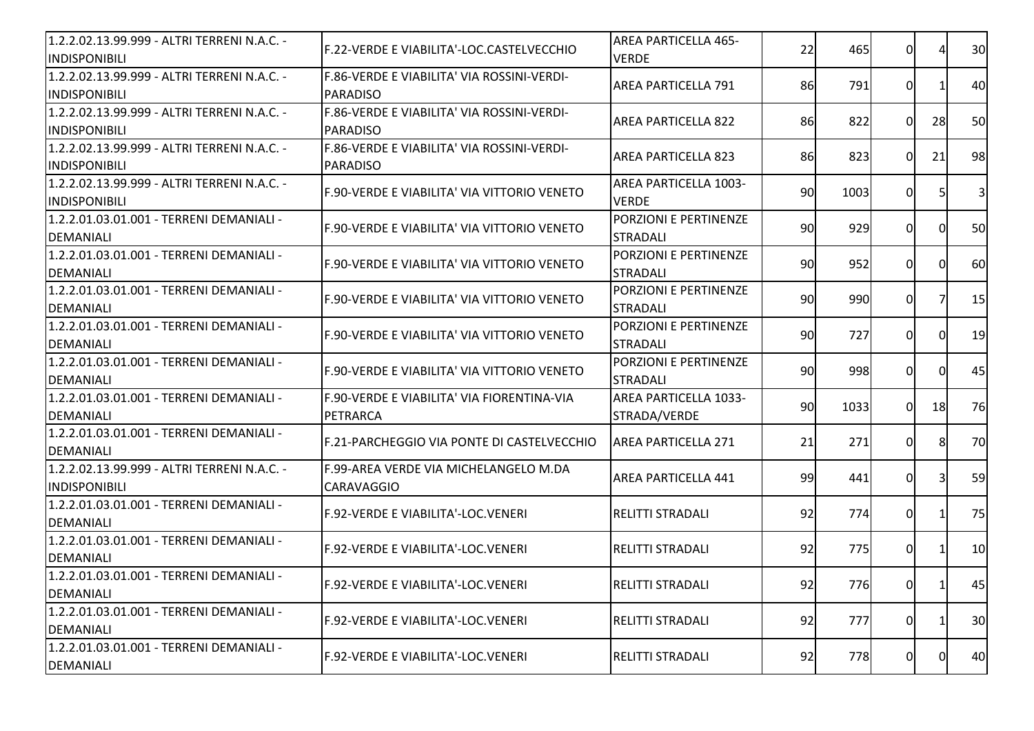| | | | | | | | |
|---|---|---|---|---|---|---|---|
| 1.2.2.02.13.99.999 - ALTRI TERRENI N.A.C. - INDISPONIBILI | F.22-VERDE E VIABILITA'-LOC.CASTELVECCHIO | AREA PARTICELLA 465-VERDE | 22 | 465 | 0 | 4 | 30 |
| 1.2.2.02.13.99.999 - ALTRI TERRENI N.A.C. - INDISPONIBILI | F.86-VERDE E VIABILITA' VIA ROSSINI-VERDI-PARADISO | AREA PARTICELLA 791 | 86 | 791 | 0 | 1 | 40 |
| 1.2.2.02.13.99.999 - ALTRI TERRENI N.A.C. - INDISPONIBILI | F.86-VERDE E VIABILITA' VIA ROSSINI-VERDI-PARADISO | AREA PARTICELLA 822 | 86 | 822 | 0 | 28 | 50 |
| 1.2.2.02.13.99.999 - ALTRI TERRENI N.A.C. - INDISPONIBILI | F.86-VERDE E VIABILITA' VIA ROSSINI-VERDI-PARADISO | AREA PARTICELLA 823 | 86 | 823 | 0 | 21 | 98 |
| 1.2.2.02.13.99.999 - ALTRI TERRENI N.A.C. - INDISPONIBILI | F.90-VERDE E VIABILITA' VIA VITTORIO VENETO | AREA PARTICELLA 1003-VERDE | 90 | 1003 | 0 | 5 | 3 |
| 1.2.2.01.03.01.001 - TERRENI DEMANIALI - DEMANIALI | F.90-VERDE E VIABILITA' VIA VITTORIO VENETO | PORZIONI E PERTINENZE STRADALI | 90 | 929 | 0 | 0 | 50 |
| 1.2.2.01.03.01.001 - TERRENI DEMANIALI - DEMANIALI | F.90-VERDE E VIABILITA' VIA VITTORIO VENETO | PORZIONI E PERTINENZE STRADALI | 90 | 952 | 0 | 0 | 60 |
| 1.2.2.01.03.01.001 - TERRENI DEMANIALI - DEMANIALI | F.90-VERDE E VIABILITA' VIA VITTORIO VENETO | PORZIONI E PERTINENZE STRADALI | 90 | 990 | 0 | 7 | 15 |
| 1.2.2.01.03.01.001 - TERRENI DEMANIALI - DEMANIALI | F.90-VERDE E VIABILITA' VIA VITTORIO VENETO | PORZIONI E PERTINENZE STRADALI | 90 | 727 | 0 | 0 | 19 |
| 1.2.2.01.03.01.001 - TERRENI DEMANIALI - DEMANIALI | F.90-VERDE E VIABILITA' VIA VITTORIO VENETO | PORZIONI E PERTINENZE STRADALI | 90 | 998 | 0 | 0 | 45 |
| 1.2.2.01.03.01.001 - TERRENI DEMANIALI - DEMANIALI | F.90-VERDE E VIABILITA' VIA FIORENTINA-VIA PETRARCA | AREA PARTICELLA 1033-STRADA/VERDE | 90 | 1033 | 0 | 18 | 76 |
| 1.2.2.01.03.01.001 - TERRENI DEMANIALI - DEMANIALI | F.21-PARCHEGGIO VIA PONTE DI CASTELVECCHIO | AREA PARTICELLA 271 | 21 | 271 | 0 | 8 | 70 |
| 1.2.2.02.13.99.999 - ALTRI TERRENI N.A.C. - INDISPONIBILI | F.99-AREA VERDE VIA MICHELANGELO M.DA CARAVAGGIO | AREA PARTICELLA 441 | 99 | 441 | 0 | 3 | 59 |
| 1.2.2.01.03.01.001 - TERRENI DEMANIALI - DEMANIALI | F.92-VERDE E VIABILITA'-LOC.VENERI | RELITTI STRADALI | 92 | 774 | 0 | 1 | 75 |
| 1.2.2.01.03.01.001 - TERRENI DEMANIALI - DEMANIALI | F.92-VERDE E VIABILITA'-LOC.VENERI | RELITTI STRADALI | 92 | 775 | 0 | 1 | 10 |
| 1.2.2.01.03.01.001 - TERRENI DEMANIALI - DEMANIALI | F.92-VERDE E VIABILITA'-LOC.VENERI | RELITTI STRADALI | 92 | 776 | 0 | 1 | 45 |
| 1.2.2.01.03.01.001 - TERRENI DEMANIALI - DEMANIALI | F.92-VERDE E VIABILITA'-LOC.VENERI | RELITTI STRADALI | 92 | 777 | 0 | 1 | 30 |
| 1.2.2.01.03.01.001 - TERRENI DEMANIALI - DEMANIALI | F.92-VERDE E VIABILITA'-LOC.VENERI | RELITTI STRADALI | 92 | 778 | 0 | 0 | 40 |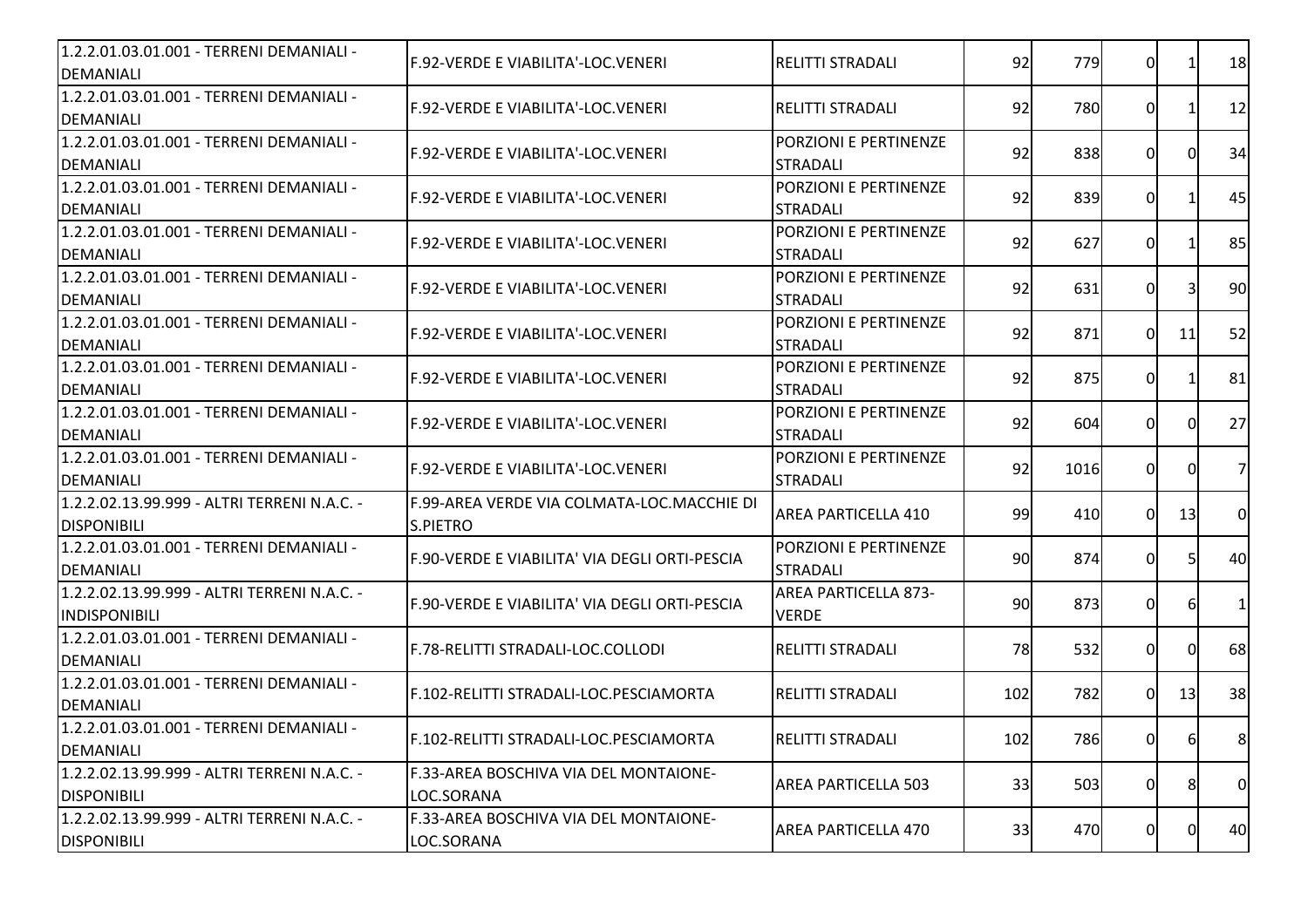| | | | | | | | |
|---|---|---|---|---|---|---|---|
| 1.2.2.01.03.01.001 - TERRENI DEMANIALI - DEMANIALI | F.92-VERDE E VIABILITA'-LOC.VENERI | RELITTI STRADALI | 92 | 779 | 0 | 1 | 18 |
| 1.2.2.01.03.01.001 - TERRENI DEMANIALI - DEMANIALI | F.92-VERDE E VIABILITA'-LOC.VENERI | RELITTI STRADALI | 92 | 780 | 0 | 1 | 12 |
| 1.2.2.01.03.01.001 - TERRENI DEMANIALI - DEMANIALI | F.92-VERDE E VIABILITA'-LOC.VENERI | PORZIONI E PERTINENZE STRADALI | 92 | 838 | 0 | 0 | 34 |
| 1.2.2.01.03.01.001 - TERRENI DEMANIALI - DEMANIALI | F.92-VERDE E VIABILITA'-LOC.VENERI | PORZIONI E PERTINENZE STRADALI | 92 | 839 | 0 | 1 | 45 |
| 1.2.2.01.03.01.001 - TERRENI DEMANIALI - DEMANIALI | F.92-VERDE E VIABILITA'-LOC.VENERI | PORZIONI E PERTINENZE STRADALI | 92 | 627 | 0 | 1 | 85 |
| 1.2.2.01.03.01.001 - TERRENI DEMANIALI - DEMANIALI | F.92-VERDE E VIABILITA'-LOC.VENERI | PORZIONI E PERTINENZE STRADALI | 92 | 631 | 0 | 3 | 90 |
| 1.2.2.01.03.01.001 - TERRENI DEMANIALI - DEMANIALI | F.92-VERDE E VIABILITA'-LOC.VENERI | PORZIONI E PERTINENZE STRADALI | 92 | 871 | 0 | 11 | 52 |
| 1.2.2.01.03.01.001 - TERRENI DEMANIALI - DEMANIALI | F.92-VERDE E VIABILITA'-LOC.VENERI | PORZIONI E PERTINENZE STRADALI | 92 | 875 | 0 | 1 | 81 |
| 1.2.2.01.03.01.001 - TERRENI DEMANIALI - DEMANIALI | F.92-VERDE E VIABILITA'-LOC.VENERI | PORZIONI E PERTINENZE STRADALI | 92 | 604 | 0 | 0 | 27 |
| 1.2.2.01.03.01.001 - TERRENI DEMANIALI - DEMANIALI | F.92-VERDE E VIABILITA'-LOC.VENERI | PORZIONI E PERTINENZE STRADALI | 92 | 1016 | 0 | 0 | 7 |
| 1.2.2.02.13.99.999 - ALTRI TERRENI N.A.C. - DISPONIBILI | F.99-AREA VERDE VIA COLMATA-LOC.MACCHIE DI S.PIETRO | AREA PARTICELLA 410 | 99 | 410 | 0 | 13 | 0 |
| 1.2.2.01.03.01.001 - TERRENI DEMANIALI - DEMANIALI | F.90-VERDE E VIABILITA' VIA DEGLI ORTI-PESCIA | PORZIONI E PERTINENZE STRADALI | 90 | 874 | 0 | 5 | 40 |
| 1.2.2.02.13.99.999 - ALTRI TERRENI N.A.C. - INDISPONIBILI | F.90-VERDE E VIABILITA' VIA DEGLI ORTI-PESCIA | AREA PARTICELLA 873-VERDE | 90 | 873 | 0 | 6 | 1 |
| 1.2.2.01.03.01.001 - TERRENI DEMANIALI - DEMANIALI | F.78-RELITTI STRADALI-LOC.COLLODI | RELITTI STRADALI | 78 | 532 | 0 | 0 | 68 |
| 1.2.2.01.03.01.001 - TERRENI DEMANIALI - DEMANIALI | F.102-RELITTI STRADALI-LOC.PESCIAMORTA | RELITTI STRADALI | 102 | 782 | 0 | 13 | 38 |
| 1.2.2.01.03.01.001 - TERRENI DEMANIALI - DEMANIALI | F.102-RELITTI STRADALI-LOC.PESCIAMORTA | RELITTI STRADALI | 102 | 786 | 0 | 6 | 8 |
| 1.2.2.02.13.99.999 - ALTRI TERRENI N.A.C. - DISPONIBILI | F.33-AREA BOSCHIVA VIA DEL MONTAIONE-LOC.SORANA | AREA PARTICELLA 503 | 33 | 503 | 0 | 8 | 0 |
| 1.2.2.02.13.99.999 - ALTRI TERRENI N.A.C. - DISPONIBILI | F.33-AREA BOSCHIVA VIA DEL MONTAIONE-LOC.SORANA | AREA PARTICELLA 470 | 33 | 470 | 0 | 0 | 40 |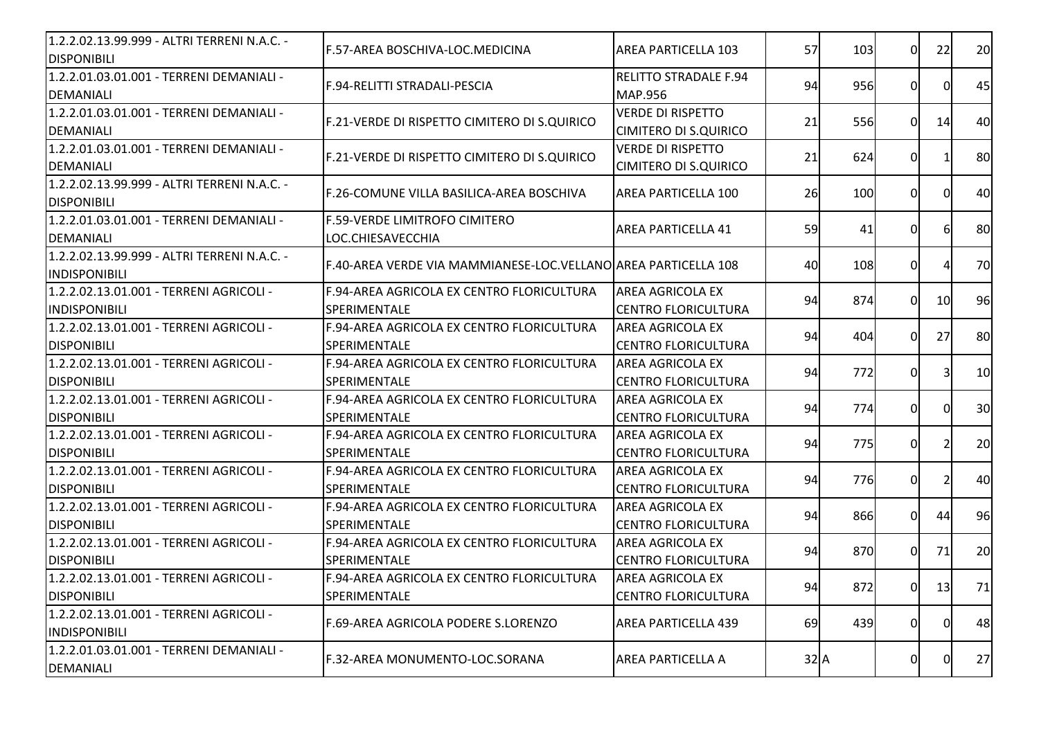| | | | | | | | |
|---|---|---|---|---|---|---|---|
| 1.2.2.02.13.99.999 - ALTRI TERRENI N.A.C. - DISPONIBILI | F.57-AREA BOSCHIVA-LOC.MEDICINA | AREA PARTICELLA 103 | 57 | 103 | 0 | 22 | 20 |
| 1.2.2.01.03.01.001 - TERRENI DEMANIALI - DEMANIALI | F.94-RELITTI STRADALI-PESCIA | RELITTO STRADALE F.94 MAP.956 | 94 | 956 | 0 | 0 | 45 |
| 1.2.2.01.03.01.001 - TERRENI DEMANIALI - DEMANIALI | F.21-VERDE DI RISPETTO CIMITERO DI S.QUIRICO | VERDE DI RISPETTO CIMITERO DI S.QUIRICO | 21 | 556 | 0 | 14 | 40 |
| 1.2.2.01.03.01.001 - TERRENI DEMANIALI - DEMANIALI | F.21-VERDE DI RISPETTO CIMITERO DI S.QUIRICO | VERDE DI RISPETTO CIMITERO DI S.QUIRICO | 21 | 624 | 0 | 1 | 80 |
| 1.2.2.02.13.99.999 - ALTRI TERRENI N.A.C. - DISPONIBILI | F.26-COMUNE VILLA BASILICA-AREA BOSCHIVA | AREA PARTICELLA 100 | 26 | 100 | 0 | 0 | 40 |
| 1.2.2.01.03.01.001 - TERRENI DEMANIALI - DEMANIALI | F.59-VERDE LIMITROFO CIMITERO LOC.CHIESAVECCHIA | AREA PARTICELLA 41 | 59 | 41 | 0 | 6 | 80 |
| 1.2.2.02.13.99.999 - ALTRI TERRENI N.A.C. - INDISPONIBILI | F.40-AREA VERDE VIA MAMMIANESE-LOC.VELLANO | AREA PARTICELLA 108 | 40 | 108 | 0 | 4 | 70 |
| 1.2.2.02.13.01.001 - TERRENI AGRICOLI - INDISPONIBILI | F.94-AREA AGRICOLA EX CENTRO FLORICULTURA SPERIMENTALE | AREA AGRICOLA EX CENTRO FLORICULTURA | 94 | 874 | 0 | 10 | 96 |
| 1.2.2.02.13.01.001 - TERRENI AGRICOLI - DISPONIBILI | F.94-AREA AGRICOLA EX CENTRO FLORICULTURA SPERIMENTALE | AREA AGRICOLA EX CENTRO FLORICULTURA | 94 | 404 | 0 | 27 | 80 |
| 1.2.2.02.13.01.001 - TERRENI AGRICOLI - DISPONIBILI | F.94-AREA AGRICOLA EX CENTRO FLORICULTURA SPERIMENTALE | AREA AGRICOLA EX CENTRO FLORICULTURA | 94 | 772 | 0 | 3 | 10 |
| 1.2.2.02.13.01.001 - TERRENI AGRICOLI - DISPONIBILI | F.94-AREA AGRICOLA EX CENTRO FLORICULTURA SPERIMENTALE | AREA AGRICOLA EX CENTRO FLORICULTURA | 94 | 774 | 0 | 0 | 30 |
| 1.2.2.02.13.01.001 - TERRENI AGRICOLI - DISPONIBILI | F.94-AREA AGRICOLA EX CENTRO FLORICULTURA SPERIMENTALE | AREA AGRICOLA EX CENTRO FLORICULTURA | 94 | 775 | 0 | 2 | 20 |
| 1.2.2.02.13.01.001 - TERRENI AGRICOLI - DISPONIBILI | F.94-AREA AGRICOLA EX CENTRO FLORICULTURA SPERIMENTALE | AREA AGRICOLA EX CENTRO FLORICULTURA | 94 | 776 | 0 | 2 | 40 |
| 1.2.2.02.13.01.001 - TERRENI AGRICOLI - DISPONIBILI | F.94-AREA AGRICOLA EX CENTRO FLORICULTURA SPERIMENTALE | AREA AGRICOLA EX CENTRO FLORICULTURA | 94 | 866 | 0 | 44 | 96 |
| 1.2.2.02.13.01.001 - TERRENI AGRICOLI - DISPONIBILI | F.94-AREA AGRICOLA EX CENTRO FLORICULTURA SPERIMENTALE | AREA AGRICOLA EX CENTRO FLORICULTURA | 94 | 870 | 0 | 71 | 20 |
| 1.2.2.02.13.01.001 - TERRENI AGRICOLI - DISPONIBILI | F.94-AREA AGRICOLA EX CENTRO FLORICULTURA SPERIMENTALE | AREA AGRICOLA EX CENTRO FLORICULTURA | 94 | 872 | 0 | 13 | 71 |
| 1.2.2.02.13.01.001 - TERRENI AGRICOLI - INDISPONIBILI | F.69-AREA AGRICOLA PODERE S.LORENZO | AREA PARTICELLA 439 | 69 | 439 | 0 | 0 | 48 |
| 1.2.2.01.03.01.001 - TERRENI DEMANIALI - DEMANIALI | F.32-AREA MONUMENTO-LOC.SORANA | AREA PARTICELLA A | 32 | A | 0 | 0 | 27 |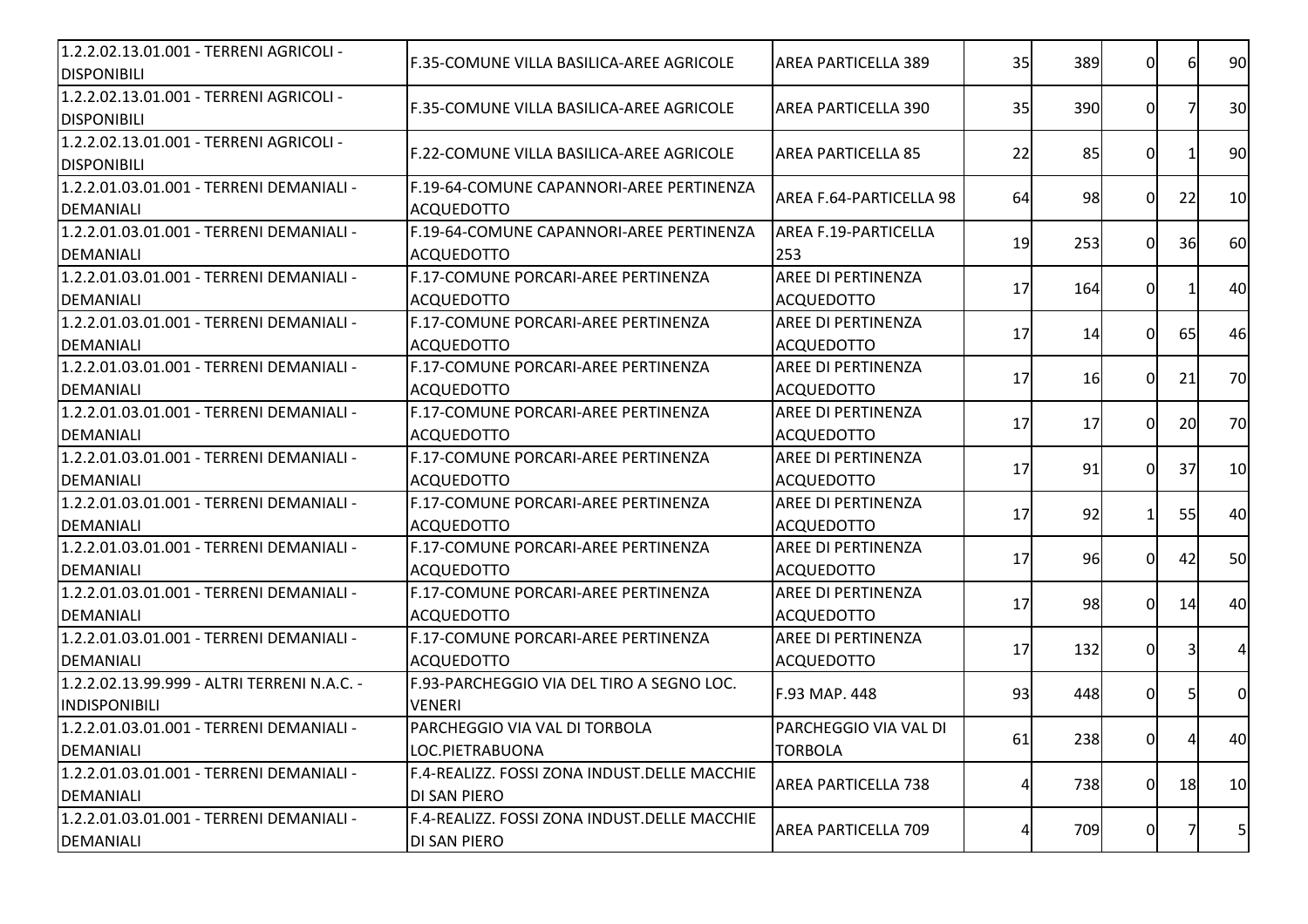| | | | | | | | |
|---|---|---|---|---|---|---|---|
| 1.2.2.02.13.01.001 - TERRENI AGRICOLI - DISPONIBILI | F.35-COMUNE VILLA BASILICA-AREE AGRICOLE | AREA PARTICELLA 389 | 35 | 389 | 0 | 6 | 90 |
| 1.2.2.02.13.01.001 - TERRENI AGRICOLI - DISPONIBILI | F.35-COMUNE VILLA BASILICA-AREE AGRICOLE | AREA PARTICELLA 390 | 35 | 390 | 0 | 7 | 30 |
| 1.2.2.02.13.01.001 - TERRENI AGRICOLI - DISPONIBILI | F.22-COMUNE VILLA BASILICA-AREE AGRICOLE | AREA PARTICELLA 85 | 22 | 85 | 0 | 1 | 90 |
| 1.2.2.01.03.01.001 - TERRENI DEMANIALI - DEMANIALI | F.19-64-COMUNE CAPANNORI-AREE PERTINENZA ACQUEDOTTO | AREA F.64-PARTICELLA 98 | 64 | 98 | 0 | 22 | 10 |
| 1.2.2.01.03.01.001 - TERRENI DEMANIALI - DEMANIALI | F.19-64-COMUNE CAPANNORI-AREE PERTINENZA ACQUEDOTTO | AREA F.19-PARTICELLA 253 | 19 | 253 | 0 | 36 | 60 |
| 1.2.2.01.03.01.001 - TERRENI DEMANIALI - DEMANIALI | F.17-COMUNE PORCARI-AREE PERTINENZA ACQUEDOTTO | AREE DI PERTINENZA ACQUEDOTTO | 17 | 164 | 0 | 1 | 40 |
| 1.2.2.01.03.01.001 - TERRENI DEMANIALI - DEMANIALI | F.17-COMUNE PORCARI-AREE PERTINENZA ACQUEDOTTO | AREE DI PERTINENZA ACQUEDOTTO | 17 | 14 | 0 | 65 | 46 |
| 1.2.2.01.03.01.001 - TERRENI DEMANIALI - DEMANIALI | F.17-COMUNE PORCARI-AREE PERTINENZA ACQUEDOTTO | AREE DI PERTINENZA ACQUEDOTTO | 17 | 16 | 0 | 21 | 70 |
| 1.2.2.01.03.01.001 - TERRENI DEMANIALI - DEMANIALI | F.17-COMUNE PORCARI-AREE PERTINENZA ACQUEDOTTO | AREE DI PERTINENZA ACQUEDOTTO | 17 | 17 | 0 | 20 | 70 |
| 1.2.2.01.03.01.001 - TERRENI DEMANIALI - DEMANIALI | F.17-COMUNE PORCARI-AREE PERTINENZA ACQUEDOTTO | AREE DI PERTINENZA ACQUEDOTTO | 17 | 91 | 0 | 37 | 10 |
| 1.2.2.01.03.01.001 - TERRENI DEMANIALI - DEMANIALI | F.17-COMUNE PORCARI-AREE PERTINENZA ACQUEDOTTO | AREE DI PERTINENZA ACQUEDOTTO | 17 | 92 | 1 | 55 | 40 |
| 1.2.2.01.03.01.001 - TERRENI DEMANIALI - DEMANIALI | F.17-COMUNE PORCARI-AREE PERTINENZA ACQUEDOTTO | AREE DI PERTINENZA ACQUEDOTTO | 17 | 96 | 0 | 42 | 50 |
| 1.2.2.01.03.01.001 - TERRENI DEMANIALI - DEMANIALI | F.17-COMUNE PORCARI-AREE PERTINENZA ACQUEDOTTO | AREE DI PERTINENZA ACQUEDOTTO | 17 | 98 | 0 | 14 | 40 |
| 1.2.2.01.03.01.001 - TERRENI DEMANIALI - DEMANIALI | F.17-COMUNE PORCARI-AREE PERTINENZA ACQUEDOTTO | AREE DI PERTINENZA ACQUEDOTTO | 17 | 132 | 0 | 3 | 4 |
| 1.2.2.02.13.99.999 - ALTRI TERRENI N.A.C. - INDISPONIBILI | F.93-PARCHEGGIO VIA DEL TIRO A SEGNO LOC. VENERI | F.93 MAP. 448 | 93 | 448 | 0 | 5 | 0 |
| 1.2.2.01.03.01.001 - TERRENI DEMANIALI - DEMANIALI | PARCHEGGIO VIA VAL DI TORBOLA LOC.PIETRABUONA | PARCHEGGIO VIA VAL DI TORBOLA | 61 | 238 | 0 | 4 | 40 |
| 1.2.2.01.03.01.001 - TERRENI DEMANIALI - DEMANIALI | F.4-REALIZZ. FOSSI ZONA INDUST.DELLE MACCHIE DI SAN PIERO | AREA PARTICELLA 738 | 4 | 738 | 0 | 18 | 10 |
| 1.2.2.01.03.01.001 - TERRENI DEMANIALI - DEMANIALI | F.4-REALIZZ. FOSSI ZONA INDUST.DELLE MACCHIE DI SAN PIERO | AREA PARTICELLA 709 | 4 | 709 | 0 | 7 | 5 |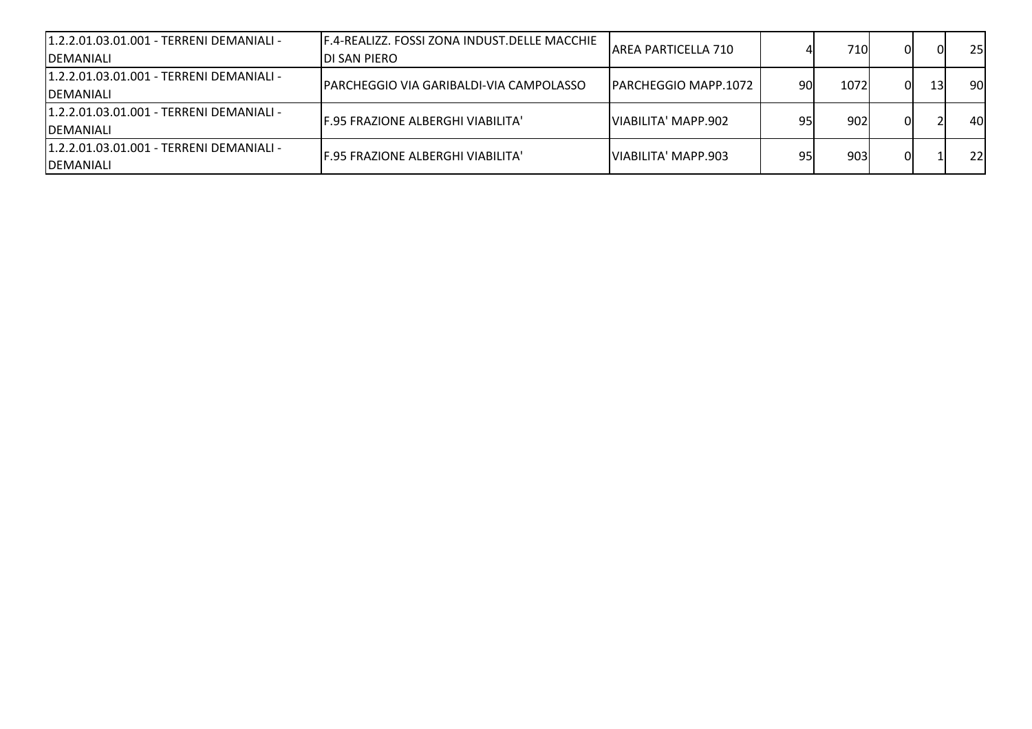| | | | | | | | |
|---|---|---|---|---|---|---|---|
| 1.2.2.01.03.01.001 - TERRENI DEMANIALI - DEMANIALI | F.4-REALIZZ. FOSSI ZONA INDUST.DELLE MACCHIE DI SAN PIERO | AREA PARTICELLA 710 | 4 | 710 | 0 | 0 | 25 |
| 1.2.2.01.03.01.001 - TERRENI DEMANIALI - DEMANIALI | PARCHEGGIO VIA GARIBALDI-VIA CAMPOLASSO | PARCHEGGIO MAPP.1072 | 90 | 1072 | 0 | 13 | 90 |
| 1.2.2.01.03.01.001 - TERRENI DEMANIALI - DEMANIALI | F.95 FRAZIONE ALBERGHI VIABILITA' | VIABILITA' MAPP.902 | 95 | 902 | 0 | 2 | 40 |
| 1.2.2.01.03.01.001 - TERRENI DEMANIALI - DEMANIALI | F.95 FRAZIONE ALBERGHI VIABILITA' | VIABILITA' MAPP.903 | 95 | 903 | 0 | 1 | 22 |